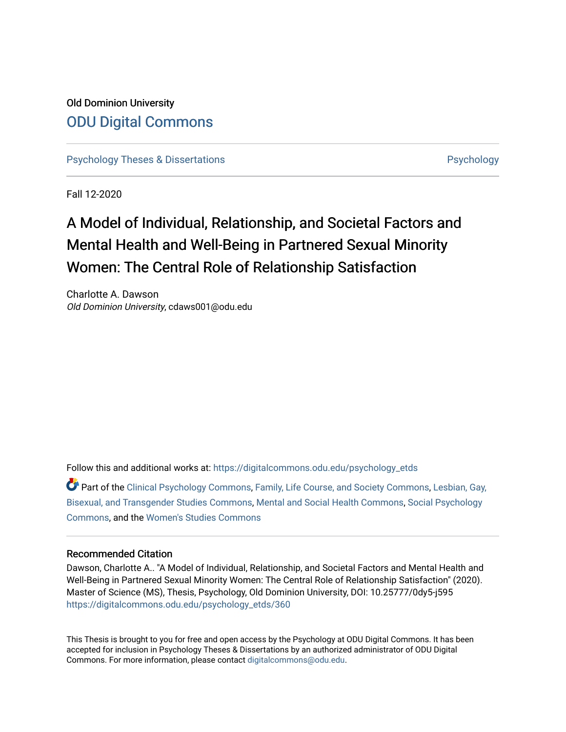Old Dominion University

# ODU Digital Commons

Psychology Theses & Dissertations | Psychology

Fall 12-2020

# A Model of Individual, Relationship, and Societal Factors and Mental Health and Well-Being in Partnered Sexual Minority Women: The Central Role of Relationship Satisfaction

Charlotte A. Dawson
*Old Dominion University*, cdaws001@odu.edu

Follow this and additional works at: https://digitalcommons.odu.edu/psychology_etds

Part of the Clinical Psychology Commons, Family, Life Course, and Society Commons, Lesbian, Gay, Bisexual, and Transgender Studies Commons, Mental and Social Health Commons, Social Psychology Commons, and the Women's Studies Commons

## Recommended Citation

Dawson, Charlotte A.. "A Model of Individual, Relationship, and Societal Factors and Mental Health and Well-Being in Partnered Sexual Minority Women: The Central Role of Relationship Satisfaction" (2020). Master of Science (MS), Thesis, Psychology, Old Dominion University, DOI: 10.25777/0dy5-j595
https://digitalcommons.odu.edu/psychology_etds/360

This Thesis is brought to you for free and open access by the Psychology at ODU Digital Commons. It has been accepted for inclusion in Psychology Theses & Dissertations by an authorized administrator of ODU Digital Commons. For more information, please contact digitalcommons@odu.edu.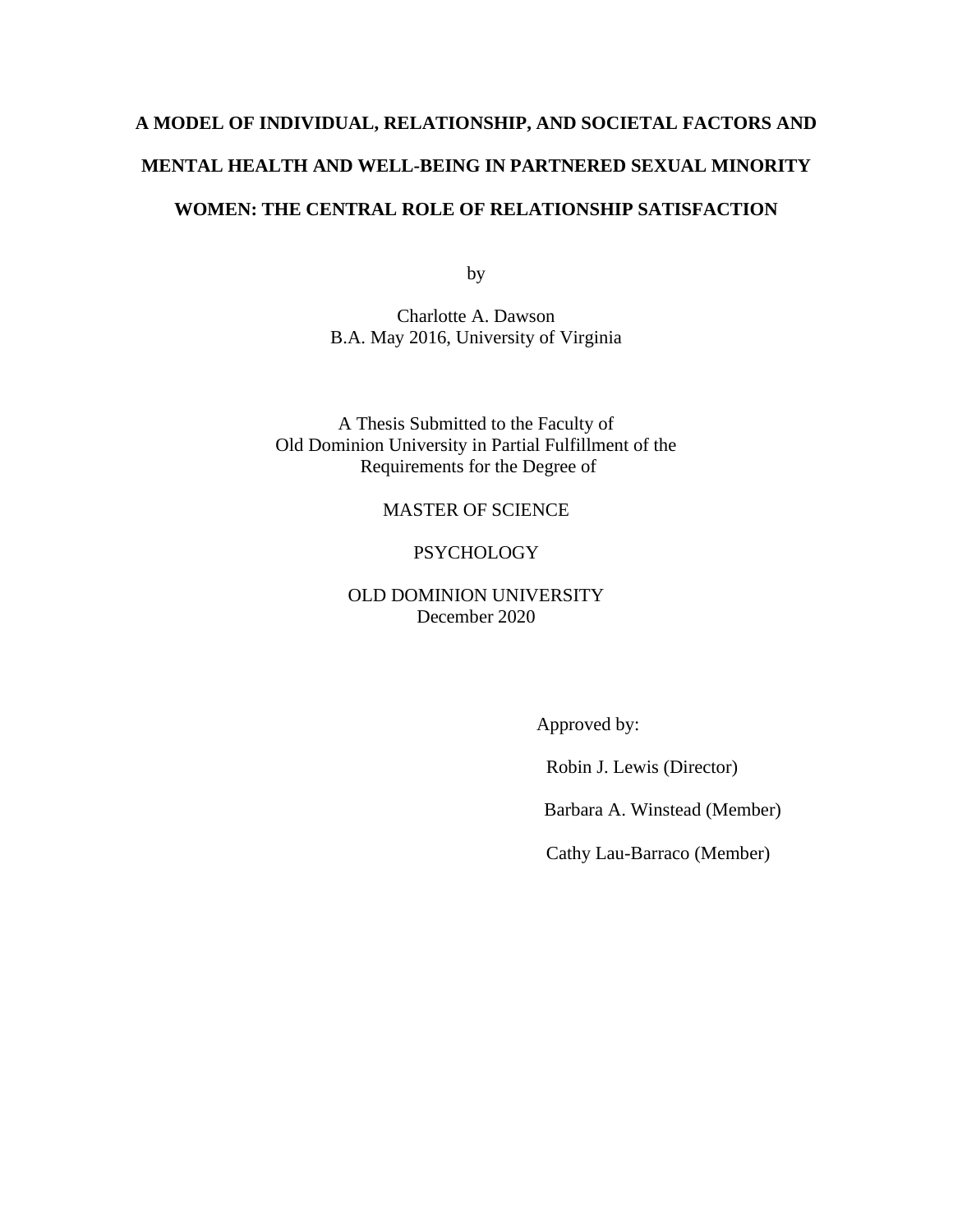# A MODEL OF INDIVIDUAL, RELATIONSHIP, AND SOCIETAL FACTORS AND MENTAL HEALTH AND WELL-BEING IN PARTNERED SEXUAL MINORITY WOMEN: THE CENTRAL ROLE OF RELATIONSHIP SATISFACTION

by

Charlotte A. Dawson
B.A. May 2016, University of Virginia

A Thesis Submitted to the Faculty of
Old Dominion University in Partial Fulfillment of the
Requirements for the Degree of

MASTER OF SCIENCE

PSYCHOLOGY

OLD DOMINION UNIVERSITY
December 2020

Approved by:

Robin J. Lewis (Director)

Barbara A. Winstead (Member)

Cathy Lau-Barraco (Member)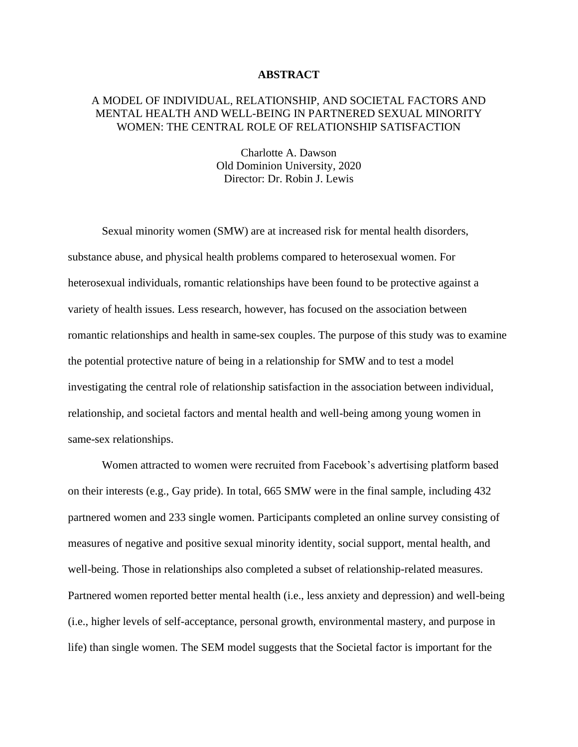# ABSTRACT

## A MODEL OF INDIVIDUAL, RELATIONSHIP, AND SOCIETAL FACTORS AND MENTAL HEALTH AND WELL-BEING IN PARTNERED SEXUAL MINORITY WOMEN: THE CENTRAL ROLE OF RELATIONSHIP SATISFACTION

Charlotte A. Dawson
Old Dominion University, 2020
Director: Dr. Robin J. Lewis

Sexual minority women (SMW) are at increased risk for mental health disorders, substance abuse, and physical health problems compared to heterosexual women. For heterosexual individuals, romantic relationships have been found to be protective against a variety of health issues. Less research, however, has focused on the association between romantic relationships and health in same-sex couples. The purpose of this study was to examine the potential protective nature of being in a relationship for SMW and to test a model investigating the central role of relationship satisfaction in the association between individual, relationship, and societal factors and mental health and well-being among young women in same-sex relationships.

Women attracted to women were recruited from Facebook's advertising platform based on their interests (e.g., Gay pride). In total, 665 SMW were in the final sample, including 432 partnered women and 233 single women. Participants completed an online survey consisting of measures of negative and positive sexual minority identity, social support, mental health, and well-being. Those in relationships also completed a subset of relationship-related measures. Partnered women reported better mental health (i.e., less anxiety and depression) and well-being (i.e., higher levels of self-acceptance, personal growth, environmental mastery, and purpose in life) than single women. The SEM model suggests that the Societal factor is important for the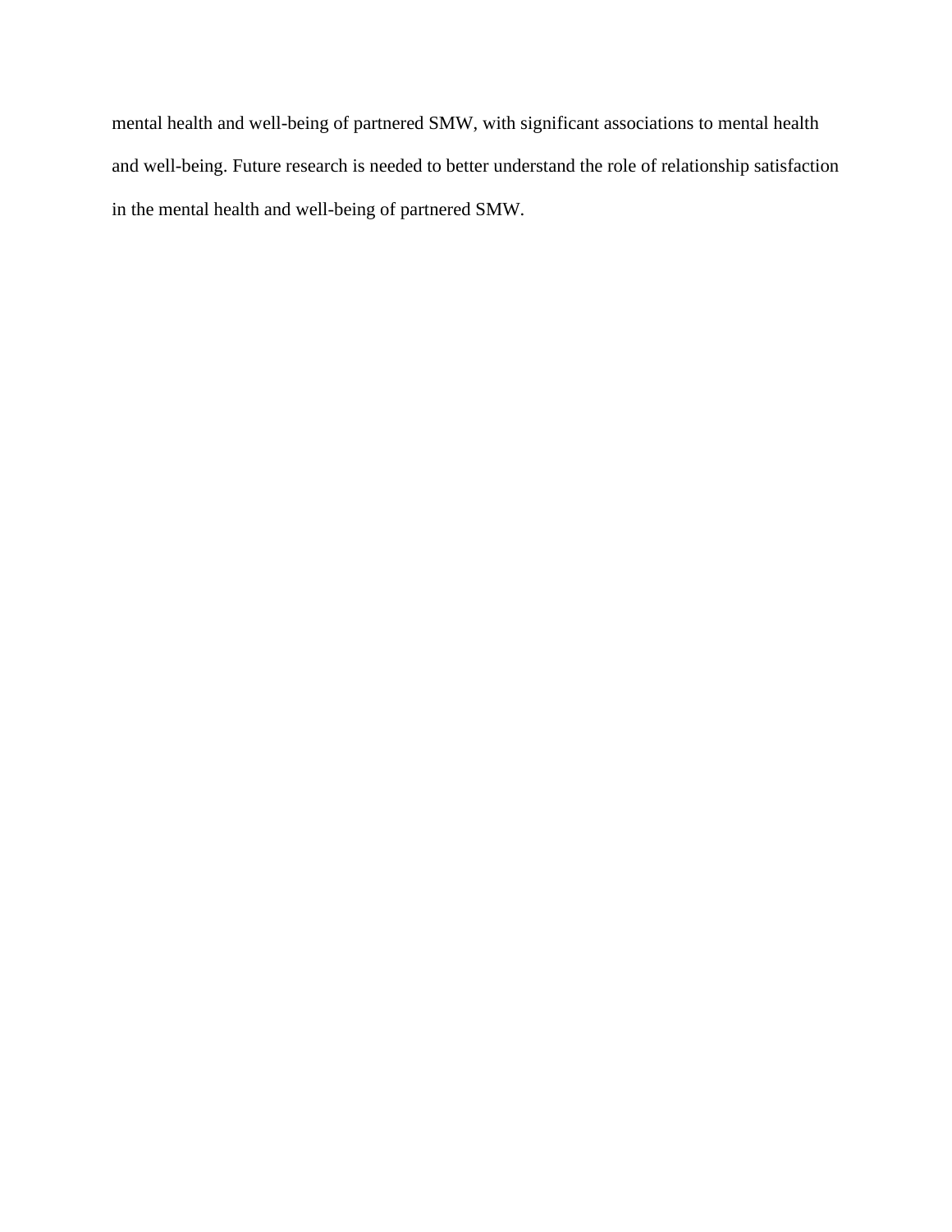mental health and well-being of partnered SMW, with significant associations to mental health and well-being. Future research is needed to better understand the role of relationship satisfaction in the mental health and well-being of partnered SMW.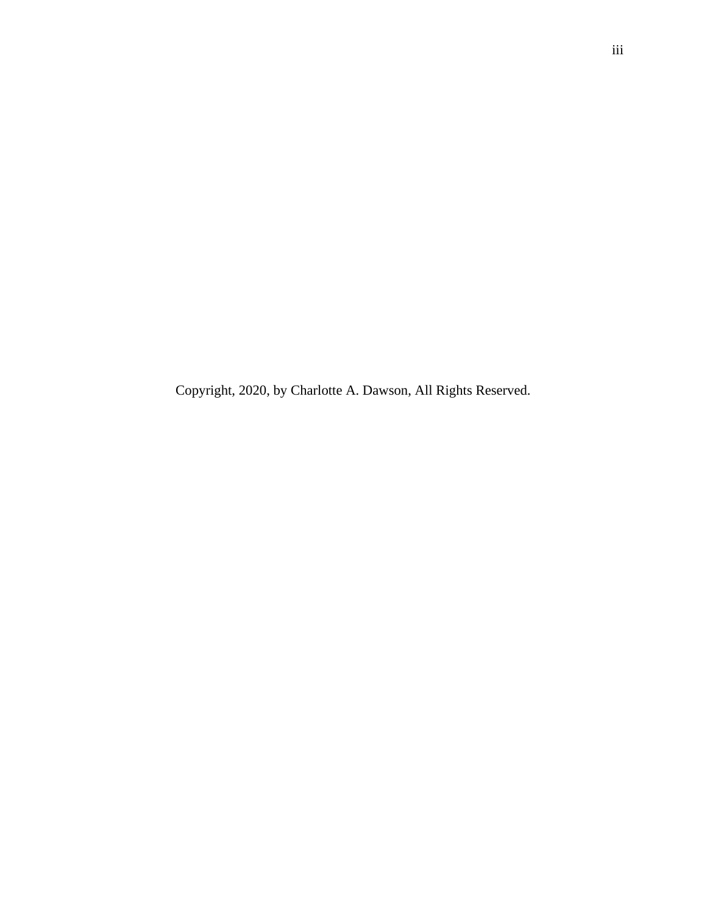Copyright, 2020, by Charlotte A. Dawson, All Rights Reserved.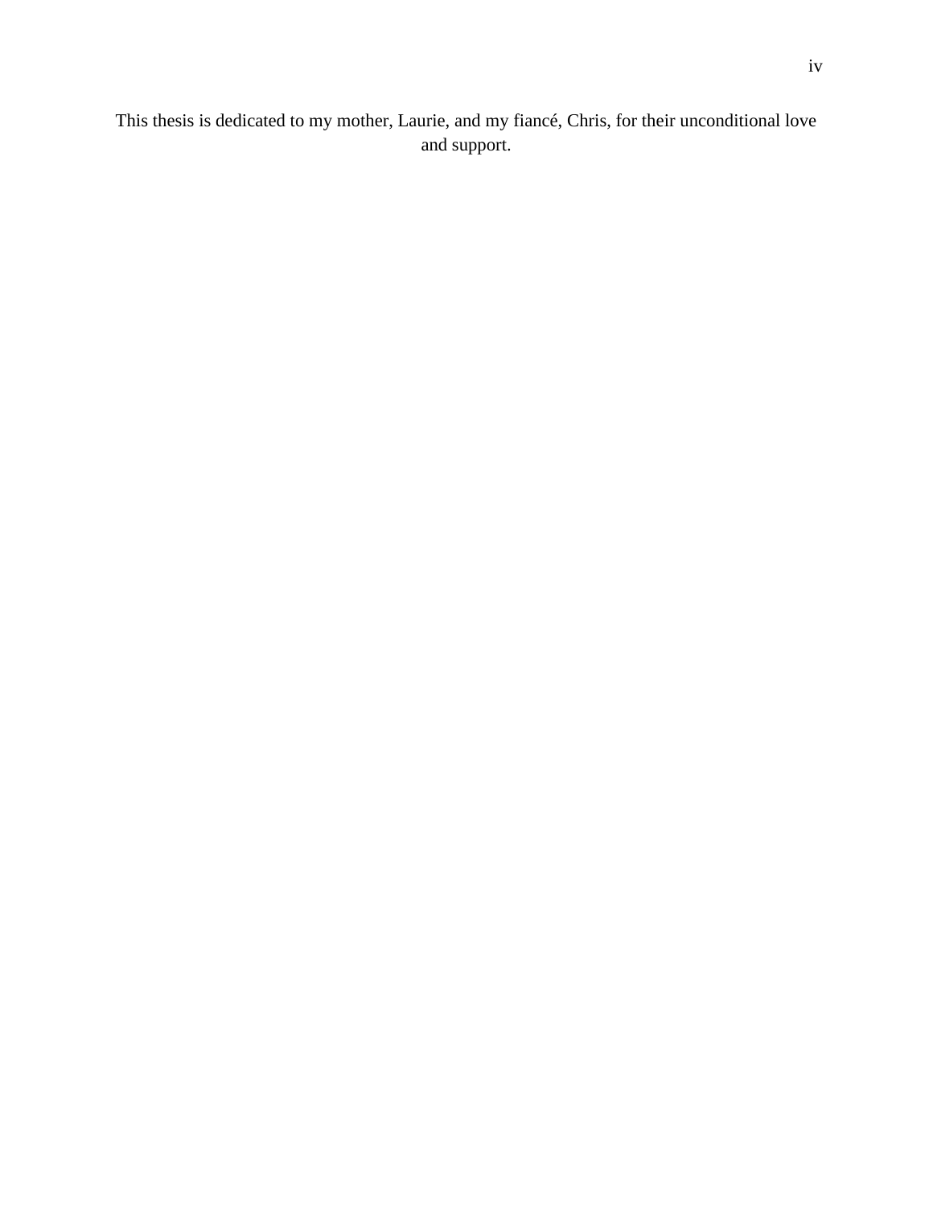This thesis is dedicated to my mother, Laurie, and my fiancé, Chris, for their unconditional love and support.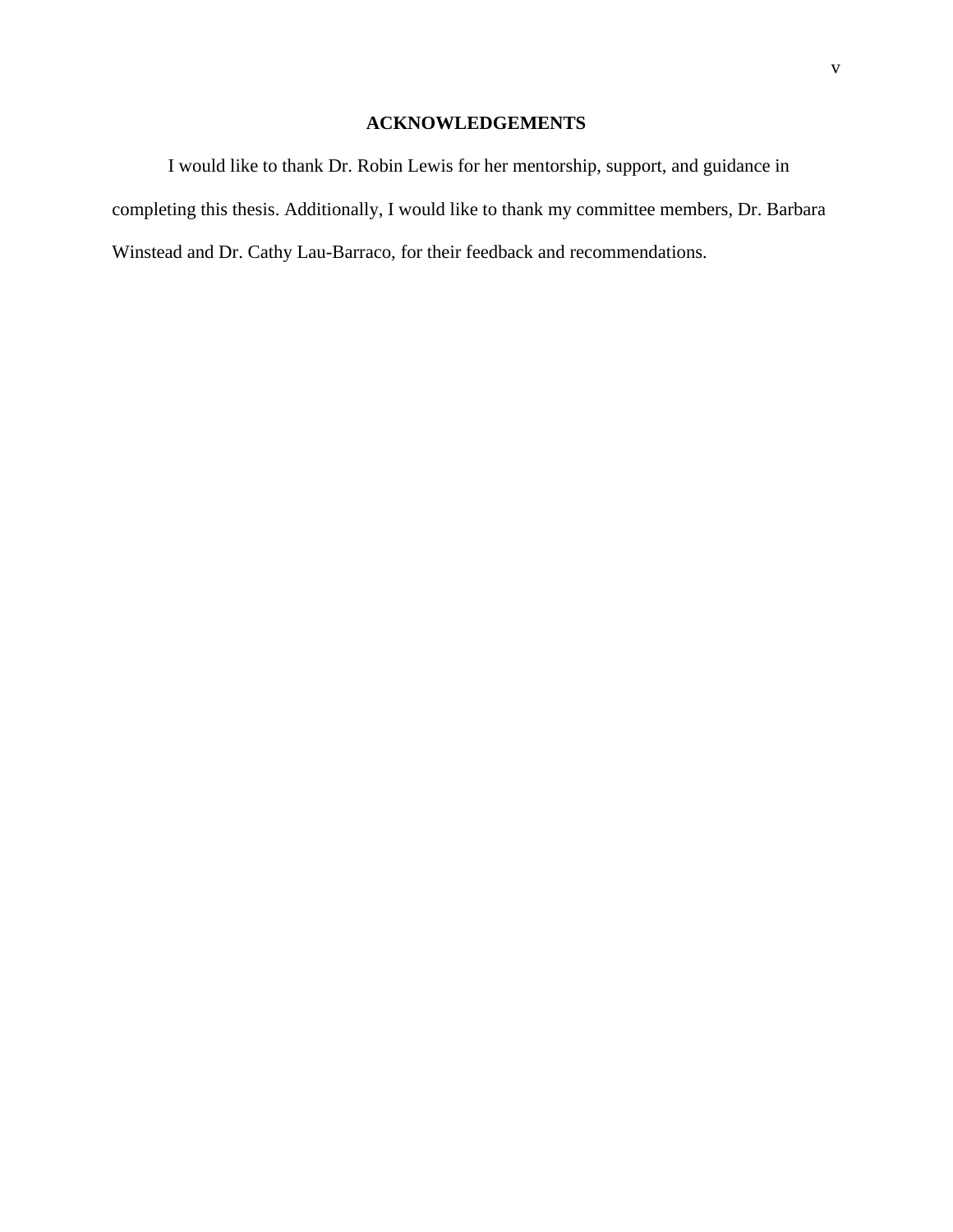# ACKNOWLEDGEMENTS

I would like to thank Dr. Robin Lewis for her mentorship, support, and guidance in completing this thesis. Additionally, I would like to thank my committee members, Dr. Barbara Winstead and Dr. Cathy Lau-Barraco, for their feedback and recommendations.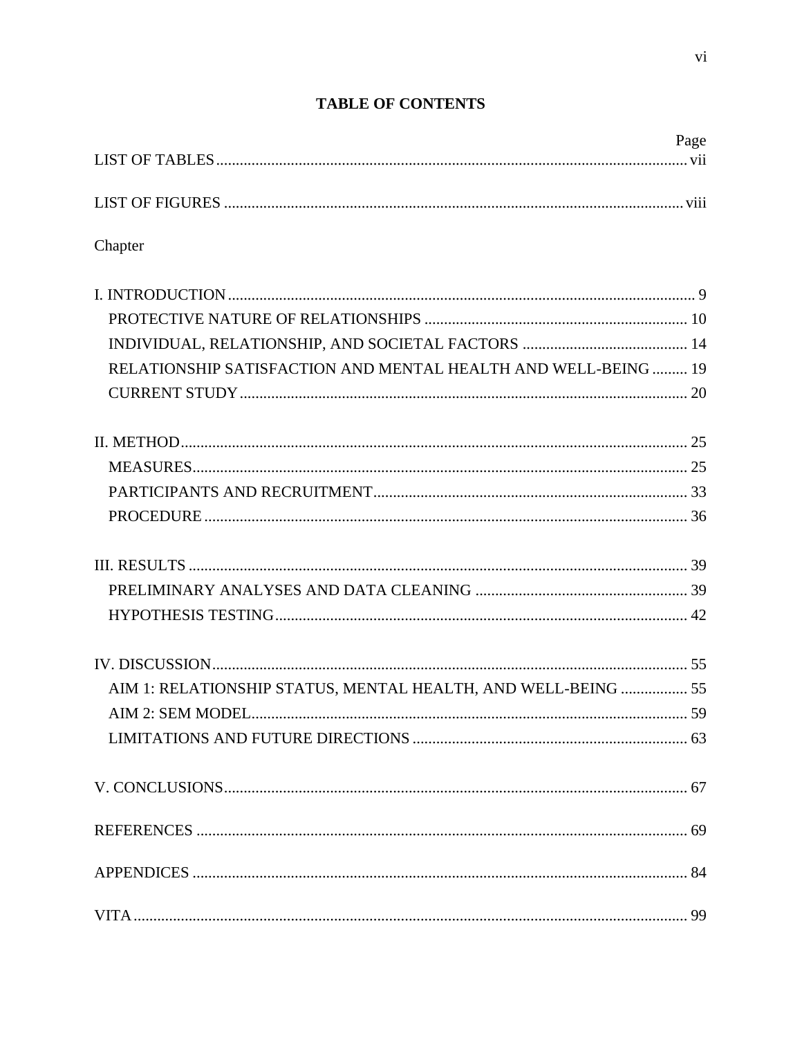# TABLE OF CONTENTS

| | Page |
|---|---|
| LIST OF TABLES | vii |
| LIST OF FIGURES | viii |
| Chapter | |
| I. INTRODUCTION | 9 |
| PROTECTIVE NATURE OF RELATIONSHIPS | 10 |
| INDIVIDUAL, RELATIONSHIP, AND SOCIETAL FACTORS | 14 |
| RELATIONSHIP SATISFACTION AND MENTAL HEALTH AND WELL-BEING | 19 |
| CURRENT STUDY | 20 |
| II. METHOD | 25 |
| MEASURES | 25 |
| PARTICIPANTS AND RECRUITMENT | 33 |
| PROCEDURE | 36 |
| III. RESULTS | 39 |
| PRELIMINARY ANALYSES AND DATA CLEANING | 39 |
| HYPOTHESIS TESTING | 42 |
| IV. DISCUSSION | 55 |
| AIM 1: RELATIONSHIP STATUS, MENTAL HEALTH, AND WELL-BEING | 55 |
| AIM 2: SEM MODEL | 59 |
| LIMITATIONS AND FUTURE DIRECTIONS | 63 |
| V. CONCLUSIONS | 67 |
| REFERENCES | 69 |
| APPENDICES | 84 |
| VITA | 99 |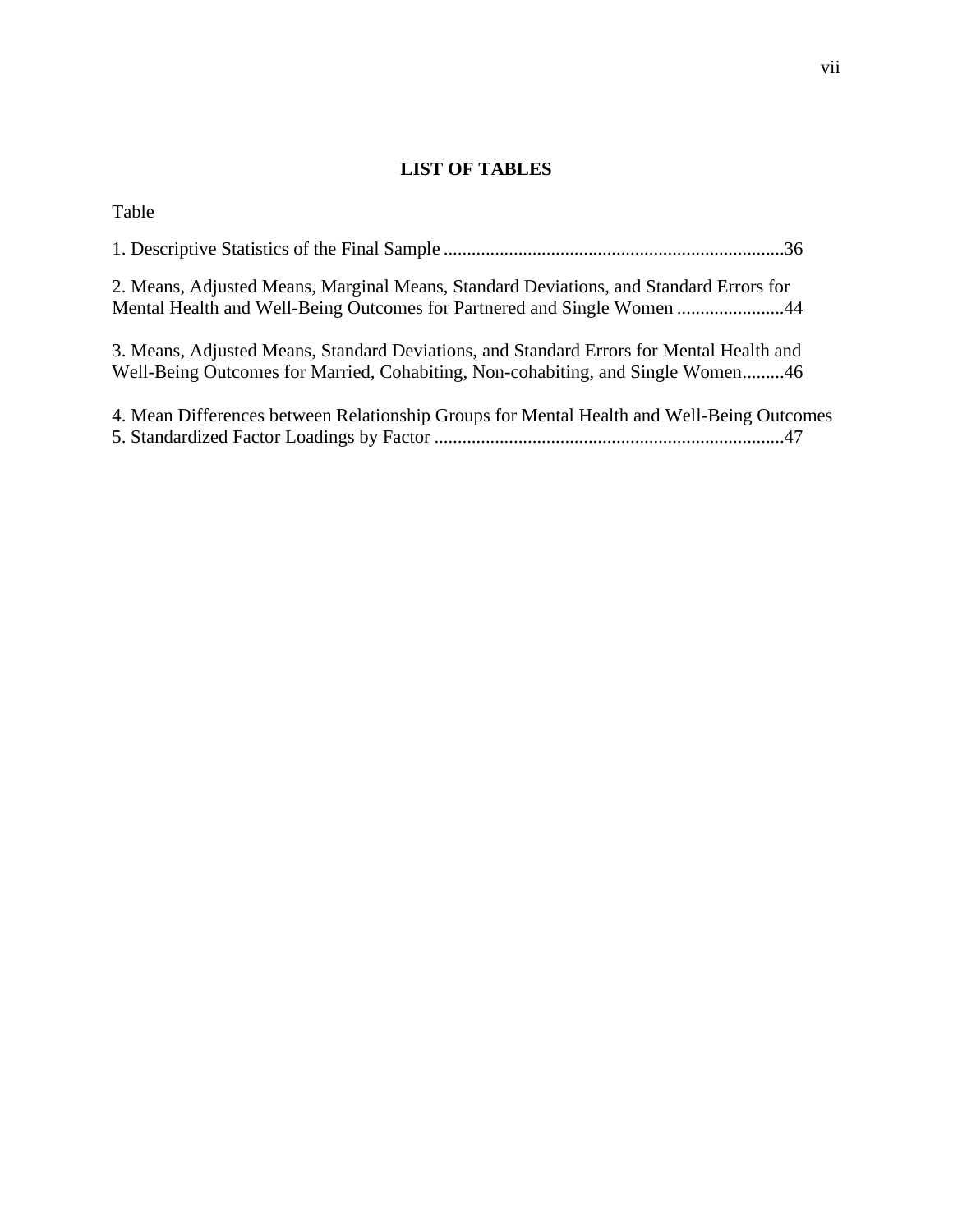## LIST OF TABLES

Table

1. Descriptive Statistics of the Final Sample ........................................................................36

2. Means, Adjusted Means, Marginal Means, Standard Deviations, and Standard Errors for Mental Health and Well-Being Outcomes for Partnered and Single Women .......................44

3. Means, Adjusted Means, Standard Deviations, and Standard Errors for Mental Health and Well-Being Outcomes for Married, Cohabiting, Non-cohabiting, and Single Women.........46

4. Mean Differences between Relationship Groups for Mental Health and Well-Being Outcomes
5. Standardized Factor Loadings by Factor ..........................................................................47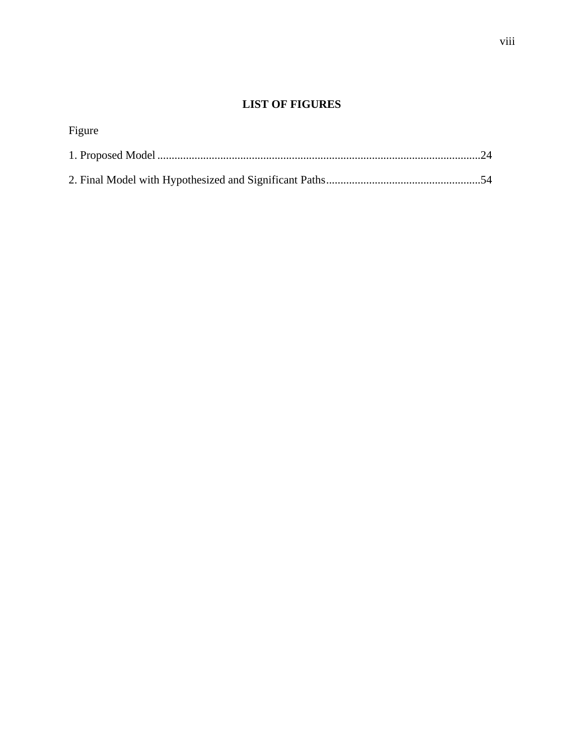## LIST OF FIGURES

Figure

1. Proposed Model ..................................................................................................................24

2. Final Model with Hypothesized and Significant Paths......................................................54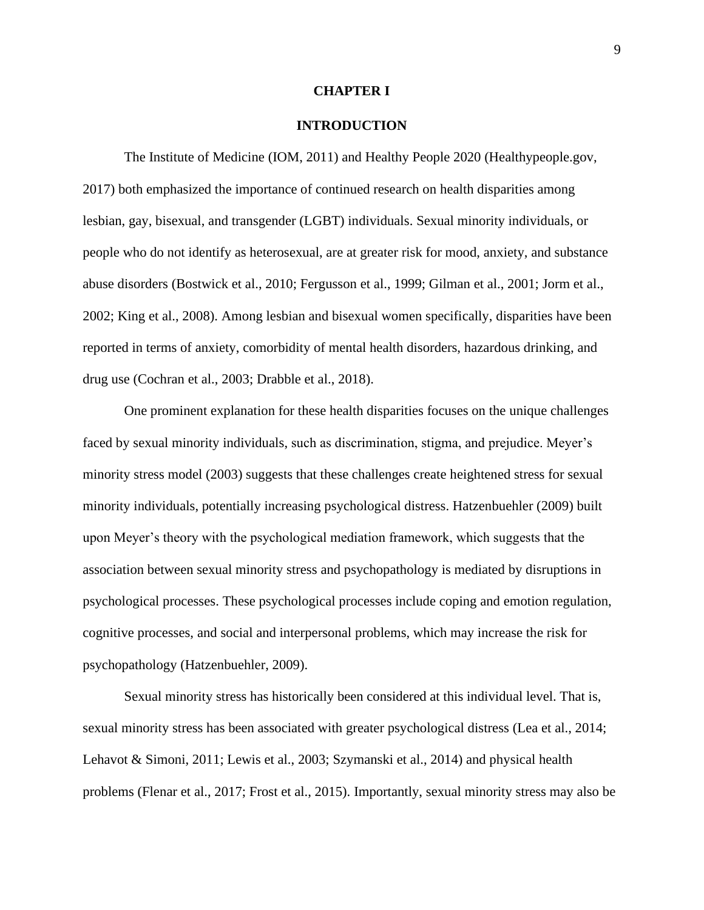# CHAPTER I

## INTRODUCTION

The Institute of Medicine (IOM, 2011) and Healthy People 2020 (Healthypeople.gov, 2017) both emphasized the importance of continued research on health disparities among lesbian, gay, bisexual, and transgender (LGBT) individuals. Sexual minority individuals, or people who do not identify as heterosexual, are at greater risk for mood, anxiety, and substance abuse disorders (Bostwick et al., 2010; Fergusson et al., 1999; Gilman et al., 2001; Jorm et al., 2002; King et al., 2008). Among lesbian and bisexual women specifically, disparities have been reported in terms of anxiety, comorbidity of mental health disorders, hazardous drinking, and drug use (Cochran et al., 2003; Drabble et al., 2018).

One prominent explanation for these health disparities focuses on the unique challenges faced by sexual minority individuals, such as discrimination, stigma, and prejudice. Meyer's minority stress model (2003) suggests that these challenges create heightened stress for sexual minority individuals, potentially increasing psychological distress. Hatzenbuehler (2009) built upon Meyer's theory with the psychological mediation framework, which suggests that the association between sexual minority stress and psychopathology is mediated by disruptions in psychological processes. These psychological processes include coping and emotion regulation, cognitive processes, and social and interpersonal problems, which may increase the risk for psychopathology (Hatzenbuehler, 2009).

Sexual minority stress has historically been considered at this individual level. That is, sexual minority stress has been associated with greater psychological distress (Lea et al., 2014; Lehavot & Simoni, 2011; Lewis et al., 2003; Szymanski et al., 2014) and physical health problems (Flenar et al., 2017; Frost et al., 2015). Importantly, sexual minority stress may also be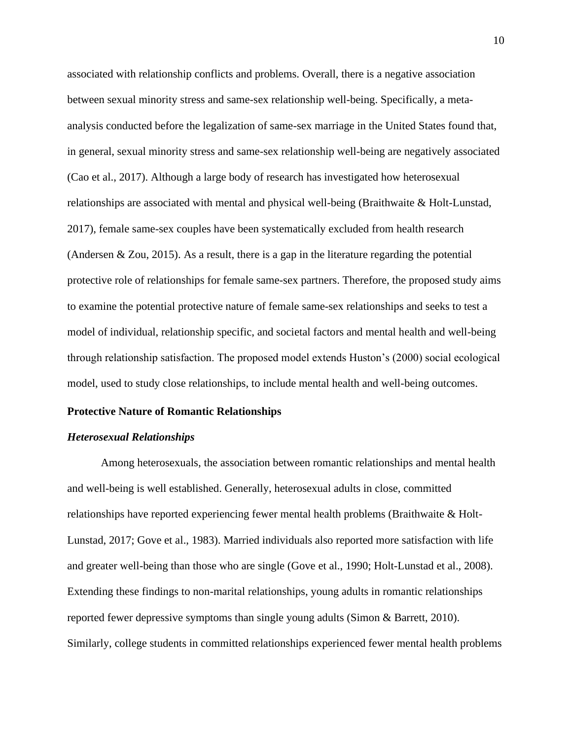associated with relationship conflicts and problems. Overall, there is a negative association between sexual minority stress and same-sex relationship well-being. Specifically, a meta-analysis conducted before the legalization of same-sex marriage in the United States found that, in general, sexual minority stress and same-sex relationship well-being are negatively associated (Cao et al., 2017). Although a large body of research has investigated how heterosexual relationships are associated with mental and physical well-being (Braithwaite & Holt-Lunstad, 2017), female same-sex couples have been systematically excluded from health research (Andersen & Zou, 2015). As a result, there is a gap in the literature regarding the potential protective role of relationships for female same-sex partners. Therefore, the proposed study aims to examine the potential protective nature of female same-sex relationships and seeks to test a model of individual, relationship specific, and societal factors and mental health and well-being through relationship satisfaction. The proposed model extends Huston's (2000) social ecological model, used to study close relationships, to include mental health and well-being outcomes.

## Protective Nature of Romantic Relationships

### *Heterosexual Relationships*

Among heterosexuals, the association between romantic relationships and mental health and well-being is well established. Generally, heterosexual adults in close, committed relationships have reported experiencing fewer mental health problems (Braithwaite & Holt-Lunstad, 2017; Gove et al., 1983). Married individuals also reported more satisfaction with life and greater well-being than those who are single (Gove et al., 1990; Holt-Lunstad et al., 2008). Extending these findings to non-marital relationships, young adults in romantic relationships reported fewer depressive symptoms than single young adults (Simon & Barrett, 2010). Similarly, college students in committed relationships experienced fewer mental health problems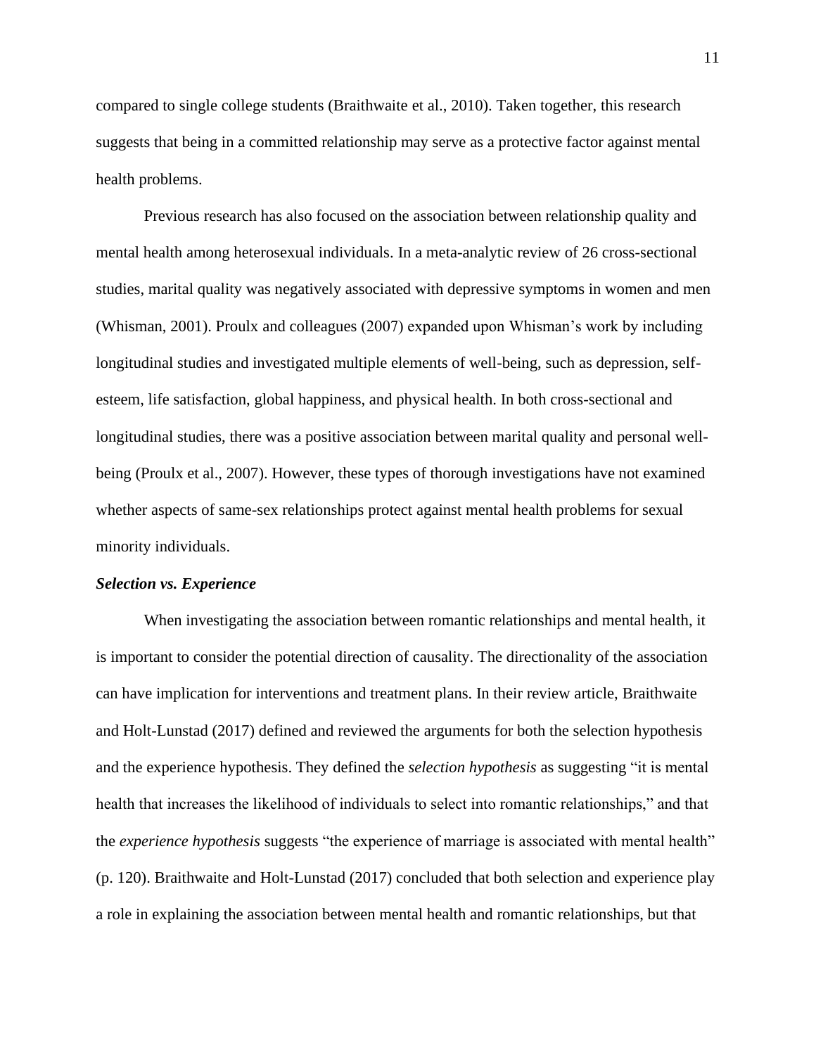compared to single college students (Braithwaite et al., 2010). Taken together, this research suggests that being in a committed relationship may serve as a protective factor against mental health problems.

Previous research has also focused on the association between relationship quality and mental health among heterosexual individuals. In a meta-analytic review of 26 cross-sectional studies, marital quality was negatively associated with depressive symptoms in women and men (Whisman, 2001). Proulx and colleagues (2007) expanded upon Whisman's work by including longitudinal studies and investigated multiple elements of well-being, such as depression, self-esteem, life satisfaction, global happiness, and physical health. In both cross-sectional and longitudinal studies, there was a positive association between marital quality and personal well-being (Proulx et al., 2007). However, these types of thorough investigations have not examined whether aspects of same-sex relationships protect against mental health problems for sexual minority individuals.

### ***Selection vs. Experience***

When investigating the association between romantic relationships and mental health, it is important to consider the potential direction of causality. The directionality of the association can have implication for interventions and treatment plans. In their review article, Braithwaite and Holt-Lunstad (2017) defined and reviewed the arguments for both the selection hypothesis and the experience hypothesis. They defined the *selection hypothesis* as suggesting "it is mental health that increases the likelihood of individuals to select into romantic relationships," and that the *experience hypothesis* suggests "the experience of marriage is associated with mental health" (p. 120). Braithwaite and Holt-Lunstad (2017) concluded that both selection and experience play a role in explaining the association between mental health and romantic relationships, but that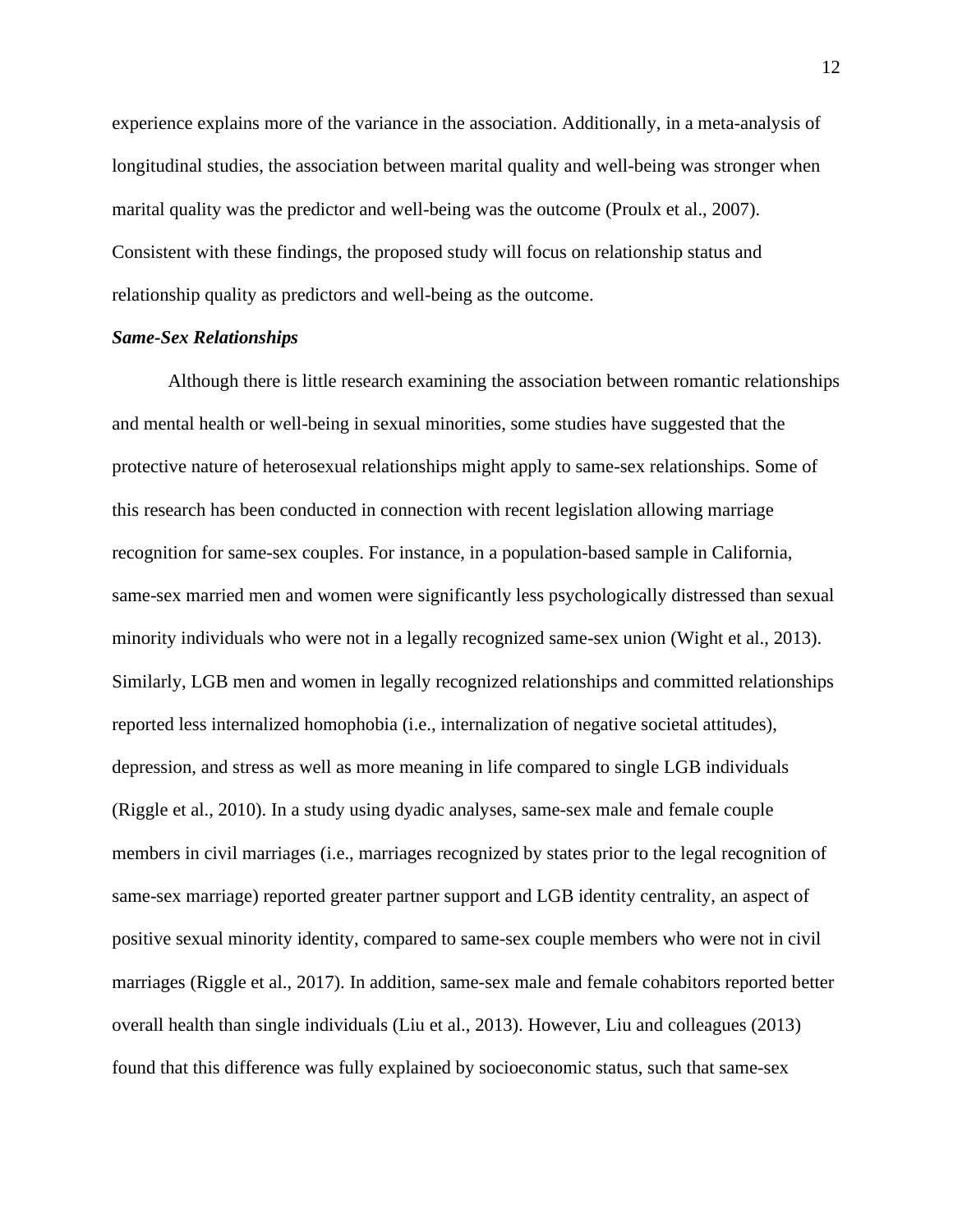experience explains more of the variance in the association. Additionally, in a meta-analysis of longitudinal studies, the association between marital quality and well-being was stronger when marital quality was the predictor and well-being was the outcome (Proulx et al., 2007). Consistent with these findings, the proposed study will focus on relationship status and relationship quality as predictors and well-being as the outcome.

### ***Same-Sex Relationships***

Although there is little research examining the association between romantic relationships and mental health or well-being in sexual minorities, some studies have suggested that the protective nature of heterosexual relationships might apply to same-sex relationships. Some of this research has been conducted in connection with recent legislation allowing marriage recognition for same-sex couples. For instance, in a population-based sample in California, same-sex married men and women were significantly less psychologically distressed than sexual minority individuals who were not in a legally recognized same-sex union (Wight et al., 2013). Similarly, LGB men and women in legally recognized relationships and committed relationships reported less internalized homophobia (i.e., internalization of negative societal attitudes), depression, and stress as well as more meaning in life compared to single LGB individuals (Riggle et al., 2010). In a study using dyadic analyses, same-sex male and female couple members in civil marriages (i.e., marriages recognized by states prior to the legal recognition of same-sex marriage) reported greater partner support and LGB identity centrality, an aspect of positive sexual minority identity, compared to same-sex couple members who were not in civil marriages (Riggle et al., 2017). In addition, same-sex male and female cohabitors reported better overall health than single individuals (Liu et al., 2013). However, Liu and colleagues (2013) found that this difference was fully explained by socioeconomic status, such that same-sex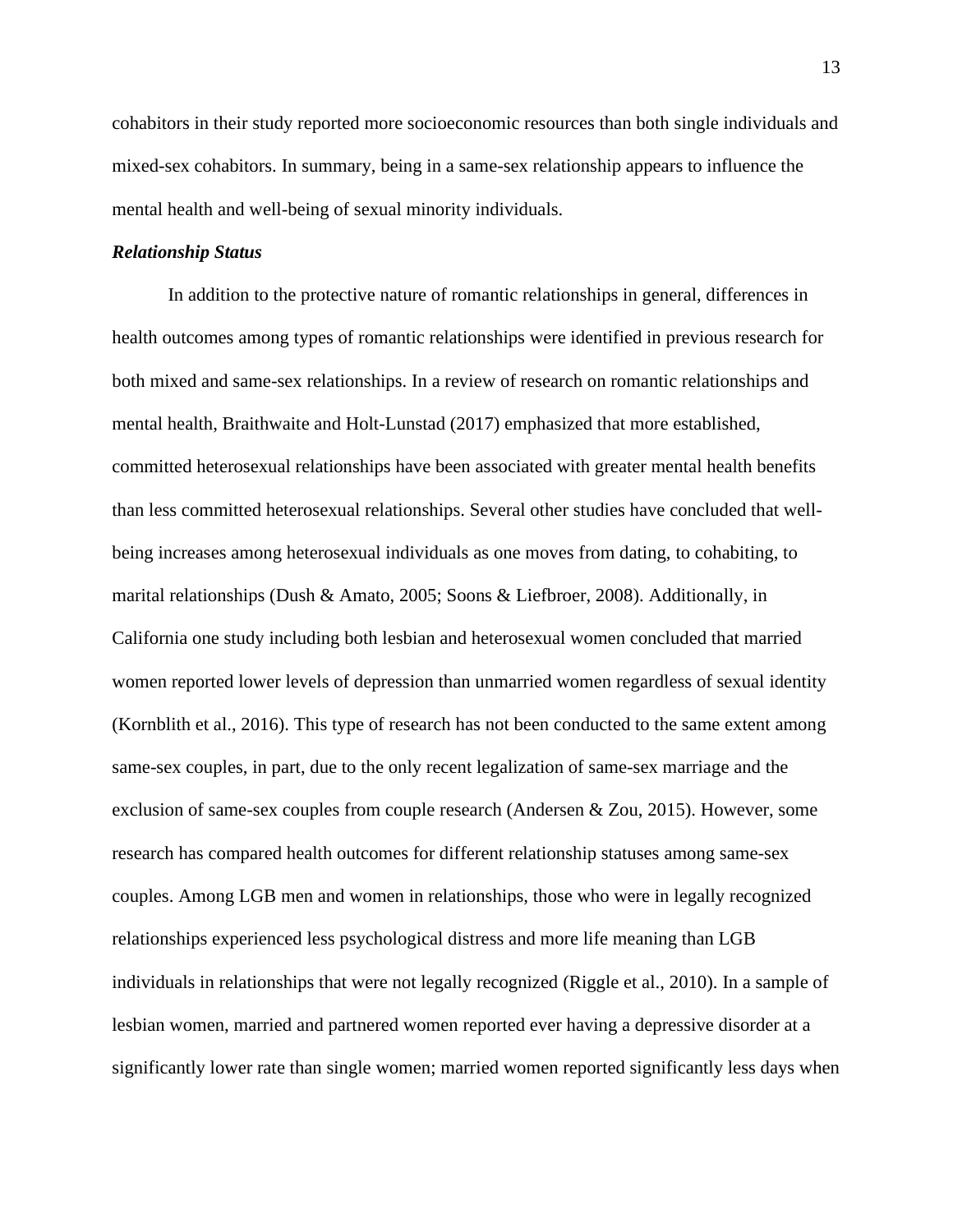cohabitors in their study reported more socioeconomic resources than both single individuals and mixed-sex cohabitors. In summary, being in a same-sex relationship appears to influence the mental health and well-being of sexual minority individuals.

### *Relationship Status*

In addition to the protective nature of romantic relationships in general, differences in health outcomes among types of romantic relationships were identified in previous research for both mixed and same-sex relationships. In a review of research on romantic relationships and mental health, Braithwaite and Holt-Lunstad (2017) emphasized that more established, committed heterosexual relationships have been associated with greater mental health benefits than less committed heterosexual relationships. Several other studies have concluded that well-being increases among heterosexual individuals as one moves from dating, to cohabiting, to marital relationships (Dush & Amato, 2005; Soons & Liefbroer, 2008). Additionally, in California one study including both lesbian and heterosexual women concluded that married women reported lower levels of depression than unmarried women regardless of sexual identity (Kornblith et al., 2016). This type of research has not been conducted to the same extent among same-sex couples, in part, due to the only recent legalization of same-sex marriage and the exclusion of same-sex couples from couple research (Andersen & Zou, 2015). However, some research has compared health outcomes for different relationship statuses among same-sex couples. Among LGB men and women in relationships, those who were in legally recognized relationships experienced less psychological distress and more life meaning than LGB individuals in relationships that were not legally recognized (Riggle et al., 2010). In a sample of lesbian women, married and partnered women reported ever having a depressive disorder at a significantly lower rate than single women; married women reported significantly less days when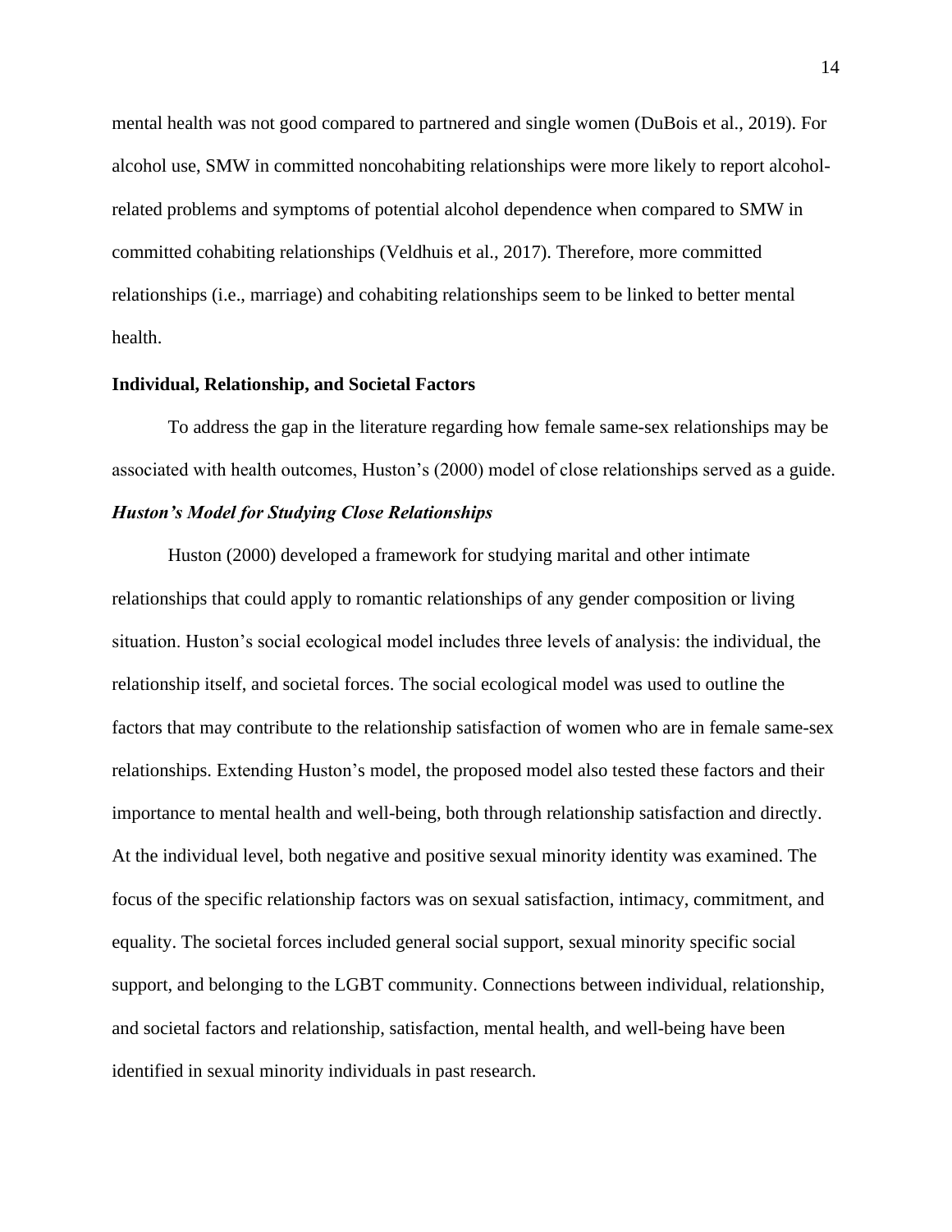mental health was not good compared to partnered and single women (DuBois et al., 2019). For alcohol use, SMW in committed noncohabiting relationships were more likely to report alcohol-related problems and symptoms of potential alcohol dependence when compared to SMW in committed cohabiting relationships (Veldhuis et al., 2017). Therefore, more committed relationships (i.e., marriage) and cohabiting relationships seem to be linked to better mental health.

## Individual, Relationship, and Societal Factors

To address the gap in the literature regarding how female same-sex relationships may be associated with health outcomes, Huston's (2000) model of close relationships served as a guide.

### *Huston's Model for Studying Close Relationships*

Huston (2000) developed a framework for studying marital and other intimate relationships that could apply to romantic relationships of any gender composition or living situation. Huston's social ecological model includes three levels of analysis: the individual, the relationship itself, and societal forces. The social ecological model was used to outline the factors that may contribute to the relationship satisfaction of women who are in female same-sex relationships. Extending Huston's model, the proposed model also tested these factors and their importance to mental health and well-being, both through relationship satisfaction and directly. At the individual level, both negative and positive sexual minority identity was examined. The focus of the specific relationship factors was on sexual satisfaction, intimacy, commitment, and equality. The societal forces included general social support, sexual minority specific social support, and belonging to the LGBT community. Connections between individual, relationship, and societal factors and relationship, satisfaction, mental health, and well-being have been identified in sexual minority individuals in past research.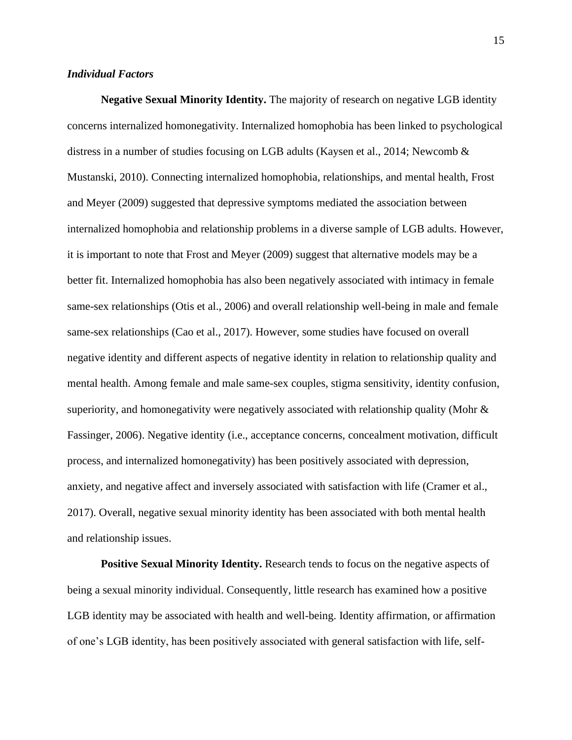### *Individual Factors*

**Negative Sexual Minority Identity.** The majority of research on negative LGB identity concerns internalized homonegativity. Internalized homophobia has been linked to psychological distress in a number of studies focusing on LGB adults (Kaysen et al., 2014; Newcomb & Mustanski, 2010). Connecting internalized homophobia, relationships, and mental health, Frost and Meyer (2009) suggested that depressive symptoms mediated the association between internalized homophobia and relationship problems in a diverse sample of LGB adults. However, it is important to note that Frost and Meyer (2009) suggest that alternative models may be a better fit. Internalized homophobia has also been negatively associated with intimacy in female same-sex relationships (Otis et al., 2006) and overall relationship well-being in male and female same-sex relationships (Cao et al., 2017). However, some studies have focused on overall negative identity and different aspects of negative identity in relation to relationship quality and mental health. Among female and male same-sex couples, stigma sensitivity, identity confusion, superiority, and homonegativity were negatively associated with relationship quality (Mohr & Fassinger, 2006). Negative identity (i.e., acceptance concerns, concealment motivation, difficult process, and internalized homonegativity) has been positively associated with depression, anxiety, and negative affect and inversely associated with satisfaction with life (Cramer et al., 2017). Overall, negative sexual minority identity has been associated with both mental health and relationship issues.

**Positive Sexual Minority Identity.** Research tends to focus on the negative aspects of being a sexual minority individual. Consequently, little research has examined how a positive LGB identity may be associated with health and well-being. Identity affirmation, or affirmation of one's LGB identity, has been positively associated with general satisfaction with life, self-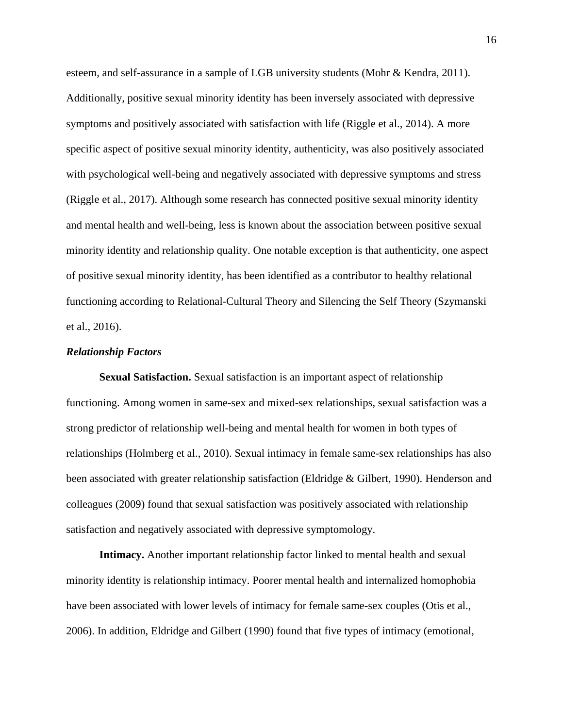esteem, and self-assurance in a sample of LGB university students (Mohr & Kendra, 2011). Additionally, positive sexual minority identity has been inversely associated with depressive symptoms and positively associated with satisfaction with life (Riggle et al., 2014). A more specific aspect of positive sexual minority identity, authenticity, was also positively associated with psychological well-being and negatively associated with depressive symptoms and stress (Riggle et al., 2017). Although some research has connected positive sexual minority identity and mental health and well-being, less is known about the association between positive sexual minority identity and relationship quality. One notable exception is that authenticity, one aspect of positive sexual minority identity, has been identified as a contributor to healthy relational functioning according to Relational-Cultural Theory and Silencing the Self Theory (Szymanski et al., 2016).

### *Relationship Factors*

**Sexual Satisfaction.** Sexual satisfaction is an important aspect of relationship functioning. Among women in same-sex and mixed-sex relationships, sexual satisfaction was a strong predictor of relationship well-being and mental health for women in both types of relationships (Holmberg et al., 2010). Sexual intimacy in female same-sex relationships has also been associated with greater relationship satisfaction (Eldridge & Gilbert, 1990). Henderson and colleagues (2009) found that sexual satisfaction was positively associated with relationship satisfaction and negatively associated with depressive symptomology.

**Intimacy.** Another important relationship factor linked to mental health and sexual minority identity is relationship intimacy. Poorer mental health and internalized homophobia have been associated with lower levels of intimacy for female same-sex couples (Otis et al., 2006). In addition, Eldridge and Gilbert (1990) found that five types of intimacy (emotional,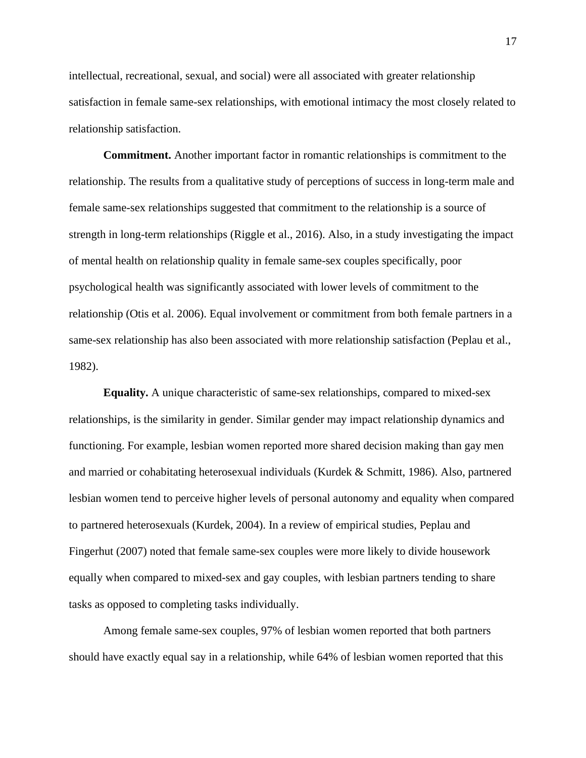intellectual, recreational, sexual, and social) were all associated with greater relationship satisfaction in female same-sex relationships, with emotional intimacy the most closely related to relationship satisfaction.

**Commitment.** Another important factor in romantic relationships is commitment to the relationship. The results from a qualitative study of perceptions of success in long-term male and female same-sex relationships suggested that commitment to the relationship is a source of strength in long-term relationships (Riggle et al., 2016). Also, in a study investigating the impact of mental health on relationship quality in female same-sex couples specifically, poor psychological health was significantly associated with lower levels of commitment to the relationship (Otis et al. 2006). Equal involvement or commitment from both female partners in a same-sex relationship has also been associated with more relationship satisfaction (Peplau et al., 1982).

**Equality.** A unique characteristic of same-sex relationships, compared to mixed-sex relationships, is the similarity in gender. Similar gender may impact relationship dynamics and functioning. For example, lesbian women reported more shared decision making than gay men and married or cohabitating heterosexual individuals (Kurdek & Schmitt, 1986). Also, partnered lesbian women tend to perceive higher levels of personal autonomy and equality when compared to partnered heterosexuals (Kurdek, 2004). In a review of empirical studies, Peplau and Fingerhut (2007) noted that female same-sex couples were more likely to divide housework equally when compared to mixed-sex and gay couples, with lesbian partners tending to share tasks as opposed to completing tasks individually.

Among female same-sex couples, 97% of lesbian women reported that both partners should have exactly equal say in a relationship, while 64% of lesbian women reported that this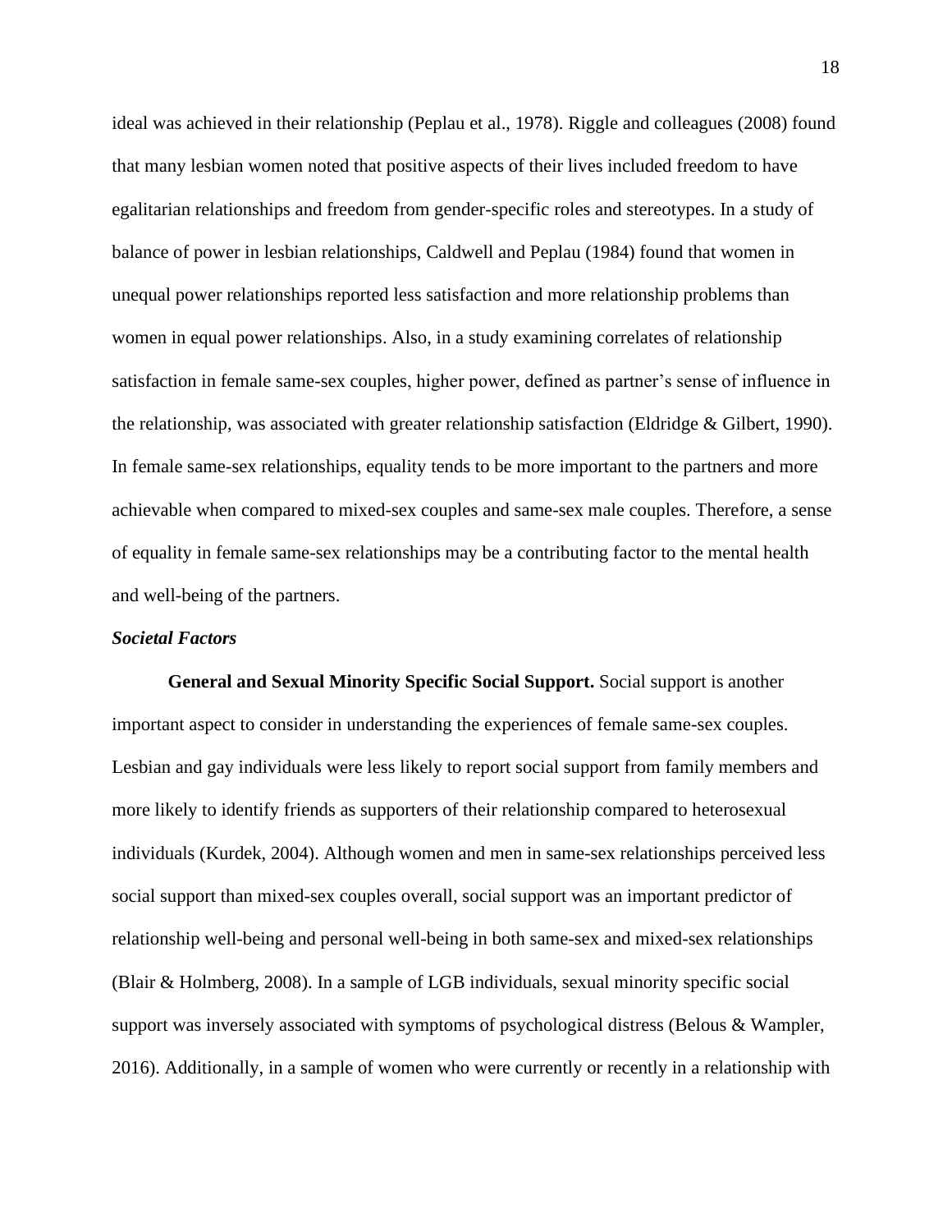ideal was achieved in their relationship (Peplau et al., 1978). Riggle and colleagues (2008) found that many lesbian women noted that positive aspects of their lives included freedom to have egalitarian relationships and freedom from gender-specific roles and stereotypes. In a study of balance of power in lesbian relationships, Caldwell and Peplau (1984) found that women in unequal power relationships reported less satisfaction and more relationship problems than women in equal power relationships. Also, in a study examining correlates of relationship satisfaction in female same-sex couples, higher power, defined as partner's sense of influence in the relationship, was associated with greater relationship satisfaction (Eldridge & Gilbert, 1990). In female same-sex relationships, equality tends to be more important to the partners and more achievable when compared to mixed-sex couples and same-sex male couples. Therefore, a sense of equality in female same-sex relationships may be a contributing factor to the mental health and well-being of the partners.

### *Societal Factors*

**General and Sexual Minority Specific Social Support.** Social support is another important aspect to consider in understanding the experiences of female same-sex couples. Lesbian and gay individuals were less likely to report social support from family members and more likely to identify friends as supporters of their relationship compared to heterosexual individuals (Kurdek, 2004). Although women and men in same-sex relationships perceived less social support than mixed-sex couples overall, social support was an important predictor of relationship well-being and personal well-being in both same-sex and mixed-sex relationships (Blair & Holmberg, 2008). In a sample of LGB individuals, sexual minority specific social support was inversely associated with symptoms of psychological distress (Belous & Wampler, 2016). Additionally, in a sample of women who were currently or recently in a relationship with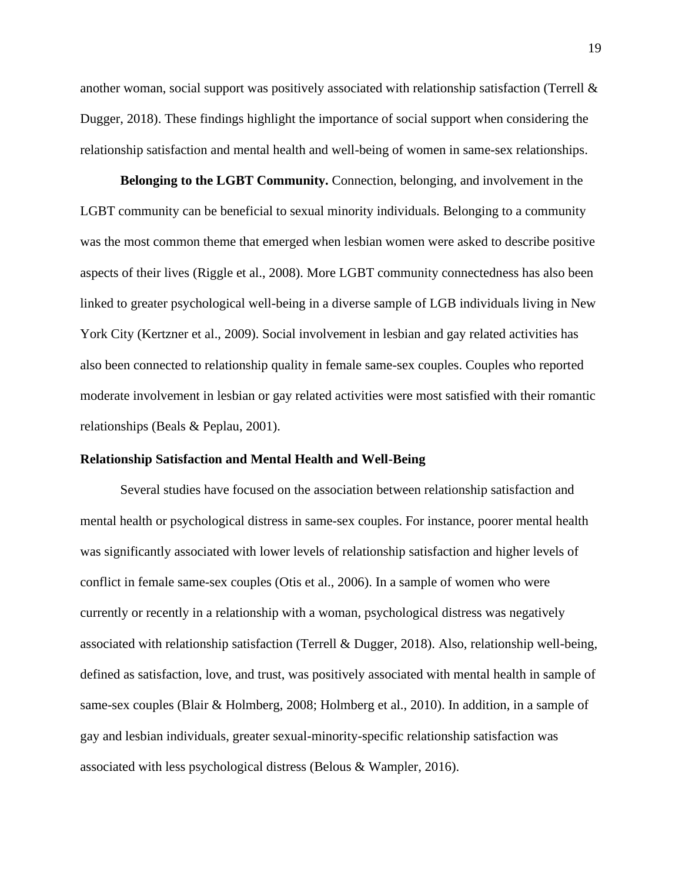another woman, social support was positively associated with relationship satisfaction (Terrell & Dugger, 2018). These findings highlight the importance of social support when considering the relationship satisfaction and mental health and well-being of women in same-sex relationships.

**Belonging to the LGBT Community.** Connection, belonging, and involvement in the LGBT community can be beneficial to sexual minority individuals. Belonging to a community was the most common theme that emerged when lesbian women were asked to describe positive aspects of their lives (Riggle et al., 2008). More LGBT community connectedness has also been linked to greater psychological well-being in a diverse sample of LGB individuals living in New York City (Kertzner et al., 2009). Social involvement in lesbian and gay related activities has also been connected to relationship quality in female same-sex couples. Couples who reported moderate involvement in lesbian or gay related activities were most satisfied with their romantic relationships (Beals & Peplau, 2001).

## Relationship Satisfaction and Mental Health and Well-Being

Several studies have focused on the association between relationship satisfaction and mental health or psychological distress in same-sex couples. For instance, poorer mental health was significantly associated with lower levels of relationship satisfaction and higher levels of conflict in female same-sex couples (Otis et al., 2006). In a sample of women who were currently or recently in a relationship with a woman, psychological distress was negatively associated with relationship satisfaction (Terrell & Dugger, 2018). Also, relationship well-being, defined as satisfaction, love, and trust, was positively associated with mental health in sample of same-sex couples (Blair & Holmberg, 2008; Holmberg et al., 2010). In addition, in a sample of gay and lesbian individuals, greater sexual-minority-specific relationship satisfaction was associated with less psychological distress (Belous & Wampler, 2016).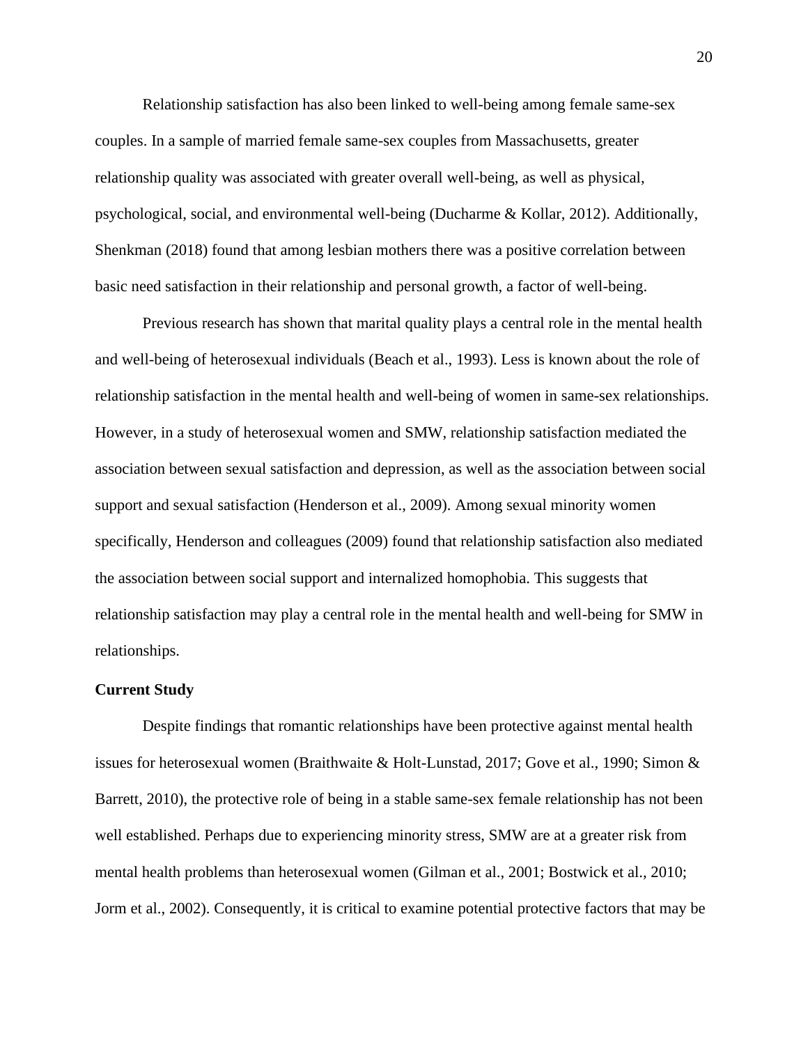Relationship satisfaction has also been linked to well-being among female same-sex couples. In a sample of married female same-sex couples from Massachusetts, greater relationship quality was associated with greater overall well-being, as well as physical, psychological, social, and environmental well-being (Ducharme & Kollar, 2012). Additionally, Shenkman (2018) found that among lesbian mothers there was a positive correlation between basic need satisfaction in their relationship and personal growth, a factor of well-being.

Previous research has shown that marital quality plays a central role in the mental health and well-being of heterosexual individuals (Beach et al., 1993). Less is known about the role of relationship satisfaction in the mental health and well-being of women in same-sex relationships. However, in a study of heterosexual women and SMW, relationship satisfaction mediated the association between sexual satisfaction and depression, as well as the association between social support and sexual satisfaction (Henderson et al., 2009). Among sexual minority women specifically, Henderson and colleagues (2009) found that relationship satisfaction also mediated the association between social support and internalized homophobia. This suggests that relationship satisfaction may play a central role in the mental health and well-being for SMW in relationships.

## Current Study

Despite findings that romantic relationships have been protective against mental health issues for heterosexual women (Braithwaite & Holt-Lunstad, 2017; Gove et al., 1990; Simon & Barrett, 2010), the protective role of being in a stable same-sex female relationship has not been well established. Perhaps due to experiencing minority stress, SMW are at a greater risk from mental health problems than heterosexual women (Gilman et al., 2001; Bostwick et al., 2010; Jorm et al., 2002). Consequently, it is critical to examine potential protective factors that may be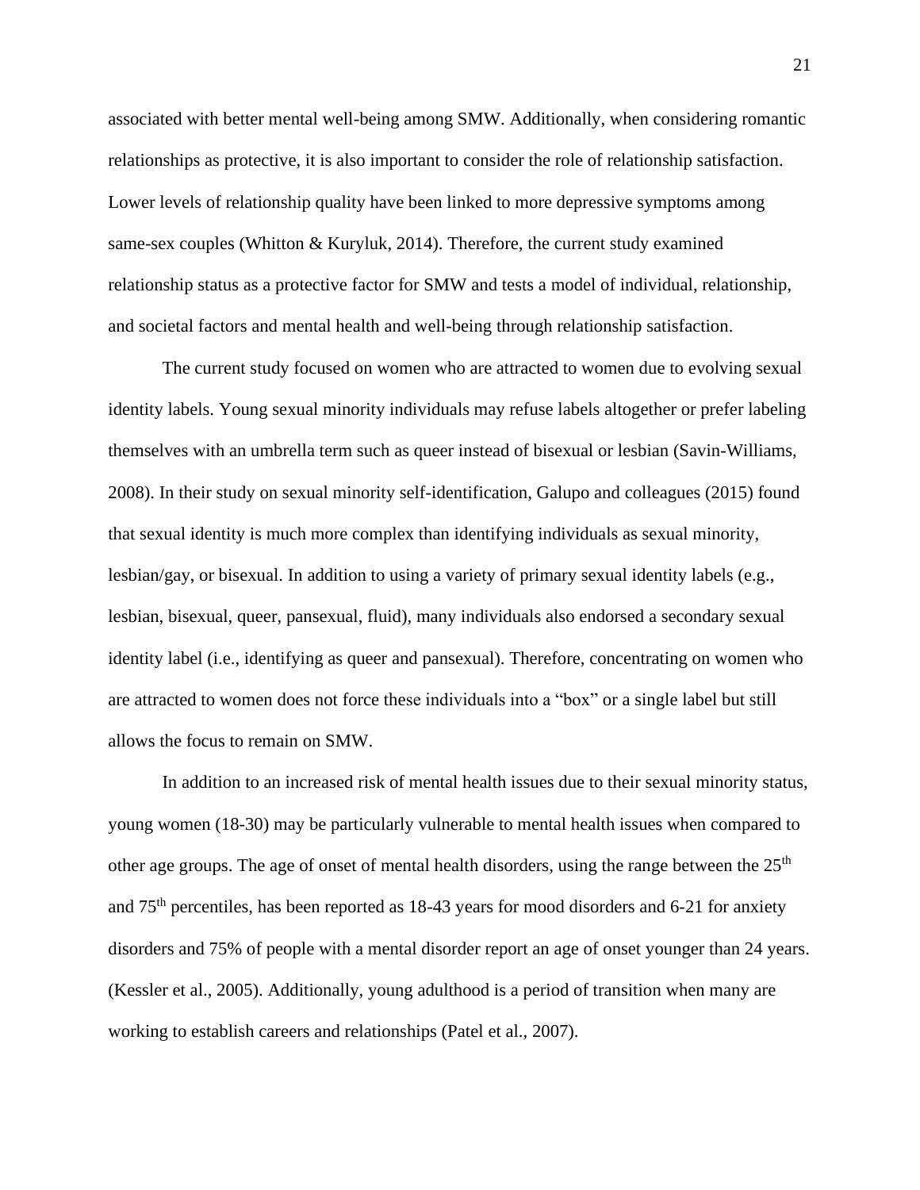associated with better mental well-being among SMW. Additionally, when considering romantic relationships as protective, it is also important to consider the role of relationship satisfaction. Lower levels of relationship quality have been linked to more depressive symptoms among same-sex couples (Whitton & Kuryluk, 2014). Therefore, the current study examined relationship status as a protective factor for SMW and tests a model of individual, relationship, and societal factors and mental health and well-being through relationship satisfaction.

The current study focused on women who are attracted to women due to evolving sexual identity labels. Young sexual minority individuals may refuse labels altogether or prefer labeling themselves with an umbrella term such as queer instead of bisexual or lesbian (Savin-Williams, 2008). In their study on sexual minority self-identification, Galupo and colleagues (2015) found that sexual identity is much more complex than identifying individuals as sexual minority, lesbian/gay, or bisexual. In addition to using a variety of primary sexual identity labels (e.g., lesbian, bisexual, queer, pansexual, fluid), many individuals also endorsed a secondary sexual identity label (i.e., identifying as queer and pansexual). Therefore, concentrating on women who are attracted to women does not force these individuals into a "box" or a single label but still allows the focus to remain on SMW.

In addition to an increased risk of mental health issues due to their sexual minority status, young women (18-30) may be particularly vulnerable to mental health issues when compared to other age groups. The age of onset of mental health disorders, using the range between the 25$^{th}$ and 75$^{th}$ percentiles, has been reported as 18-43 years for mood disorders and 6-21 for anxiety disorders and 75% of people with a mental disorder report an age of onset younger than 24 years. (Kessler et al., 2005). Additionally, young adulthood is a period of transition when many are working to establish careers and relationships (Patel et al., 2007).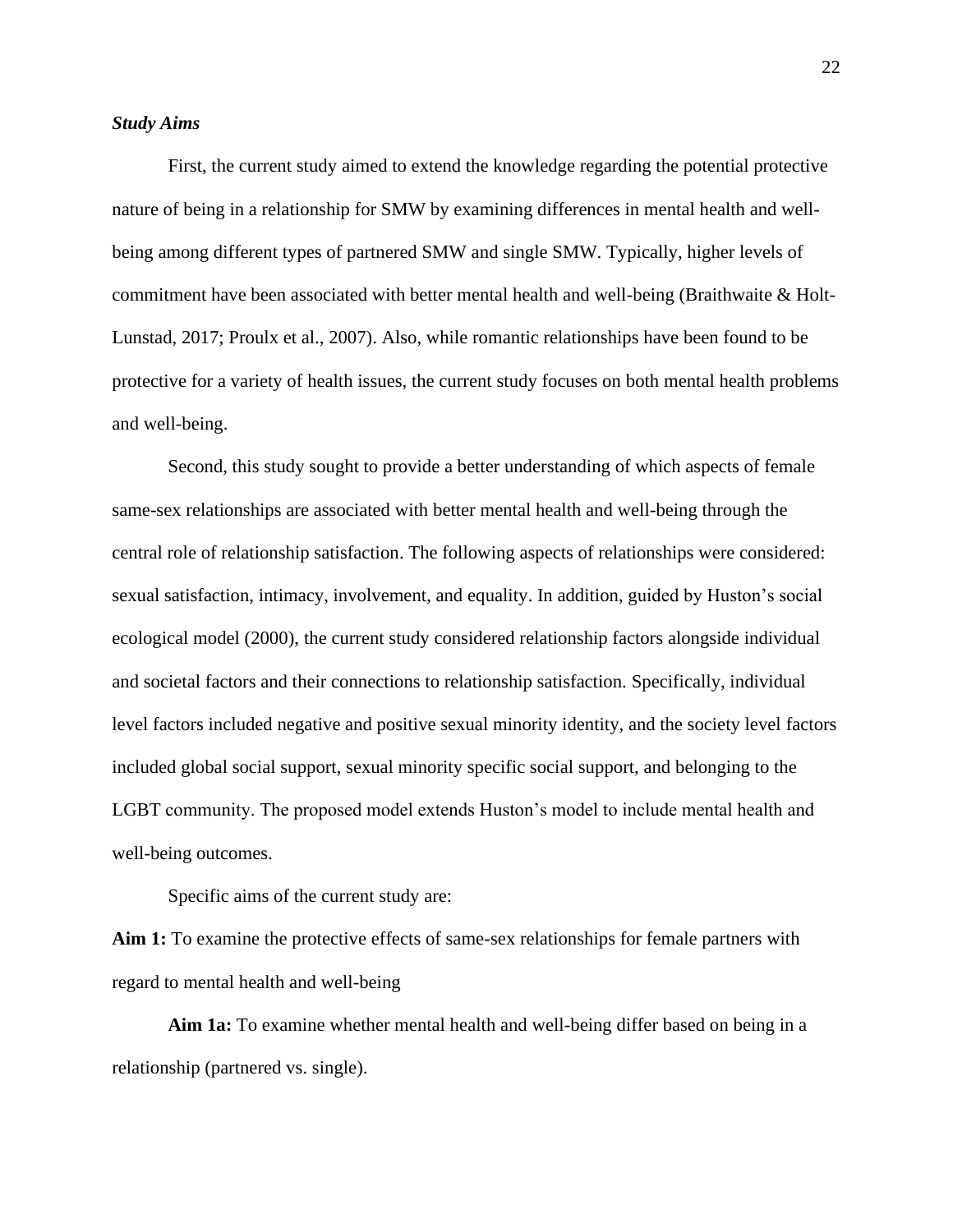### *Study Aims*

First, the current study aimed to extend the knowledge regarding the potential protective nature of being in a relationship for SMW by examining differences in mental health and well-being among different types of partnered SMW and single SMW. Typically, higher levels of commitment have been associated with better mental health and well-being (Braithwaite & Holt-Lunstad, 2017; Proulx et al., 2007). Also, while romantic relationships have been found to be protective for a variety of health issues, the current study focuses on both mental health problems and well-being.

Second, this study sought to provide a better understanding of which aspects of female same-sex relationships are associated with better mental health and well-being through the central role of relationship satisfaction. The following aspects of relationships were considered: sexual satisfaction, intimacy, involvement, and equality. In addition, guided by Huston's social ecological model (2000), the current study considered relationship factors alongside individual and societal factors and their connections to relationship satisfaction. Specifically, individual level factors included negative and positive sexual minority identity, and the society level factors included global social support, sexual minority specific social support, and belonging to the LGBT community. The proposed model extends Huston's model to include mental health and well-being outcomes.

Specific aims of the current study are:

**Aim 1:** To examine the protective effects of same-sex relationships for female partners with regard to mental health and well-being

**Aim 1a:** To examine whether mental health and well-being differ based on being in a relationship (partnered vs. single).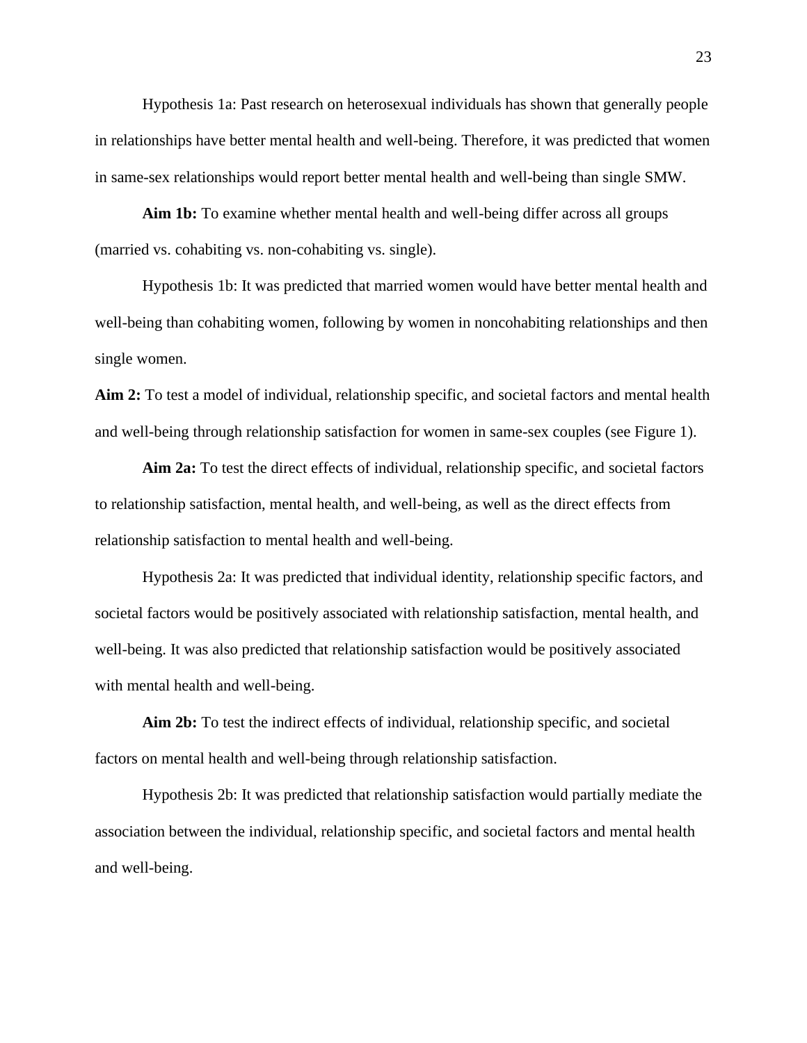Hypothesis 1a: Past research on heterosexual individuals has shown that generally people in relationships have better mental health and well-being. Therefore, it was predicted that women in same-sex relationships would report better mental health and well-being than single SMW.

**Aim 1b:** To examine whether mental health and well-being differ across all groups (married vs. cohabiting vs. non-cohabiting vs. single).

Hypothesis 1b: It was predicted that married women would have better mental health and well-being than cohabiting women, following by women in noncohabiting relationships and then single women.

**Aim 2:** To test a model of individual, relationship specific, and societal factors and mental health and well-being through relationship satisfaction for women in same-sex couples (see Figure 1).

**Aim 2a:** To test the direct effects of individual, relationship specific, and societal factors to relationship satisfaction, mental health, and well-being, as well as the direct effects from relationship satisfaction to mental health and well-being.

Hypothesis 2a: It was predicted that individual identity, relationship specific factors, and societal factors would be positively associated with relationship satisfaction, mental health, and well-being. It was also predicted that relationship satisfaction would be positively associated with mental health and well-being.

**Aim 2b:** To test the indirect effects of individual, relationship specific, and societal factors on mental health and well-being through relationship satisfaction.

Hypothesis 2b: It was predicted that relationship satisfaction would partially mediate the association between the individual, relationship specific, and societal factors and mental health and well-being.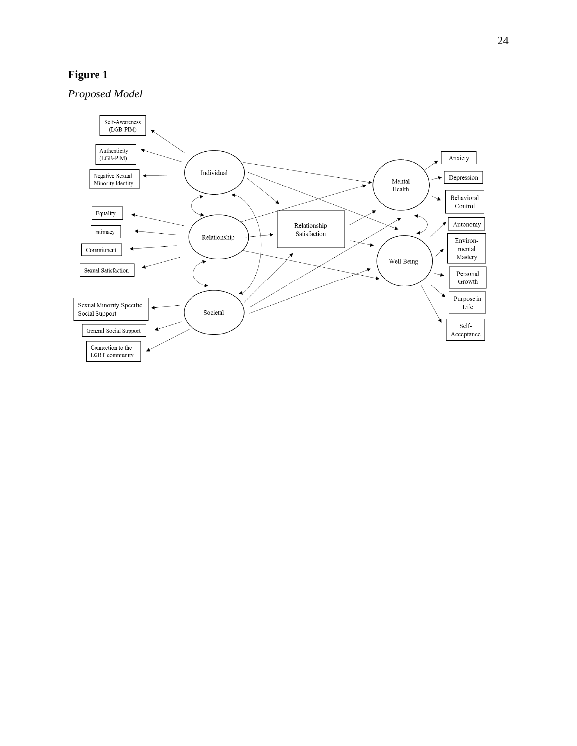**Figure 1**

*Proposed Model*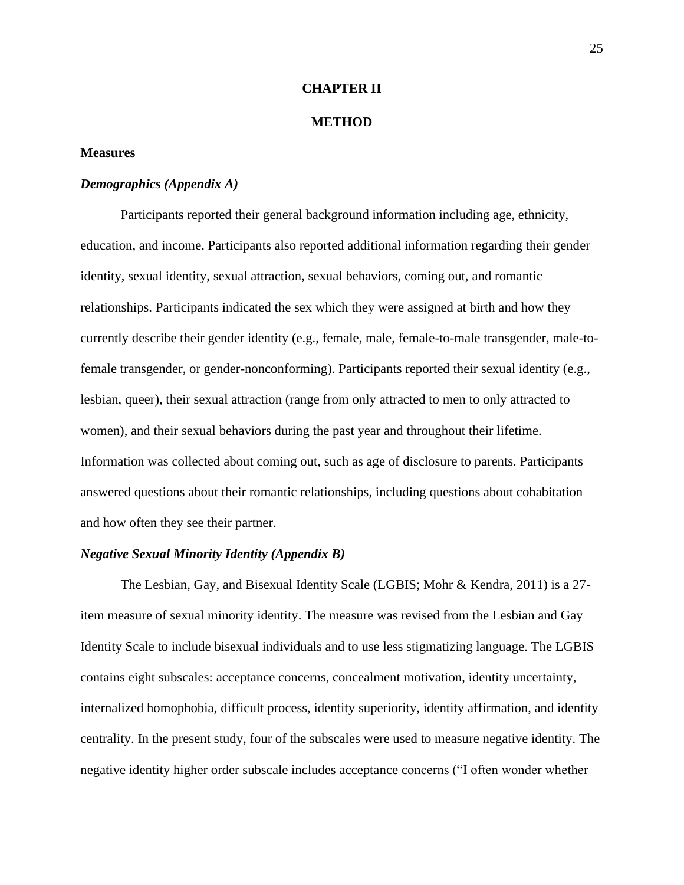# CHAPTER II

# METHOD

## Measures

### *Demographics (Appendix A)*

Participants reported their general background information including age, ethnicity, education, and income. Participants also reported additional information regarding their gender identity, sexual identity, sexual attraction, sexual behaviors, coming out, and romantic relationships. Participants indicated the sex which they were assigned at birth and how they currently describe their gender identity (e.g., female, male, female-to-male transgender, male-to-female transgender, or gender-nonconforming). Participants reported their sexual identity (e.g., lesbian, queer), their sexual attraction (range from only attracted to men to only attracted to women), and their sexual behaviors during the past year and throughout their lifetime. Information was collected about coming out, such as age of disclosure to parents. Participants answered questions about their romantic relationships, including questions about cohabitation and how often they see their partner.

### *Negative Sexual Minority Identity (Appendix B)*

The Lesbian, Gay, and Bisexual Identity Scale (LGBIS; Mohr & Kendra, 2011) is a 27-item measure of sexual minority identity. The measure was revised from the Lesbian and Gay Identity Scale to include bisexual individuals and to use less stigmatizing language. The LGBIS contains eight subscales: acceptance concerns, concealment motivation, identity uncertainty, internalized homophobia, difficult process, identity superiority, identity affirmation, and identity centrality. In the present study, four of the subscales were used to measure negative identity. The negative identity higher order subscale includes acceptance concerns ("I often wonder whether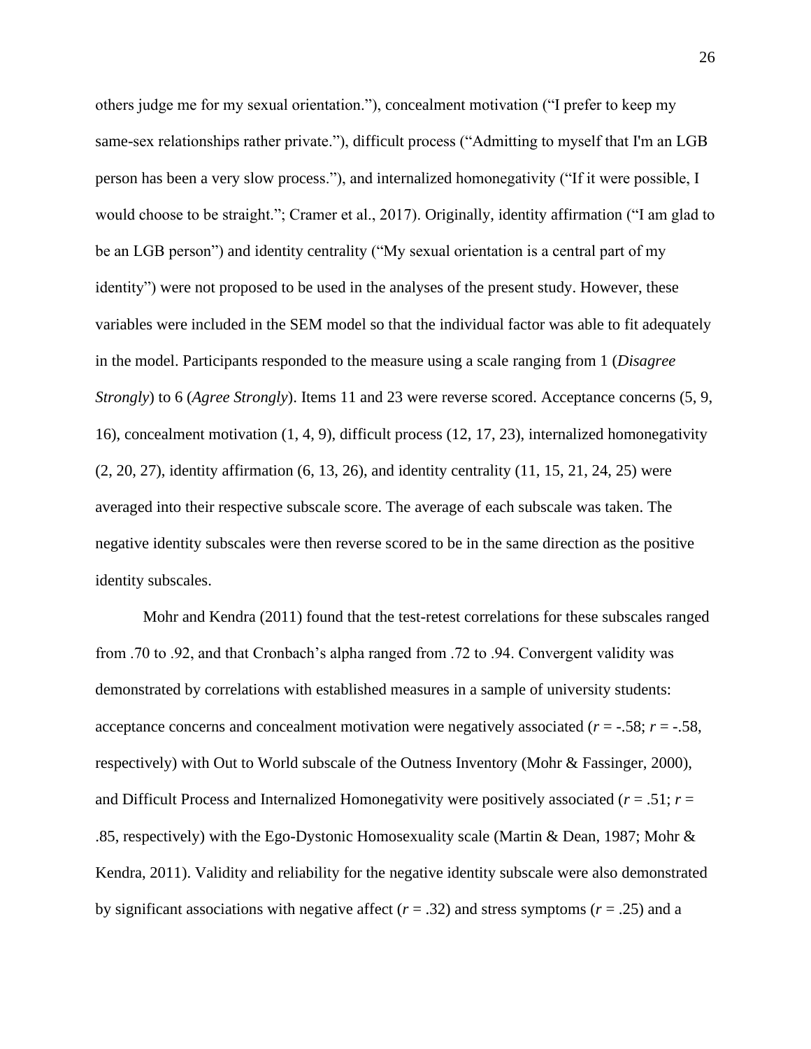others judge me for my sexual orientation."), concealment motivation ("I prefer to keep my same-sex relationships rather private."), difficult process ("Admitting to myself that I'm an LGB person has been a very slow process."), and internalized homonegativity ("If it were possible, I would choose to be straight."; Cramer et al., 2017). Originally, identity affirmation ("I am glad to be an LGB person") and identity centrality ("My sexual orientation is a central part of my identity") were not proposed to be used in the analyses of the present study. However, these variables were included in the SEM model so that the individual factor was able to fit adequately in the model. Participants responded to the measure using a scale ranging from 1 (*Disagree Strongly*) to 6 (*Agree Strongly*). Items 11 and 23 were reverse scored. Acceptance concerns (5, 9, 16), concealment motivation (1, 4, 9), difficult process (12, 17, 23), internalized homonegativity (2, 20, 27), identity affirmation (6, 13, 26), and identity centrality (11, 15, 21, 24, 25) were averaged into their respective subscale score. The average of each subscale was taken. The negative identity subscales were then reverse scored to be in the same direction as the positive identity subscales.

Mohr and Kendra (2011) found that the test-retest correlations for these subscales ranged from .70 to .92, and that Cronbach's alpha ranged from .72 to .94. Convergent validity was demonstrated by correlations with established measures in a sample of university students: acceptance concerns and concealment motivation were negatively associated ($r$ = -.58; $r$ = -.58, respectively) with Out to World subscale of the Outness Inventory (Mohr & Fassinger, 2000), and Difficult Process and Internalized Homonegativity were positively associated ($r$ = .51; $r$ = .85, respectively) with the Ego-Dystonic Homosexuality scale (Martin & Dean, 1987; Mohr & Kendra, 2011). Validity and reliability for the negative identity subscale were also demonstrated by significant associations with negative affect ($r$ = .32) and stress symptoms ($r$ = .25) and a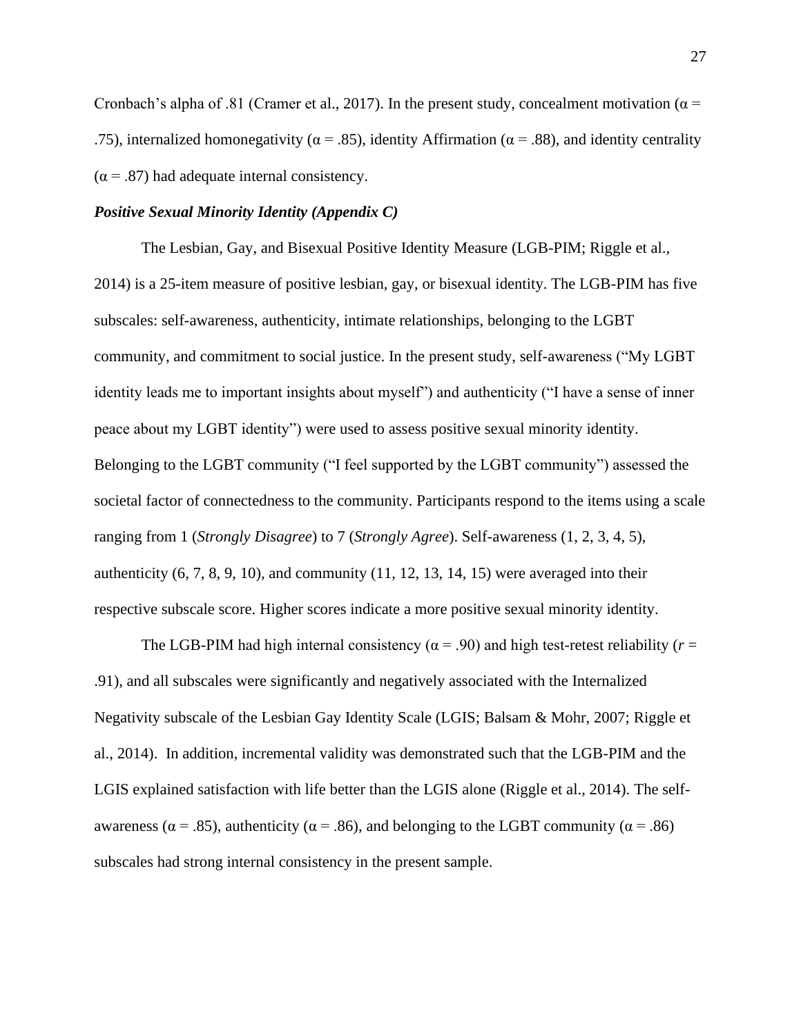Cronbach's alpha of .81 (Cramer et al., 2017). In the present study, concealment motivation (α = .75), internalized homonegativity (α = .85), identity Affirmation (α = .88), and identity centrality (α = .87) had adequate internal consistency.

### *Positive Sexual Minority Identity (Appendix C)*

The Lesbian, Gay, and Bisexual Positive Identity Measure (LGB-PIM; Riggle et al., 2014) is a 25-item measure of positive lesbian, gay, or bisexual identity. The LGB-PIM has five subscales: self-awareness, authenticity, intimate relationships, belonging to the LGBT community, and commitment to social justice. In the present study, self-awareness ("My LGBT identity leads me to important insights about myself") and authenticity ("I have a sense of inner peace about my LGBT identity") were used to assess positive sexual minority identity. Belonging to the LGBT community ("I feel supported by the LGBT community") assessed the societal factor of connectedness to the community. Participants respond to the items using a scale ranging from 1 (*Strongly Disagree*) to 7 (*Strongly Agree*). Self-awareness (1, 2, 3, 4, 5), authenticity (6, 7, 8, 9, 10), and community (11, 12, 13, 14, 15) were averaged into their respective subscale score. Higher scores indicate a more positive sexual minority identity.

The LGB-PIM had high internal consistency (α = .90) and high test-retest reliability ($r$ = .91), and all subscales were significantly and negatively associated with the Internalized Negativity subscale of the Lesbian Gay Identity Scale (LGIS; Balsam & Mohr, 2007; Riggle et al., 2014). In addition, incremental validity was demonstrated such that the LGB-PIM and the LGIS explained satisfaction with life better than the LGIS alone (Riggle et al., 2014). The self-awareness (α = .85), authenticity (α = .86), and belonging to the LGBT community (α = .86) subscales had strong internal consistency in the present sample.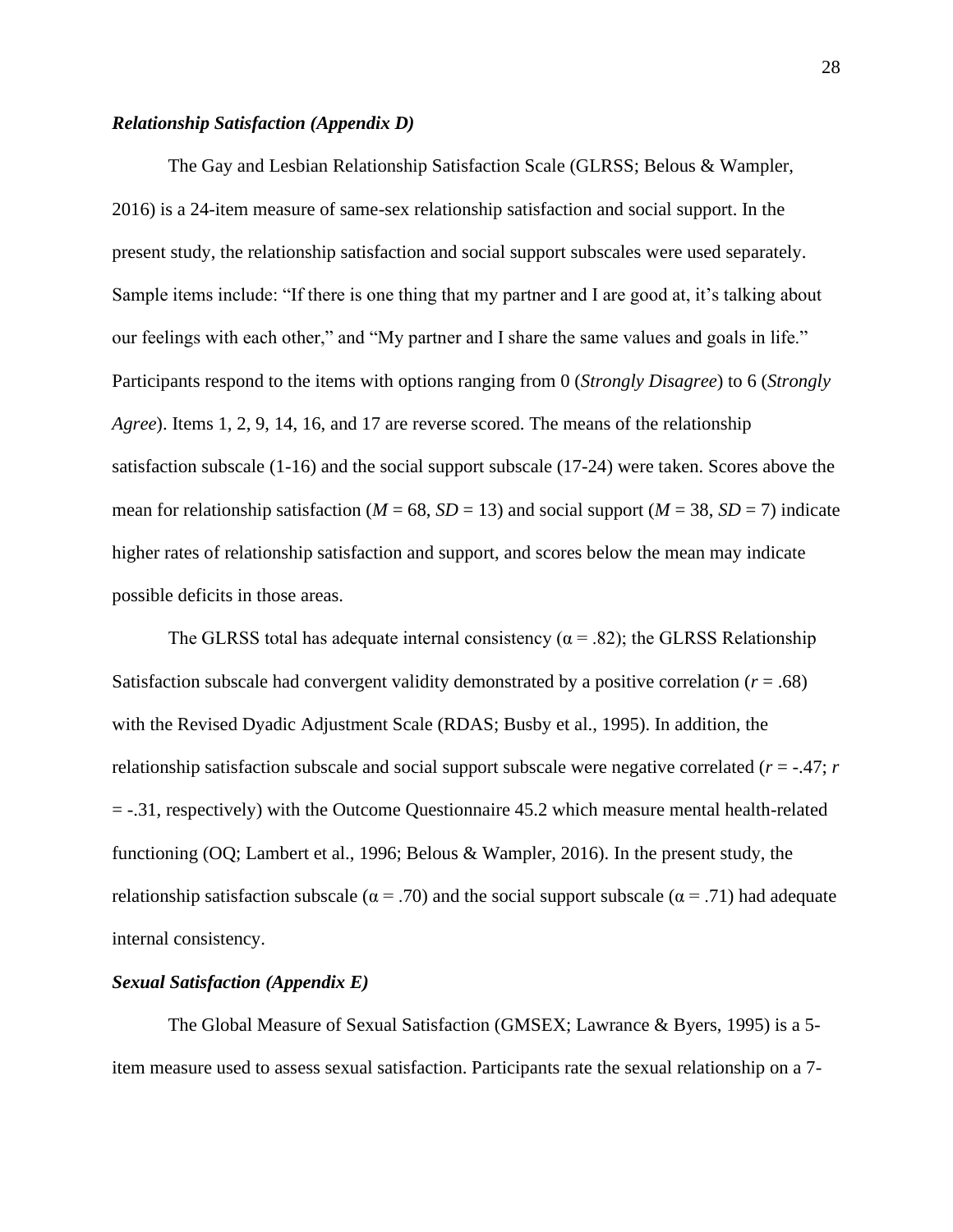### ***Relationship Satisfaction (Appendix D)***

The Gay and Lesbian Relationship Satisfaction Scale (GLRSS; Belous & Wampler, 2016) is a 24-item measure of same-sex relationship satisfaction and social support. In the present study, the relationship satisfaction and social support subscales were used separately. Sample items include: "If there is one thing that my partner and I are good at, it's talking about our feelings with each other," and "My partner and I share the same values and goals in life." Participants respond to the items with options ranging from 0 (*Strongly Disagree*) to 6 (*Strongly Agree*). Items 1, 2, 9, 14, 16, and 17 are reverse scored. The means of the relationship satisfaction subscale (1-16) and the social support subscale (17-24) were taken. Scores above the mean for relationship satisfaction ($M$ = 68, $SD$ = 13) and social support ($M$ = 38, $SD$ = 7) indicate higher rates of relationship satisfaction and support, and scores below the mean may indicate possible deficits in those areas.

The GLRSS total has adequate internal consistency (α = .82); the GLRSS Relationship Satisfaction subscale had convergent validity demonstrated by a positive correlation ($r$ = .68) with the Revised Dyadic Adjustment Scale (RDAS; Busby et al., 1995). In addition, the relationship satisfaction subscale and social support subscale were negative correlated ($r$ = -.47; $r$ = -.31, respectively) with the Outcome Questionnaire 45.2 which measure mental health-related functioning (OQ; Lambert et al., 1996; Belous & Wampler, 2016). In the present study, the relationship satisfaction subscale (α = .70) and the social support subscale (α = .71) had adequate internal consistency.

### ***Sexual Satisfaction (Appendix E)***

The Global Measure of Sexual Satisfaction (GMSEX; Lawrance & Byers, 1995) is a 5-item measure used to assess sexual satisfaction. Participants rate the sexual relationship on a 7-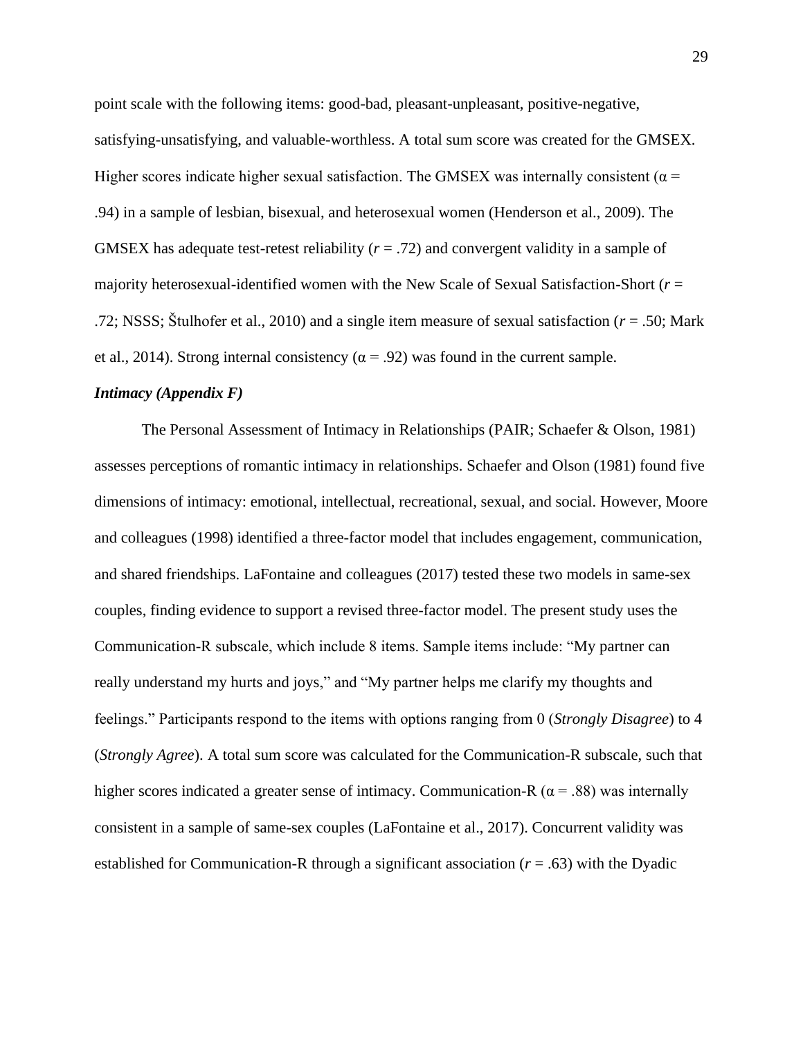point scale with the following items: good-bad, pleasant-unpleasant, positive-negative, satisfying-unsatisfying, and valuable-worthless. A total sum score was created for the GMSEX. Higher scores indicate higher sexual satisfaction. The GMSEX was internally consistent ($\alpha$ = .94) in a sample of lesbian, bisexual, and heterosexual women (Henderson et al., 2009). The GMSEX has adequate test-retest reliability ($r$ = .72) and convergent validity in a sample of majority heterosexual-identified women with the New Scale of Sexual Satisfaction-Short ($r$ = .72; NSSS; Štulhofer et al., 2010) and a single item measure of sexual satisfaction ($r$ = .50; Mark et al., 2014). Strong internal consistency ($\alpha$ = .92) was found in the current sample.

***Intimacy (Appendix F)***

The Personal Assessment of Intimacy in Relationships (PAIR; Schaefer & Olson, 1981) assesses perceptions of romantic intimacy in relationships. Schaefer and Olson (1981) found five dimensions of intimacy: emotional, intellectual, recreational, sexual, and social. However, Moore and colleagues (1998) identified a three-factor model that includes engagement, communication, and shared friendships. LaFontaine and colleagues (2017) tested these two models in same-sex couples, finding evidence to support a revised three-factor model. The present study uses the Communication-R subscale, which include 8 items. Sample items include: "My partner can really understand my hurts and joys," and "My partner helps me clarify my thoughts and feelings." Participants respond to the items with options ranging from 0 (*Strongly Disagree*) to 4 (*Strongly Agree*). A total sum score was calculated for the Communication-R subscale, such that higher scores indicated a greater sense of intimacy. Communication-R ($\alpha$ = .88) was internally consistent in a sample of same-sex couples (LaFontaine et al., 2017). Concurrent validity was established for Communication-R through a significant association ($r$ = .63) with the Dyadic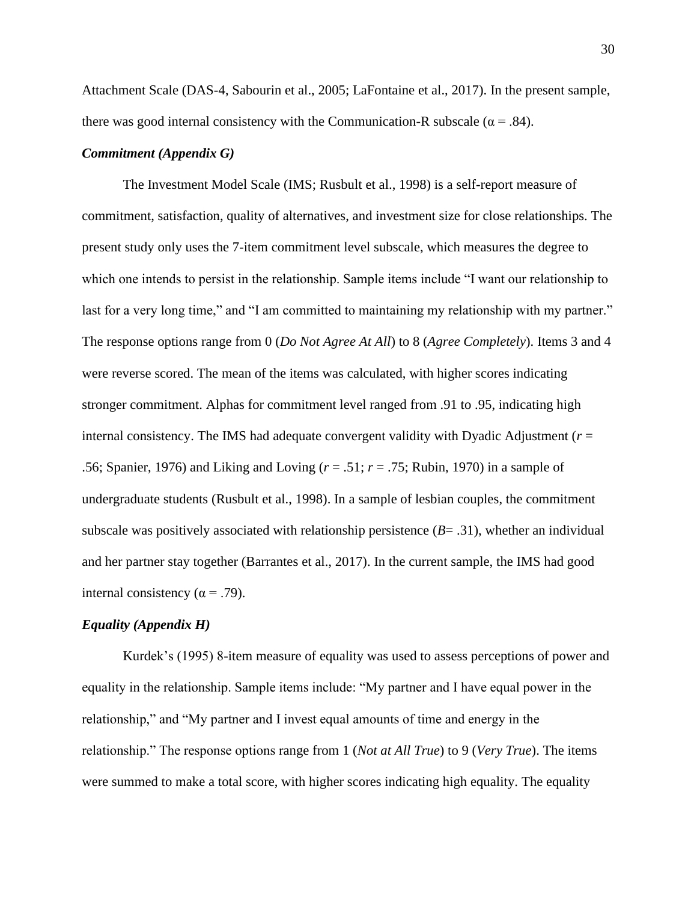Attachment Scale (DAS-4, Sabourin et al., 2005; LaFontaine et al., 2017). In the present sample, there was good internal consistency with the Communication-R subscale (α = .84).

### ***Commitment (Appendix G)***

The Investment Model Scale (IMS; Rusbult et al., 1998) is a self-report measure of commitment, satisfaction, quality of alternatives, and investment size for close relationships. The present study only uses the 7-item commitment level subscale, which measures the degree to which one intends to persist in the relationship. Sample items include "I want our relationship to last for a very long time," and "I am committed to maintaining my relationship with my partner." The response options range from 0 (*Do Not Agree At All*) to 8 (*Agree Completely*). Items 3 and 4 were reverse scored. The mean of the items was calculated, with higher scores indicating stronger commitment. Alphas for commitment level ranged from .91 to .95, indicating high internal consistency. The IMS had adequate convergent validity with Dyadic Adjustment ($r$ = .56; Spanier, 1976) and Liking and Loving ($r$ = .51; $r$ = .75; Rubin, 1970) in a sample of undergraduate students (Rusbult et al., 1998). In a sample of lesbian couples, the commitment subscale was positively associated with relationship persistence ($B$= .31), whether an individual and her partner stay together (Barrantes et al., 2017). In the current sample, the IMS had good internal consistency (α = .79).

### ***Equality (Appendix H)***

Kurdek's (1995) 8-item measure of equality was used to assess perceptions of power and equality in the relationship. Sample items include: "My partner and I have equal power in the relationship," and "My partner and I invest equal amounts of time and energy in the relationship." The response options range from 1 (*Not at All True*) to 9 (*Very True*). The items were summed to make a total score, with higher scores indicating high equality. The equality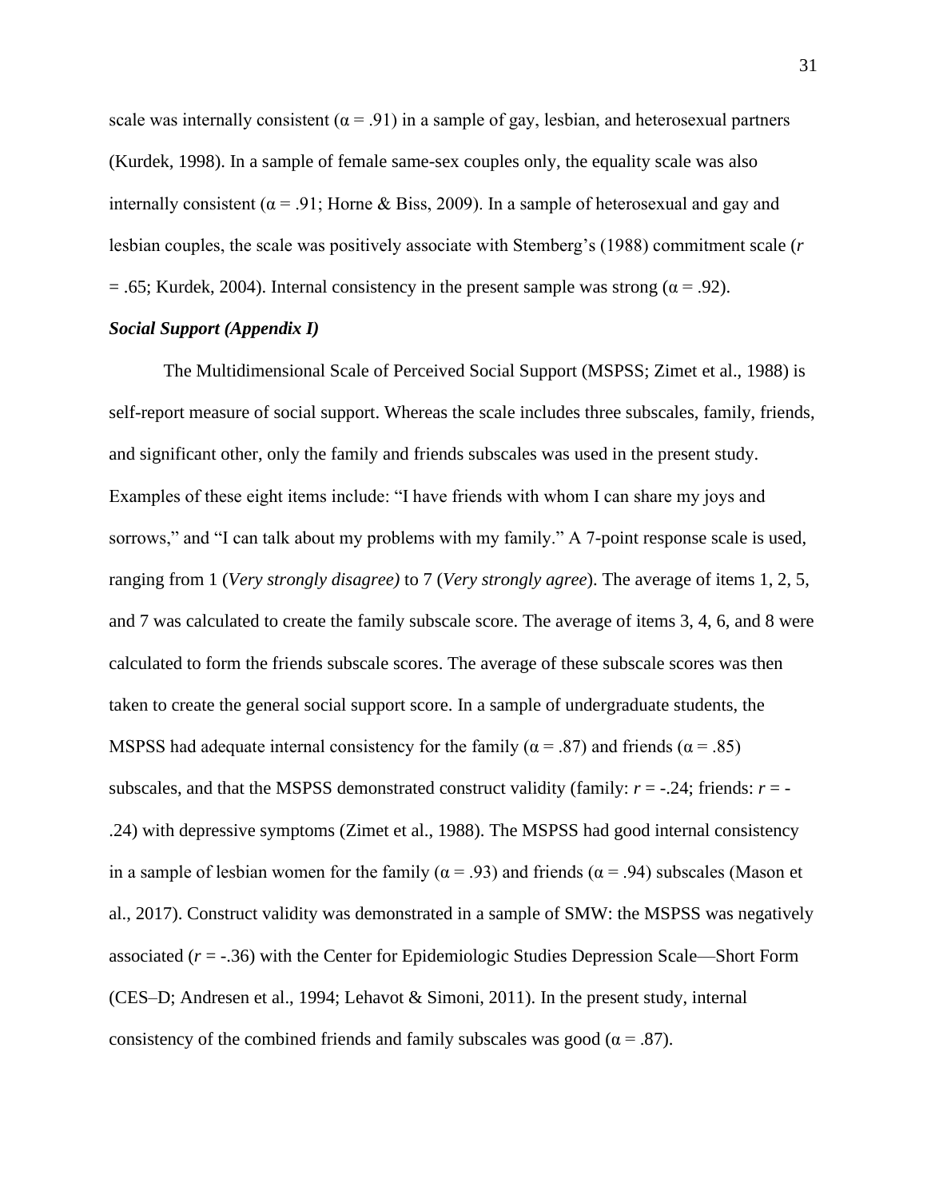scale was internally consistent ($\alpha = .91$) in a sample of gay, lesbian, and heterosexual partners (Kurdek, 1998). In a sample of female same-sex couples only, the equality scale was also internally consistent ($\alpha = .91$; Horne & Biss, 2009). In a sample of heterosexual and gay and lesbian couples, the scale was positively associate with Stemberg's (1988) commitment scale ($r = .65$; Kurdek, 2004). Internal consistency in the present sample was strong ($\alpha = .92$).

### *Social Support (Appendix I)*

The Multidimensional Scale of Perceived Social Support (MSPSS; Zimet et al., 1988) is self-report measure of social support. Whereas the scale includes three subscales, family, friends, and significant other, only the family and friends subscales was used in the present study. Examples of these eight items include: "I have friends with whom I can share my joys and sorrows," and "I can talk about my problems with my family." A 7-point response scale is used, ranging from 1 (*Very strongly disagree)* to 7 (*Very strongly agree*). The average of items 1, 2, 5, and 7 was calculated to create the family subscale score. The average of items 3, 4, 6, and 8 were calculated to form the friends subscale scores. The average of these subscale scores was then taken to create the general social support score. In a sample of undergraduate students, the MSPSS had adequate internal consistency for the family ($\alpha = .87$) and friends ($\alpha = .85$) subscales, and that the MSPSS demonstrated construct validity (family: $r = -.24$; friends: $r = -.24$) with depressive symptoms (Zimet et al., 1988). The MSPSS had good internal consistency in a sample of lesbian women for the family ($\alpha = .93$) and friends ($\alpha = .94$) subscales (Mason et al., 2017). Construct validity was demonstrated in a sample of SMW: the MSPSS was negatively associated ($r = -.36$) with the Center for Epidemiologic Studies Depression Scale—Short Form (CES–D; Andresen et al., 1994; Lehavot & Simoni, 2011). In the present study, internal consistency of the combined friends and family subscales was good ($\alpha = .87$).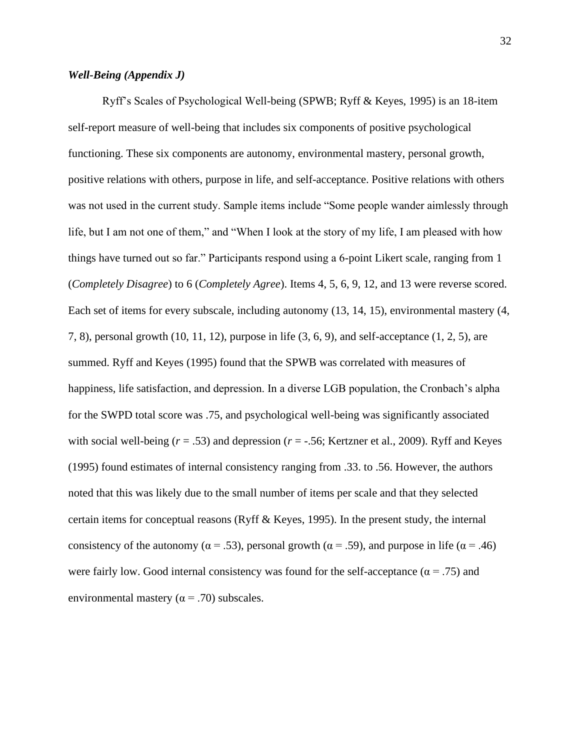***Well-Being (Appendix J)***

Ryff's Scales of Psychological Well-being (SPWB; Ryff & Keyes, 1995) is an 18-item self-report measure of well-being that includes six components of positive psychological functioning. These six components are autonomy, environmental mastery, personal growth, positive relations with others, purpose in life, and self-acceptance. Positive relations with others was not used in the current study. Sample items include "Some people wander aimlessly through life, but I am not one of them," and "When I look at the story of my life, I am pleased with how things have turned out so far." Participants respond using a 6-point Likert scale, ranging from 1 (*Completely Disagree*) to 6 (*Completely Agree*). Items 4, 5, 6, 9, 12, and 13 were reverse scored. Each set of items for every subscale, including autonomy (13, 14, 15), environmental mastery (4, 7, 8), personal growth (10, 11, 12), purpose in life (3, 6, 9), and self-acceptance (1, 2, 5), are summed. Ryff and Keyes (1995) found that the SPWB was correlated with measures of happiness, life satisfaction, and depression. In a diverse LGB population, the Cronbach's alpha for the SWPD total score was .75, and psychological well-being was significantly associated with social well-being ($r$ = .53) and depression ($r$ = -.56; Kertzner et al., 2009). Ryff and Keyes (1995) found estimates of internal consistency ranging from .33. to .56. However, the authors noted that this was likely due to the small number of items per scale and that they selected certain items for conceptual reasons (Ryff & Keyes, 1995). In the present study, the internal consistency of the autonomy ($\alpha$ = .53), personal growth ($\alpha$ = .59), and purpose in life ($\alpha$ = .46) were fairly low. Good internal consistency was found for the self-acceptance ($\alpha$ = .75) and environmental mastery ($\alpha$ = .70) subscales.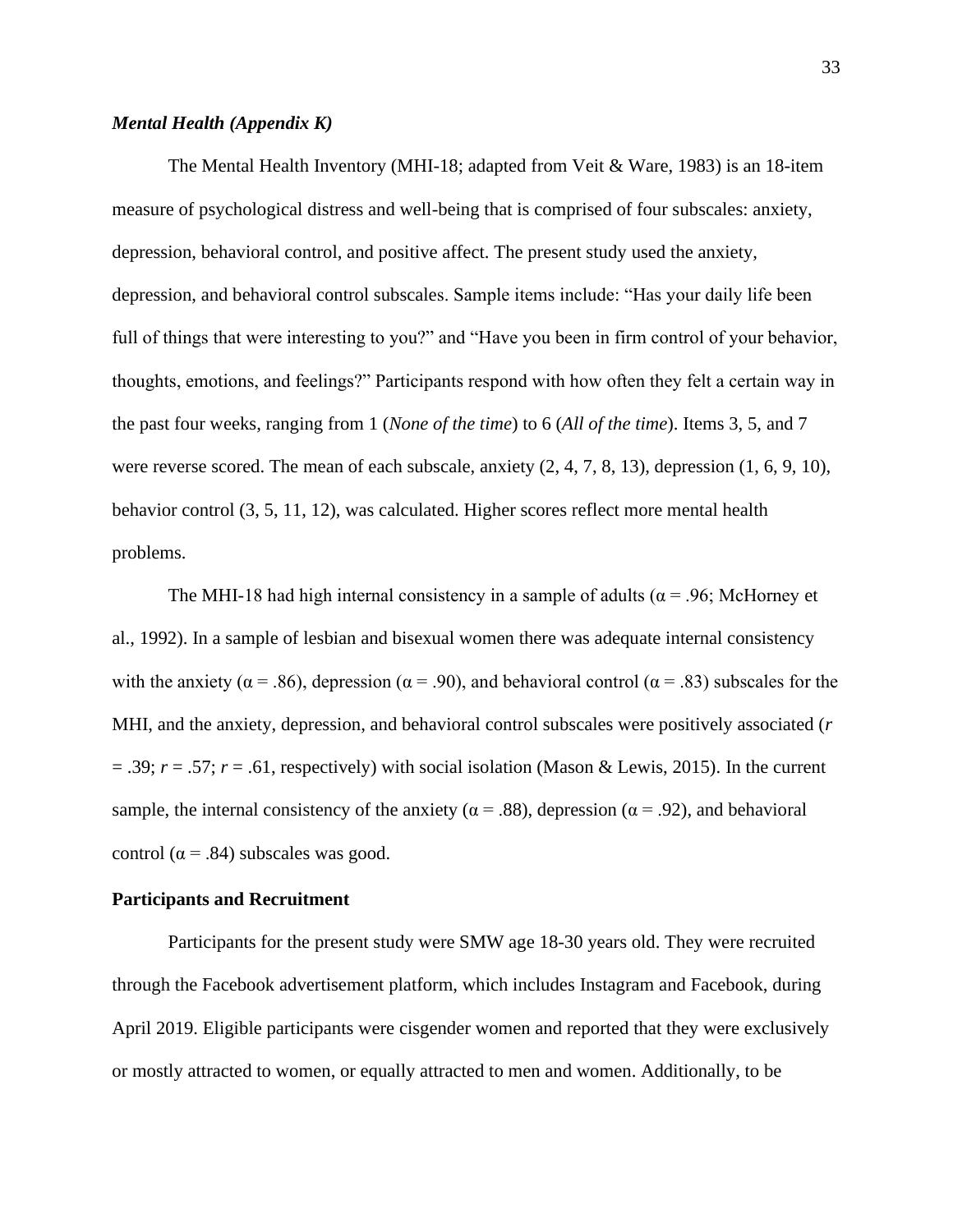### ***Mental Health (Appendix K)***

The Mental Health Inventory (MHI-18; adapted from Veit & Ware, 1983) is an 18-item measure of psychological distress and well-being that is comprised of four subscales: anxiety, depression, behavioral control, and positive affect. The present study used the anxiety, depression, and behavioral control subscales. Sample items include: "Has your daily life been full of things that were interesting to you?" and "Have you been in firm control of your behavior, thoughts, emotions, and feelings?" Participants respond with how often they felt a certain way in the past four weeks, ranging from 1 (*None of the time*) to 6 (*All of the time*). Items 3, 5, and 7 were reverse scored. The mean of each subscale, anxiety (2, 4, 7, 8, 13), depression (1, 6, 9, 10), behavior control (3, 5, 11, 12), was calculated. Higher scores reflect more mental health problems.

The MHI-18 had high internal consistency in a sample of adults ($\alpha = .96$; McHorney et al., 1992). In a sample of lesbian and bisexual women there was adequate internal consistency with the anxiety ($\alpha = .86$), depression ($\alpha = .90$), and behavioral control ($\alpha = .83$) subscales for the MHI, and the anxiety, depression, and behavioral control subscales were positively associated ($r = .39$; $r = .57$; $r = .61$, respectively) with social isolation (Mason & Lewis, 2015). In the current sample, the internal consistency of the anxiety ($\alpha = .88$), depression ($\alpha = .92$), and behavioral control ($\alpha = .84$) subscales was good.

## **Participants and Recruitment**

Participants for the present study were SMW age 18-30 years old. They were recruited through the Facebook advertisement platform, which includes Instagram and Facebook, during April 2019. Eligible participants were cisgender women and reported that they were exclusively or mostly attracted to women, or equally attracted to men and women. Additionally, to be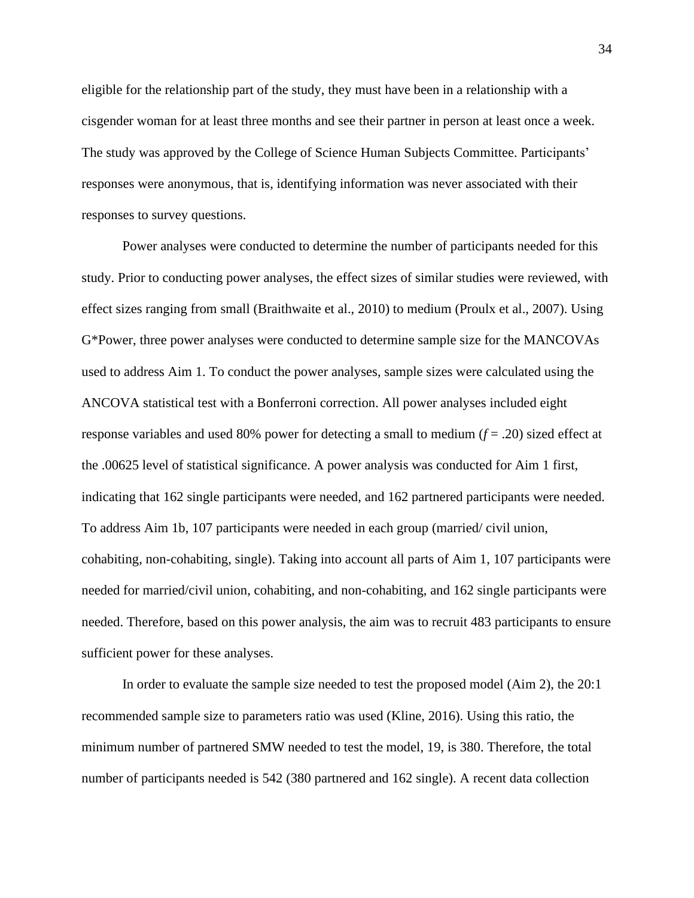eligible for the relationship part of the study, they must have been in a relationship with a cisgender woman for at least three months and see their partner in person at least once a week. The study was approved by the College of Science Human Subjects Committee. Participants' responses were anonymous, that is, identifying information was never associated with their responses to survey questions.

Power analyses were conducted to determine the number of participants needed for this study. Prior to conducting power analyses, the effect sizes of similar studies were reviewed, with effect sizes ranging from small (Braithwaite et al., 2010) to medium (Proulx et al., 2007). Using G*Power, three power analyses were conducted to determine sample size for the MANCOVAs used to address Aim 1. To conduct the power analyses, sample sizes were calculated using the ANCOVA statistical test with a Bonferroni correction. All power analyses included eight response variables and used 80% power for detecting a small to medium ($f$ = .20) sized effect at the .00625 level of statistical significance. A power analysis was conducted for Aim 1 first, indicating that 162 single participants were needed, and 162 partnered participants were needed. To address Aim 1b, 107 participants were needed in each group (married/ civil union, cohabiting, non-cohabiting, single). Taking into account all parts of Aim 1, 107 participants were needed for married/civil union, cohabiting, and non-cohabiting, and 162 single participants were needed. Therefore, based on this power analysis, the aim was to recruit 483 participants to ensure sufficient power for these analyses.

In order to evaluate the sample size needed to test the proposed model (Aim 2), the 20:1 recommended sample size to parameters ratio was used (Kline, 2016). Using this ratio, the minimum number of partnered SMW needed to test the model, 19, is 380. Therefore, the total number of participants needed is 542 (380 partnered and 162 single). A recent data collection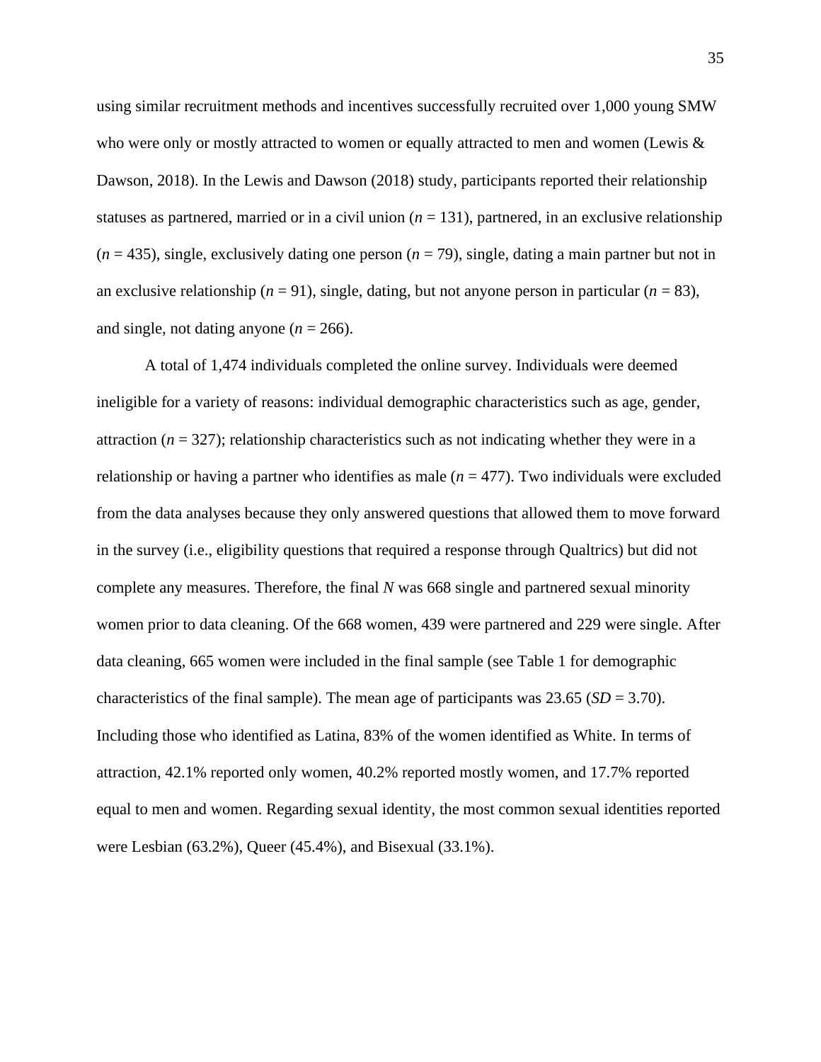using similar recruitment methods and incentives successfully recruited over 1,000 young SMW who were only or mostly attracted to women or equally attracted to men and women (Lewis & Dawson, 2018). In the Lewis and Dawson (2018) study, participants reported their relationship statuses as partnered, married or in a civil union (*n* = 131), partnered, in an exclusive relationship (*n* = 435), single, exclusively dating one person (*n* = 79), single, dating a main partner but not in an exclusive relationship (*n* = 91), single, dating, but not anyone person in particular (*n* = 83), and single, not dating anyone (*n* = 266).

A total of 1,474 individuals completed the online survey. Individuals were deemed ineligible for a variety of reasons: individual demographic characteristics such as age, gender, attraction (*n* = 327); relationship characteristics such as not indicating whether they were in a relationship or having a partner who identifies as male (*n* = 477). Two individuals were excluded from the data analyses because they only answered questions that allowed them to move forward in the survey (i.e., eligibility questions that required a response through Qualtrics) but did not complete any measures. Therefore, the final *N* was 668 single and partnered sexual minority women prior to data cleaning. Of the 668 women, 439 were partnered and 229 were single. After data cleaning, 665 women were included in the final sample (see Table 1 for demographic characteristics of the final sample). The mean age of participants was 23.65 (*SD* = 3.70). Including those who identified as Latina, 83% of the women identified as White. In terms of attraction, 42.1% reported only women, 40.2% reported mostly women, and 17.7% reported equal to men and women. Regarding sexual identity, the most common sexual identities reported were Lesbian (63.2%), Queer (45.4%), and Bisexual (33.1%).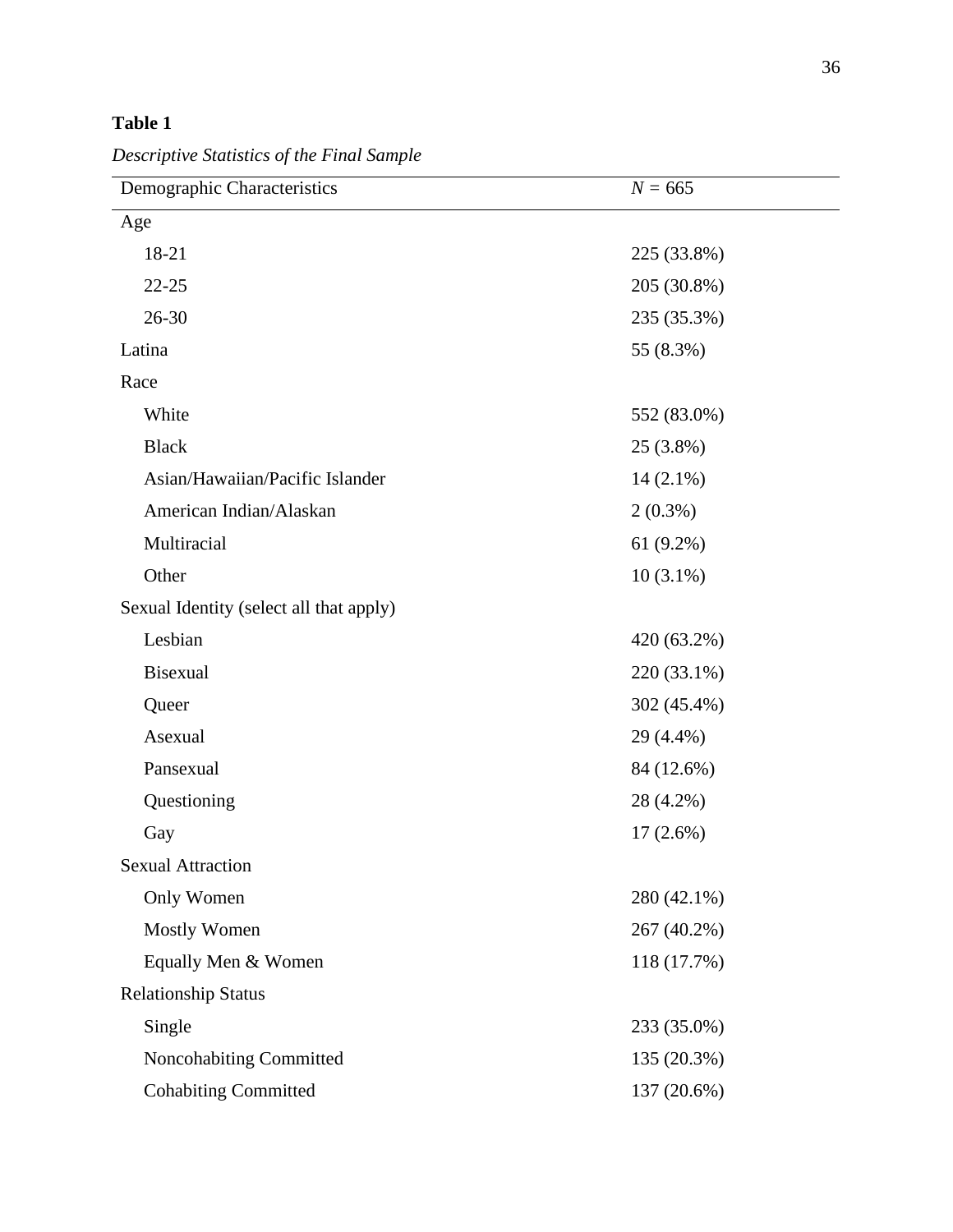**Table 1**

*Descriptive Statistics of the Final Sample*

| Demographic Characteristics | *N* = 665 |
|---|---|
| Age | |
| 18-21 | 225 (33.8%) |
| 22-25 | 205 (30.8%) |
| 26-30 | 235 (35.3%) |
| Latina | 55 (8.3%) |
| Race | |
| White | 552 (83.0%) |
| Black | 25 (3.8%) |
| Asian/Hawaiian/Pacific Islander | 14 (2.1%) |
| American Indian/Alaskan | 2 (0.3%) |
| Multiracial | 61 (9.2%) |
| Other | 10 (3.1%) |
| Sexual Identity (select all that apply) | |
| Lesbian | 420 (63.2%) |
| Bisexual | 220 (33.1%) |
| Queer | 302 (45.4%) |
| Asexual | 29 (4.4%) |
| Pansexual | 84 (12.6%) |
| Questioning | 28 (4.2%) |
| Gay | 17 (2.6%) |
| Sexual Attraction | |
| Only Women | 280 (42.1%) |
| Mostly Women | 267 (40.2%) |
| Equally Men & Women | 118 (17.7%) |
| Relationship Status | |
| Single | 233 (35.0%) |
| Noncohabiting Committed | 135 (20.3%) |
| Cohabiting Committed | 137 (20.6%) |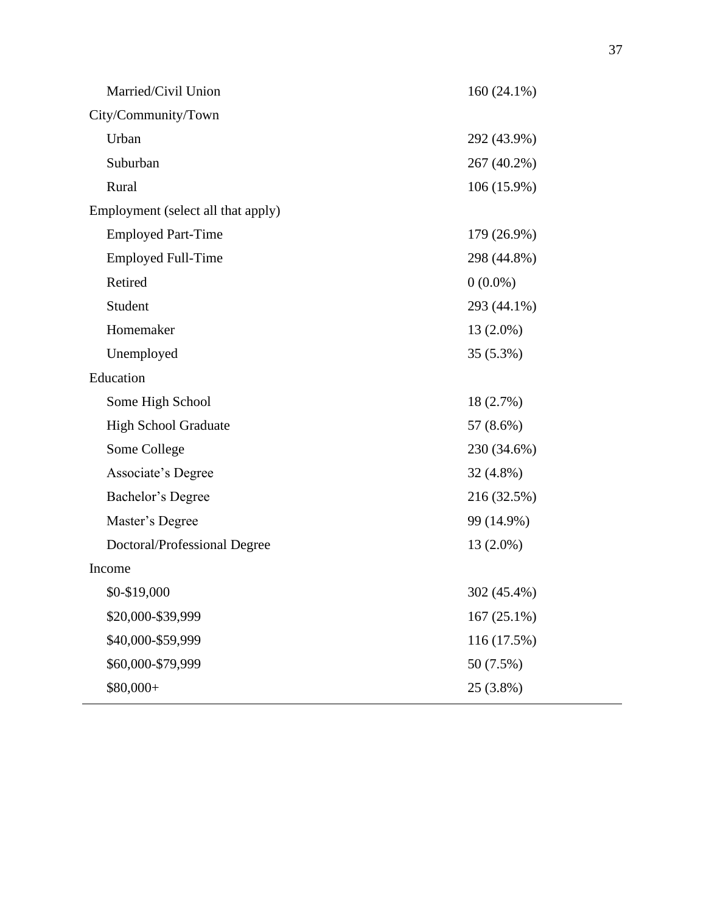| | |
|---|---|
| Married/Civil Union | 160 (24.1%) |
| City/Community/Town | |
| Urban | 292 (43.9%) |
| Suburban | 267 (40.2%) |
| Rural | 106 (15.9%) |
| Employment (select all that apply) | |
| Employed Part-Time | 179 (26.9%) |
| Employed Full-Time | 298 (44.8%) |
| Retired | 0 (0.0%) |
| Student | 293 (44.1%) |
| Homemaker | 13 (2.0%) |
| Unemployed | 35 (5.3%) |
| Education | |
| Some High School | 18 (2.7%) |
| High School Graduate | 57 (8.6%) |
| Some College | 230 (34.6%) |
| Associate's Degree | 32 (4.8%) |
| Bachelor's Degree | 216 (32.5%) |
| Master's Degree | 99 (14.9%) |
| Doctoral/Professional Degree | 13 (2.0%) |
| Income | |
| $0-$19,000 | 302 (45.4%) |
| $20,000-$39,999 | 167 (25.1%) |
| $40,000-$59,999 | 116 (17.5%) |
| $60,000-$79,999 | 50 (7.5%) |
| $80,000+ | 25 (3.8%) |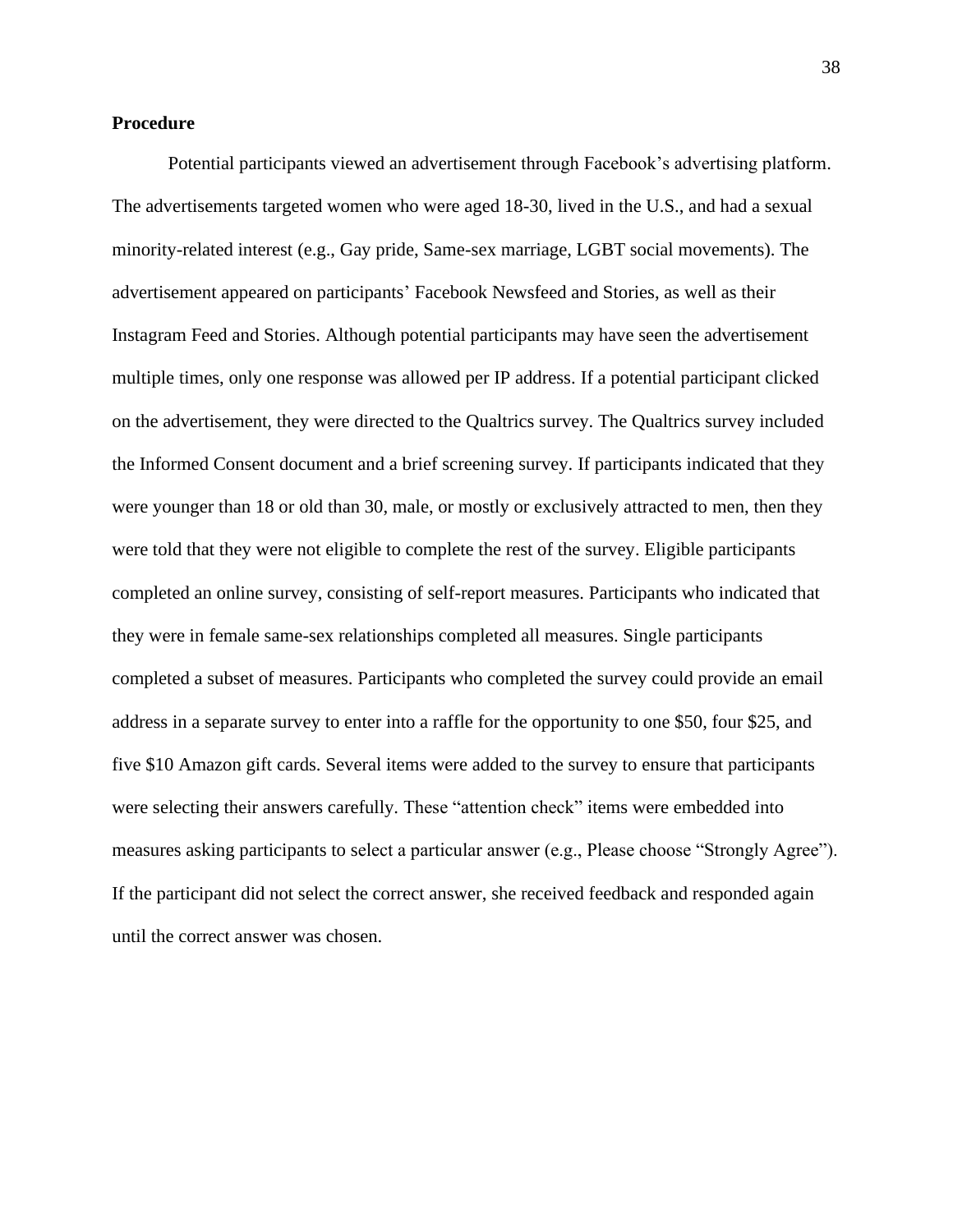**Procedure**

Potential participants viewed an advertisement through Facebook's advertising platform. The advertisements targeted women who were aged 18-30, lived in the U.S., and had a sexual minority-related interest (e.g., Gay pride, Same-sex marriage, LGBT social movements). The advertisement appeared on participants' Facebook Newsfeed and Stories, as well as their Instagram Feed and Stories. Although potential participants may have seen the advertisement multiple times, only one response was allowed per IP address. If a potential participant clicked on the advertisement, they were directed to the Qualtrics survey. The Qualtrics survey included the Informed Consent document and a brief screening survey. If participants indicated that they were younger than 18 or old than 30, male, or mostly or exclusively attracted to men, then they were told that they were not eligible to complete the rest of the survey. Eligible participants completed an online survey, consisting of self-report measures. Participants who indicated that they were in female same-sex relationships completed all measures. Single participants completed a subset of measures. Participants who completed the survey could provide an email address in a separate survey to enter into a raffle for the opportunity to one $50, four $25, and five $10 Amazon gift cards. Several items were added to the survey to ensure that participants were selecting their answers carefully. These "attention check" items were embedded into measures asking participants to select a particular answer (e.g., Please choose "Strongly Agree"). If the participant did not select the correct answer, she received feedback and responded again until the correct answer was chosen.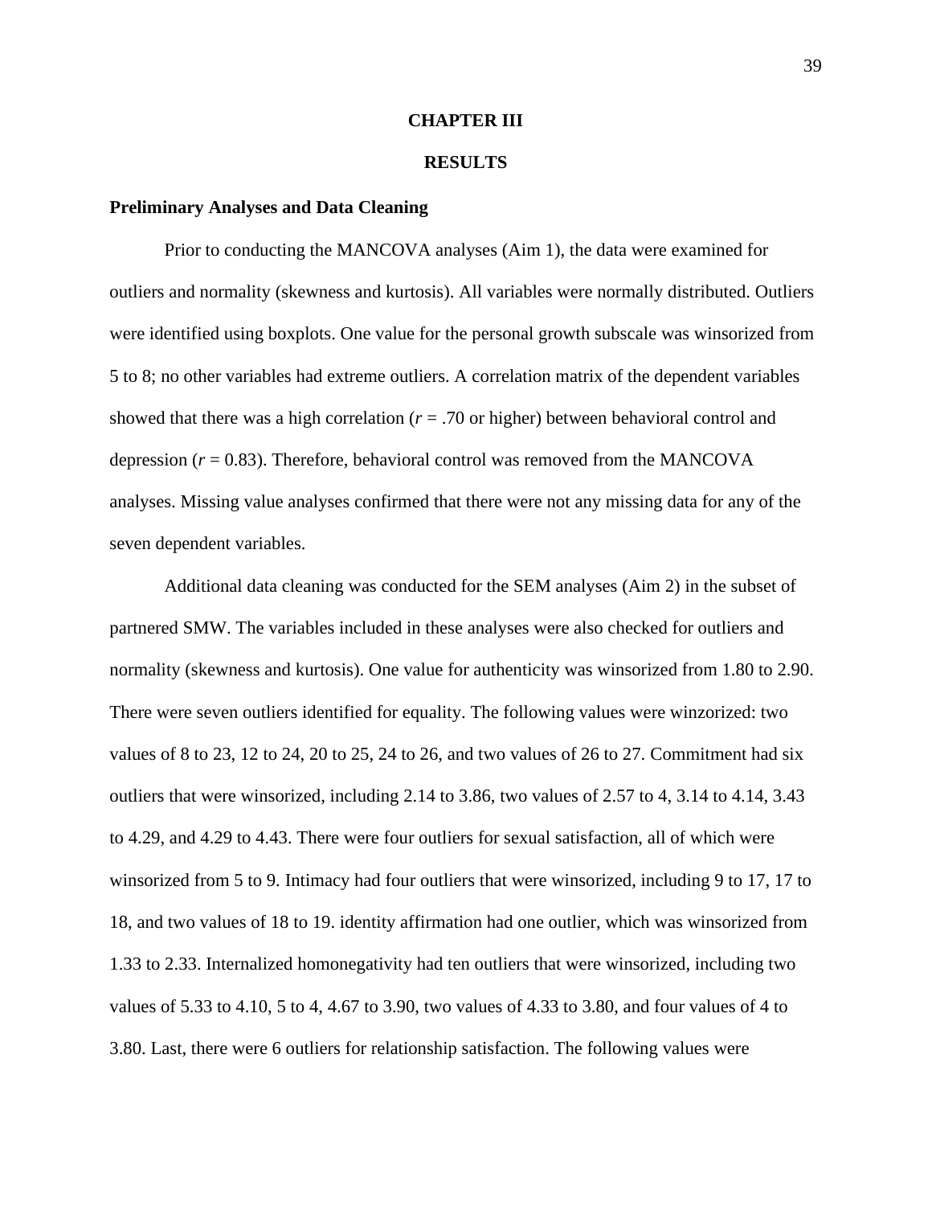# CHAPTER III

# RESULTS

## Preliminary Analyses and Data Cleaning

Prior to conducting the MANCOVA analyses (Aim 1), the data were examined for outliers and normality (skewness and kurtosis). All variables were normally distributed. Outliers were identified using boxplots. One value for the personal growth subscale was winsorized from 5 to 8; no other variables had extreme outliers. A correlation matrix of the dependent variables showed that there was a high correlation ($r$ = .70 or higher) between behavioral control and depression ($r$ = 0.83). Therefore, behavioral control was removed from the MANCOVA analyses. Missing value analyses confirmed that there were not any missing data for any of the seven dependent variables.

Additional data cleaning was conducted for the SEM analyses (Aim 2) in the subset of partnered SMW. The variables included in these analyses were also checked for outliers and normality (skewness and kurtosis). One value for authenticity was winsorized from 1.80 to 2.90. There were seven outliers identified for equality. The following values were winzorized: two values of 8 to 23, 12 to 24, 20 to 25, 24 to 26, and two values of 26 to 27. Commitment had six outliers that were winsorized, including 2.14 to 3.86, two values of 2.57 to 4, 3.14 to 4.14, 3.43 to 4.29, and 4.29 to 4.43. There were four outliers for sexual satisfaction, all of which were winsorized from 5 to 9. Intimacy had four outliers that were winsorized, including 9 to 17, 17 to 18, and two values of 18 to 19. identity affirmation had one outlier, which was winsorized from 1.33 to 2.33. Internalized homonegativity had ten outliers that were winsorized, including two values of 5.33 to 4.10, 5 to 4, 4.67 to 3.90, two values of 4.33 to 3.80, and four values of 4 to 3.80. Last, there were 6 outliers for relationship satisfaction. The following values were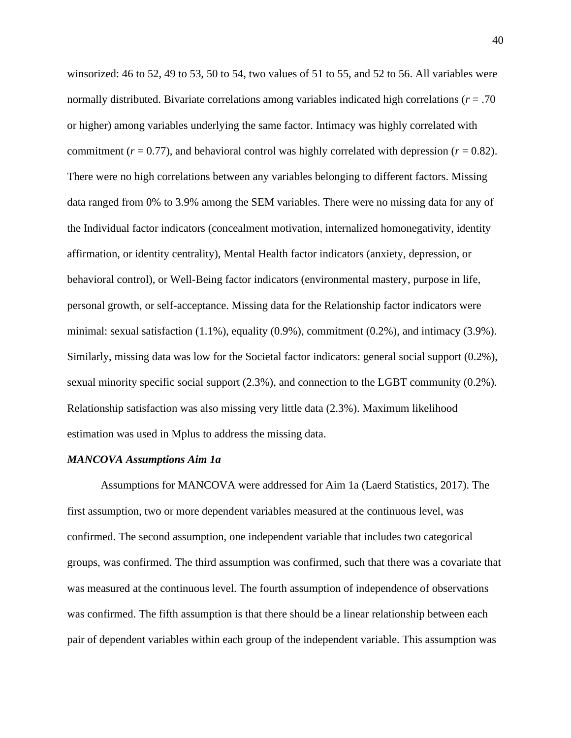winsorized: 46 to 52, 49 to 53, 50 to 54, two values of 51 to 55, and 52 to 56. All variables were normally distributed. Bivariate correlations among variables indicated high correlations ($r = .70$ or higher) among variables underlying the same factor. Intimacy was highly correlated with commitment ($r = 0.77$), and behavioral control was highly correlated with depression ($r = 0.82$). There were no high correlations between any variables belonging to different factors. Missing data ranged from 0% to 3.9% among the SEM variables. There were no missing data for any of the Individual factor indicators (concealment motivation, internalized homonegativity, identity affirmation, or identity centrality), Mental Health factor indicators (anxiety, depression, or behavioral control), or Well-Being factor indicators (environmental mastery, purpose in life, personal growth, or self-acceptance. Missing data for the Relationship factor indicators were minimal: sexual satisfaction (1.1%), equality (0.9%), commitment (0.2%), and intimacy (3.9%). Similarly, missing data was low for the Societal factor indicators: general social support (0.2%), sexual minority specific social support (2.3%), and connection to the LGBT community (0.2%). Relationship satisfaction was also missing very little data (2.3%). Maximum likelihood estimation was used in Mplus to address the missing data.

***MANCOVA Assumptions Aim 1a***

Assumptions for MANCOVA were addressed for Aim 1a (Laerd Statistics, 2017). The first assumption, two or more dependent variables measured at the continuous level, was confirmed. The second assumption, one independent variable that includes two categorical groups, was confirmed. The third assumption was confirmed, such that there was a covariate that was measured at the continuous level. The fourth assumption of independence of observations was confirmed. The fifth assumption is that there should be a linear relationship between each pair of dependent variables within each group of the independent variable. This assumption was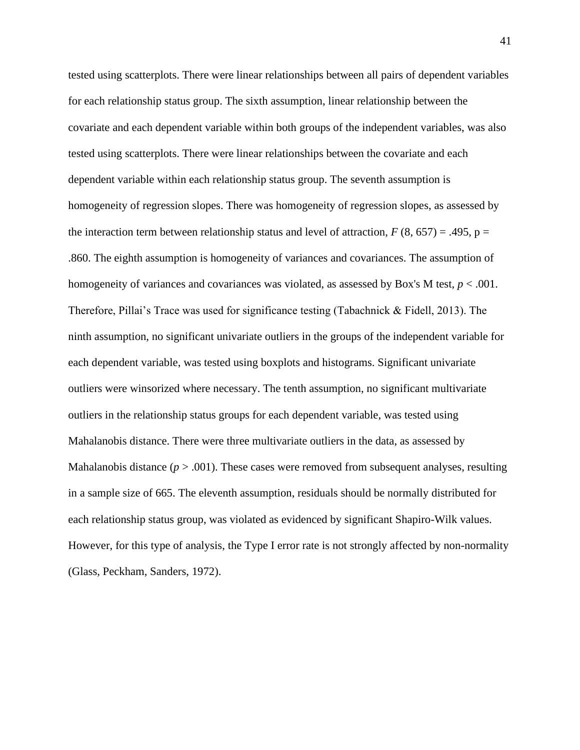tested using scatterplots. There were linear relationships between all pairs of dependent variables for each relationship status group. The sixth assumption, linear relationship between the covariate and each dependent variable within both groups of the independent variables, was also tested using scatterplots. There were linear relationships between the covariate and each dependent variable within each relationship status group. The seventh assumption is homogeneity of regression slopes. There was homogeneity of regression slopes, as assessed by the interaction term between relationship status and level of attraction, $F$ (8, 657) = .495, p = .860. The eighth assumption is homogeneity of variances and covariances. The assumption of homogeneity of variances and covariances was violated, as assessed by Box's M test, $p < .001$. Therefore, Pillai's Trace was used for significance testing (Tabachnick & Fidell, 2013). The ninth assumption, no significant univariate outliers in the groups of the independent variable for each dependent variable, was tested using boxplots and histograms. Significant univariate outliers were winsorized where necessary. The tenth assumption, no significant multivariate outliers in the relationship status groups for each dependent variable, was tested using Mahalanobis distance. There were three multivariate outliers in the data, as assessed by Mahalanobis distance ($p > .001$). These cases were removed from subsequent analyses, resulting in a sample size of 665. The eleventh assumption, residuals should be normally distributed for each relationship status group, was violated as evidenced by significant Shapiro-Wilk values. However, for this type of analysis, the Type I error rate is not strongly affected by non-normality (Glass, Peckham, Sanders, 1972).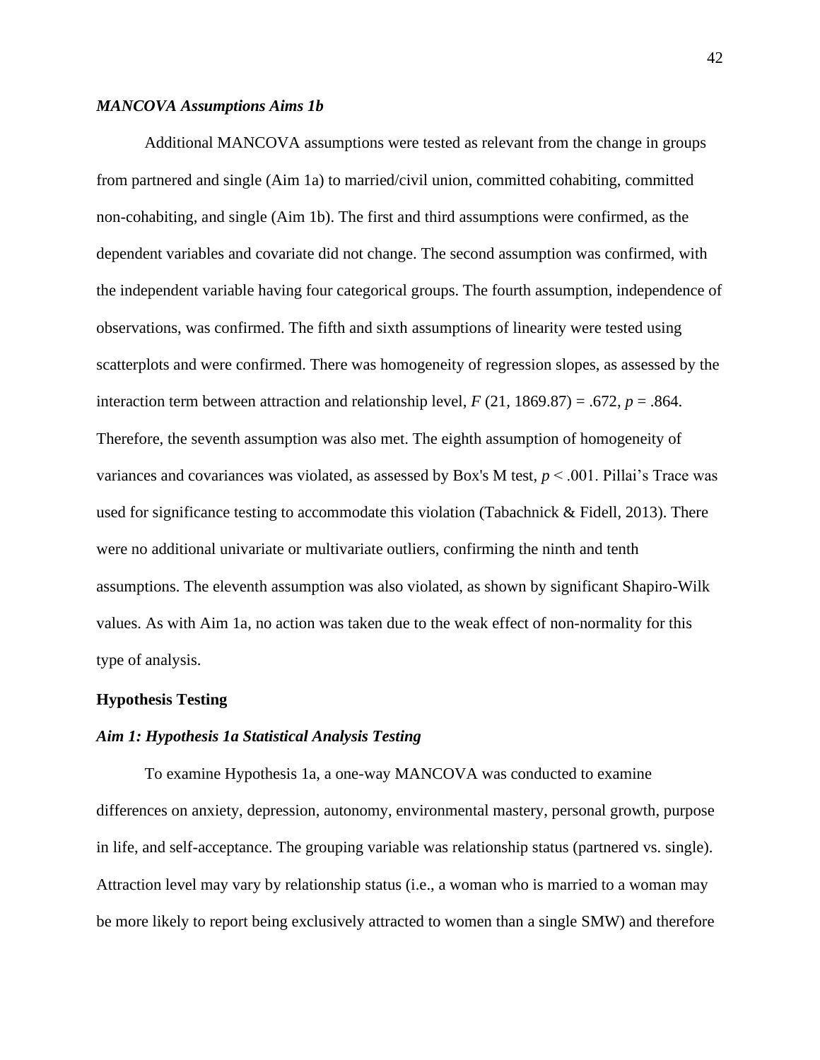### *MANCOVA Assumptions Aims 1b*

Additional MANCOVA assumptions were tested as relevant from the change in groups from partnered and single (Aim 1a) to married/civil union, committed cohabiting, committed non-cohabiting, and single (Aim 1b). The first and third assumptions were confirmed, as the dependent variables and covariate did not change. The second assumption was confirmed, with the independent variable having four categorical groups. The fourth assumption, independence of observations, was confirmed. The fifth and sixth assumptions of linearity were tested using scatterplots and were confirmed. There was homogeneity of regression slopes, as assessed by the interaction term between attraction and relationship level, $F$ (21, 1869.87) = .672, $p$ = .864. Therefore, the seventh assumption was also met. The eighth assumption of homogeneity of variances and covariances was violated, as assessed by Box's M test, $p < .001$. Pillai's Trace was used for significance testing to accommodate this violation (Tabachnick & Fidell, 2013). There were no additional univariate or multivariate outliers, confirming the ninth and tenth assumptions. The eleventh assumption was also violated, as shown by significant Shapiro-Wilk values. As with Aim 1a, no action was taken due to the weak effect of non-normality for this type of analysis.

## Hypothesis Testing

### *Aim 1: Hypothesis 1a Statistical Analysis Testing*

To examine Hypothesis 1a, a one-way MANCOVA was conducted to examine differences on anxiety, depression, autonomy, environmental mastery, personal growth, purpose in life, and self-acceptance. The grouping variable was relationship status (partnered vs. single). Attraction level may vary by relationship status (i.e., a woman who is married to a woman may be more likely to report being exclusively attracted to women than a single SMW) and therefore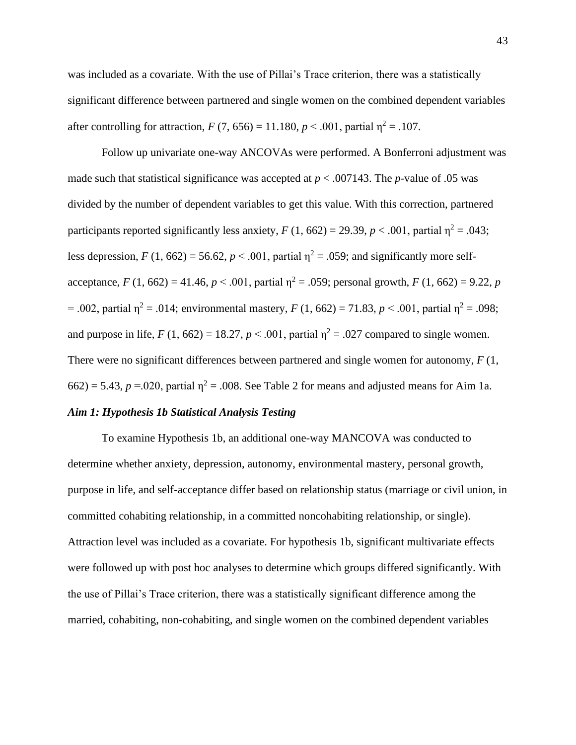was included as a covariate. With the use of Pillai's Trace criterion, there was a statistically significant difference between partnered and single women on the combined dependent variables after controlling for attraction, $F$ (7, 656) = 11.180, $p < .001$, partial $\eta^2 = .107$.

Follow up univariate one-way ANCOVAs were performed. A Bonferroni adjustment was made such that statistical significance was accepted at $p < .007143$. The $p$-value of .05 was divided by the number of dependent variables to get this value. With this correction, partnered participants reported significantly less anxiety, $F$ (1, 662) = 29.39, $p < .001$, partial $\eta^2 = .043$; less depression, $F$ (1, 662) = 56.62, $p < .001$, partial $\eta^2 = .059$; and significantly more self-acceptance, $F$ (1, 662) = 41.46, $p < .001$, partial $\eta^2 = .059$; personal growth, $F$ (1, 662) = 9.22, $p = .002$, partial $\eta^2 = .014$; environmental mastery, $F$ (1, 662) = 71.83, $p < .001$, partial $\eta^2 = .098$; and purpose in life, $F$ (1, 662) = 18.27, $p < .001$, partial $\eta^2 = .027$ compared to single women. There were no significant differences between partnered and single women for autonomy, $F$ (1, 662) = 5.43, $p = .020$, partial $\eta^2 = .008$. See Table 2 for means and adjusted means for Aim 1a.

### *Aim 1: Hypothesis 1b Statistical Analysis Testing*

To examine Hypothesis 1b, an additional one-way MANCOVA was conducted to determine whether anxiety, depression, autonomy, environmental mastery, personal growth, purpose in life, and self-acceptance differ based on relationship status (marriage or civil union, in committed cohabiting relationship, in a committed noncohabiting relationship, or single). Attraction level was included as a covariate. For hypothesis 1b, significant multivariate effects were followed up with post hoc analyses to determine which groups differed significantly. With the use of Pillai's Trace criterion, there was a statistically significant difference among the married, cohabiting, non-cohabiting, and single women on the combined dependent variables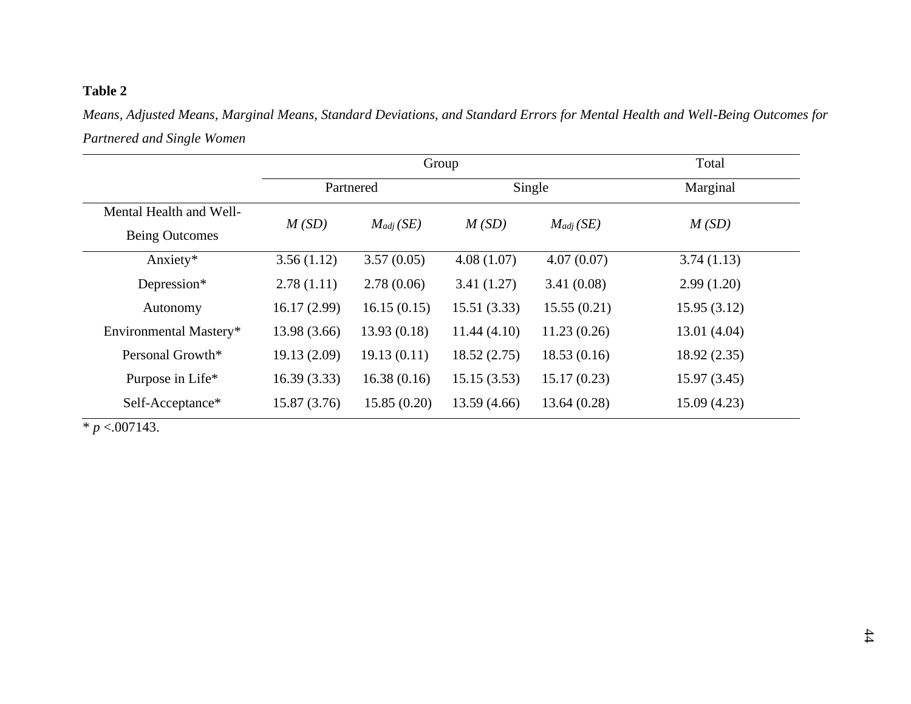**Table 2**

*Means, Adjusted Means, Marginal Means, Standard Deviations, and Standard Errors for Mental Health and Well-Being Outcomes for Partnered and Single Women*

| | Group | | | | Total |
|---|---|---|---|---|---|
| | Partnered | | Single | | Marginal |
| Mental Health and Well-Being Outcomes | *M (SD)* | $M_{adj}$ *(SE)* | *M (SD)* | $M_{adj}$ *(SE)* | *M (SD)* |
| Anxiety* | 3.56 (1.12) | 3.57 (0.05) | 4.08 (1.07) | 4.07 (0.07) | 3.74 (1.13) |
| Depression* | 2.78 (1.11) | 2.78 (0.06) | 3.41 (1.27) | 3.41 (0.08) | 2.99 (1.20) |
| Autonomy | 16.17 (2.99) | 16.15 (0.15) | 15.51 (3.33) | 15.55 (0.21) | 15.95 (3.12) |
| Environmental Mastery* | 13.98 (3.66) | 13.93 (0.18) | 11.44 (4.10) | 11.23 (0.26) | 13.01 (4.04) |
| Personal Growth* | 19.13 (2.09) | 19.13 (0.11) | 18.52 (2.75) | 18.53 (0.16) | 18.92 (2.35) |
| Purpose in Life* | 16.39 (3.33) | 16.38 (0.16) | 15.15 (3.53) | 15.17 (0.23) | 15.97 (3.45) |
| Self-Acceptance* | 15.87 (3.76) | 15.85 (0.20) | 13.59 (4.66) | 13.64 (0.28) | 15.09 (4.23) |

* $p < .007143$.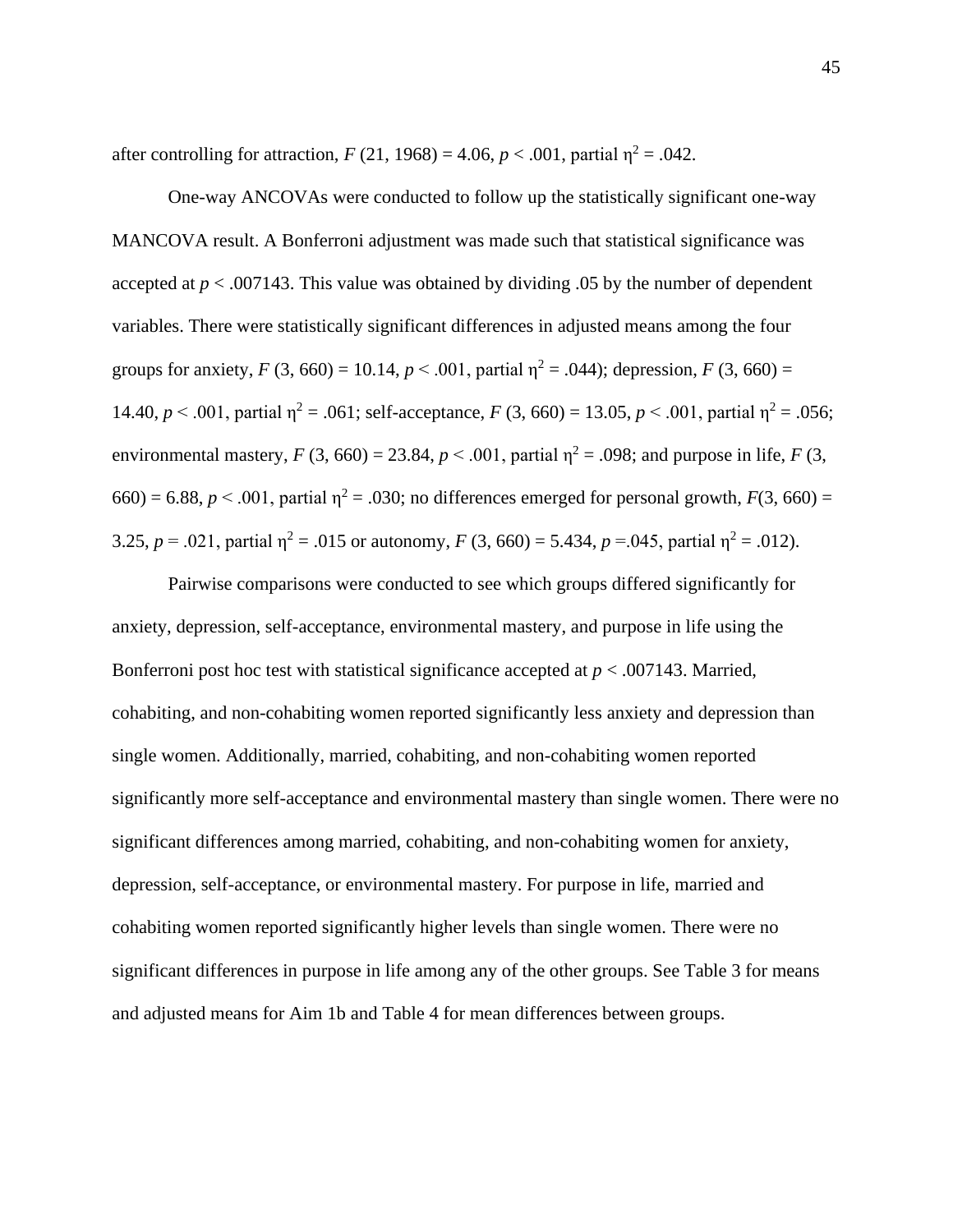after controlling for attraction, $F(21, 1968) = 4.06$, $p < .001$, partial $\eta^2 = .042$.

One-way ANCOVAs were conducted to follow up the statistically significant one-way MANCOVA result. A Bonferroni adjustment was made such that statistical significance was accepted at $p < .007143$. This value was obtained by dividing .05 by the number of dependent variables. There were statistically significant differences in adjusted means among the four groups for anxiety, $F(3, 660) = 10.14$, $p < .001$, partial $\eta^2 = .044$); depression, $F(3, 660) = 14.40$, $p < .001$, partial $\eta^2 = .061$; self-acceptance, $F(3, 660) = 13.05$, $p < .001$, partial $\eta^2 = .056$; environmental mastery, $F(3, 660) = 23.84$, $p < .001$, partial $\eta^2 = .098$; and purpose in life, $F(3, 660) = 6.88$, $p < .001$, partial $\eta^2 = .030$; no differences emerged for personal growth, $F(3, 660) = 3.25$, $p = .021$, partial $\eta^2 = .015$ or autonomy, $F(3, 660) = 5.434$, $p = .045$, partial $\eta^2 = .012$).

Pairwise comparisons were conducted to see which groups differed significantly for anxiety, depression, self-acceptance, environmental mastery, and purpose in life using the Bonferroni post hoc test with statistical significance accepted at $p < .007143$. Married, cohabiting, and non-cohabiting women reported significantly less anxiety and depression than single women. Additionally, married, cohabiting, and non-cohabiting women reported significantly more self-acceptance and environmental mastery than single women. There were no significant differences among married, cohabiting, and non-cohabiting women for anxiety, depression, self-acceptance, or environmental mastery. For purpose in life, married and cohabiting women reported significantly higher levels than single women. There were no significant differences in purpose in life among any of the other groups. See Table 3 for means and adjusted means for Aim 1b and Table 4 for mean differences between groups.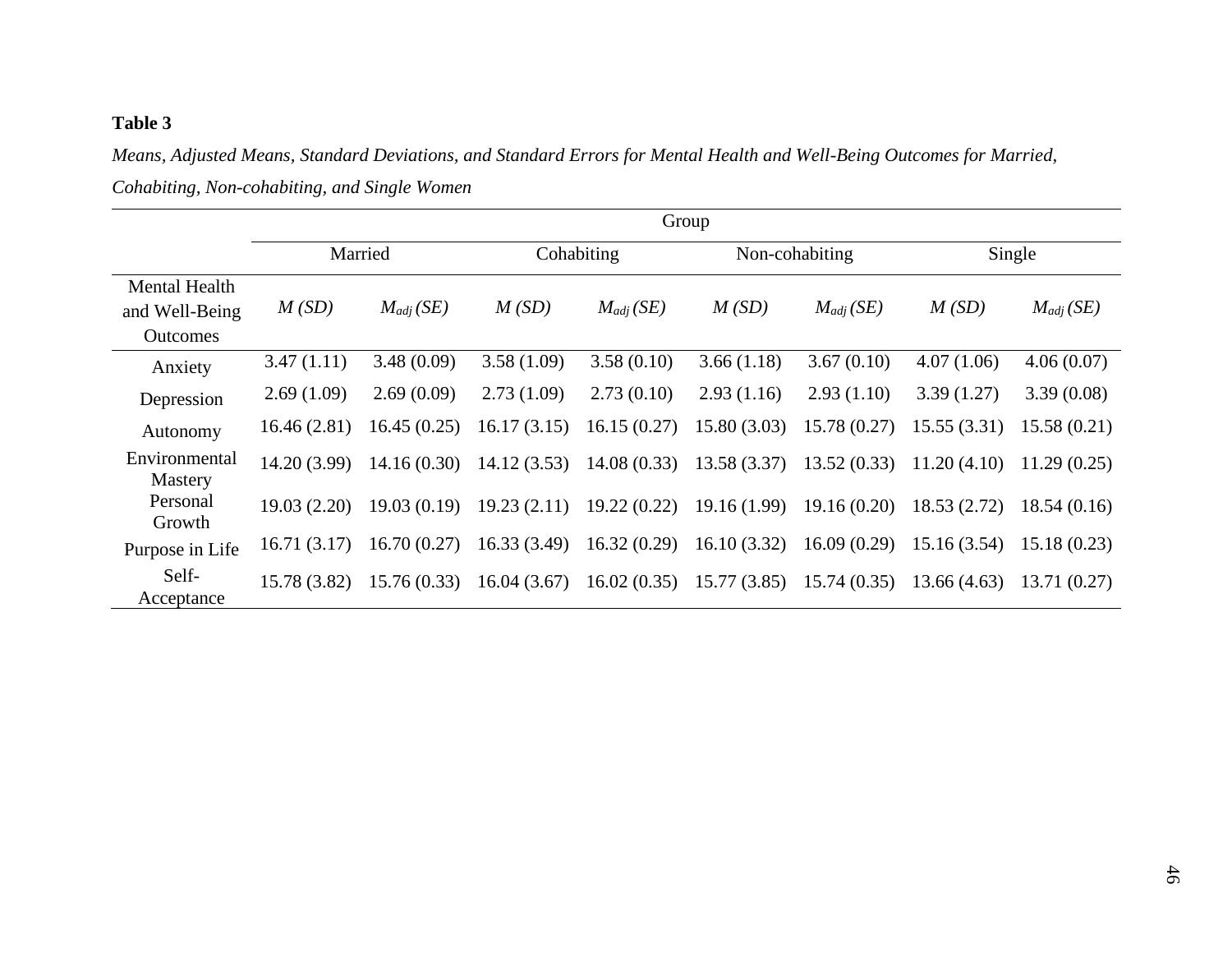**Table 3**

*Means, Adjusted Means, Standard Deviations, and Standard Errors for Mental Health and Well-Being Outcomes for Married, Cohabiting, Non-cohabiting, and Single Women*

| | Group | | | | | | | |
|---|---|---|---|---|---|---|---|---|
| | Married | | Cohabiting | | Non-cohabiting | | Single | |
| Mental Health and Well-Being Outcomes | *M (SD)* | $M_{adj}$ *(SE)* | *M (SD)* | $M_{adj}$ *(SE)* | *M (SD)* | $M_{adj}$ *(SE)* | *M (SD)* | $M_{adj}$ *(SE)* |
| Anxiety | 3.47 (1.11) | 3.48 (0.09) | 3.58 (1.09) | 3.58 (0.10) | 3.66 (1.18) | 3.67 (0.10) | 4.07 (1.06) | 4.06 (0.07) |
| Depression | 2.69 (1.09) | 2.69 (0.09) | 2.73 (1.09) | 2.73 (0.10) | 2.93 (1.16) | 2.93 (1.10) | 3.39 (1.27) | 3.39 (0.08) |
| Autonomy | 16.46 (2.81) | 16.45 (0.25) | 16.17 (3.15) | 16.15 (0.27) | 15.80 (3.03) | 15.78 (0.27) | 15.55 (3.31) | 15.58 (0.21) |
| Environmental Mastery | 14.20 (3.99) | 14.16 (0.30) | 14.12 (3.53) | 14.08 (0.33) | 13.58 (3.37) | 13.52 (0.33) | 11.20 (4.10) | 11.29 (0.25) |
| Personal Growth | 19.03 (2.20) | 19.03 (0.19) | 19.23 (2.11) | 19.22 (0.22) | 19.16 (1.99) | 19.16 (0.20) | 18.53 (2.72) | 18.54 (0.16) |
| Purpose in Life | 16.71 (3.17) | 16.70 (0.27) | 16.33 (3.49) | 16.32 (0.29) | 16.10 (3.32) | 16.09 (0.29) | 15.16 (3.54) | 15.18 (0.23) |
| Self-Acceptance | 15.78 (3.82) | 15.76 (0.33) | 16.04 (3.67) | 16.02 (0.35) | 15.77 (3.85) | 15.74 (0.35) | 13.66 (4.63) | 13.71 (0.27) |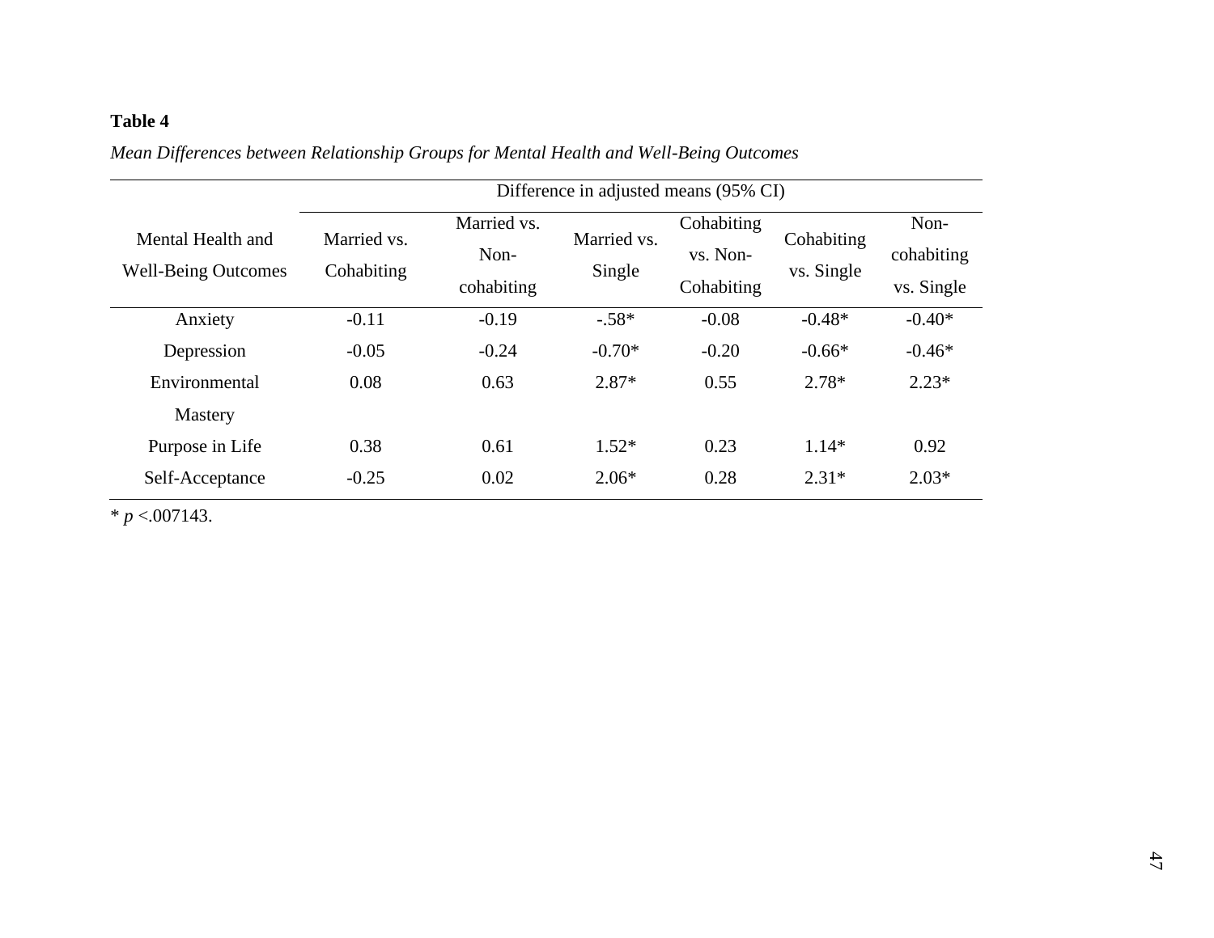**Table 4**

*Mean Differences between Relationship Groups for Mental Health and Well-Being Outcomes*

| Mental Health and Well-Being Outcomes | Difference in adjusted means (95% CI) | | | | | |
|---|---|---|---|---|---|---|
| | Married vs. Cohabiting | Married vs. Non-cohabiting | Married vs. Single | Cohabiting vs. Non-Cohabiting | Cohabiting vs. Single | Non-cohabiting vs. Single |
| Anxiety | -0.11 | -0.19 | -.58* | -0.08 | -0.48* | -0.40* |
| Depression | -0.05 | -0.24 | -0.70* | -0.20 | -0.66* | -0.46* |
| Environmental Mastery | 0.08 | 0.63 | 2.87* | 0.55 | 2.78* | 2.23* |
| Purpose in Life | 0.38 | 0.61 | 1.52* | 0.23 | 1.14* | 0.92 |
| Self-Acceptance | -0.25 | 0.02 | 2.06* | 0.28 | 2.31* | 2.03* |

* $p$ <.007143.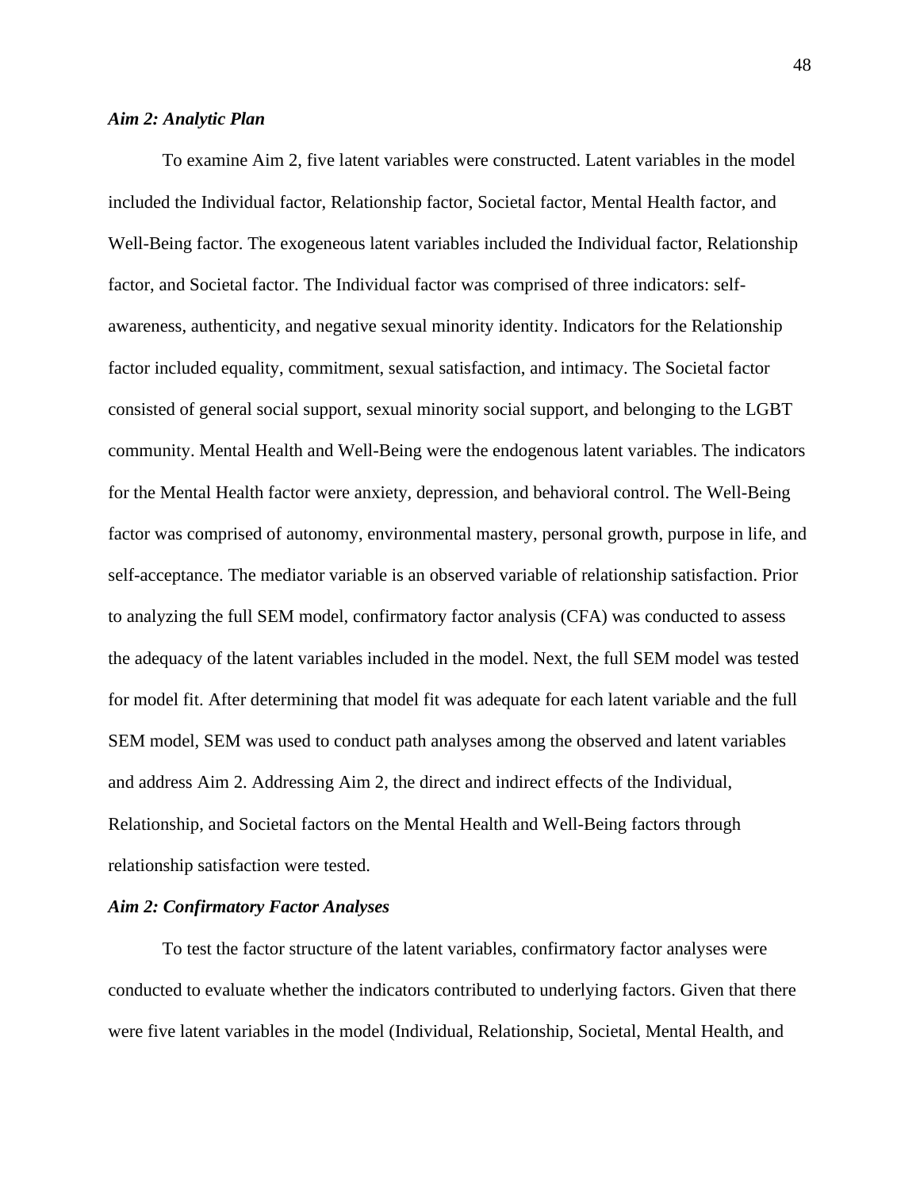### *Aim 2: Analytic Plan*

To examine Aim 2, five latent variables were constructed. Latent variables in the model included the Individual factor, Relationship factor, Societal factor, Mental Health factor, and Well-Being factor. The exogeneous latent variables included the Individual factor, Relationship factor, and Societal factor. The Individual factor was comprised of three indicators: self-awareness, authenticity, and negative sexual minority identity. Indicators for the Relationship factor included equality, commitment, sexual satisfaction, and intimacy. The Societal factor consisted of general social support, sexual minority social support, and belonging to the LGBT community. Mental Health and Well-Being were the endogenous latent variables. The indicators for the Mental Health factor were anxiety, depression, and behavioral control. The Well-Being factor was comprised of autonomy, environmental mastery, personal growth, purpose in life, and self-acceptance. The mediator variable is an observed variable of relationship satisfaction. Prior to analyzing the full SEM model, confirmatory factor analysis (CFA) was conducted to assess the adequacy of the latent variables included in the model. Next, the full SEM model was tested for model fit. After determining that model fit was adequate for each latent variable and the full SEM model, SEM was used to conduct path analyses among the observed and latent variables and address Aim 2. Addressing Aim 2, the direct and indirect effects of the Individual, Relationship, and Societal factors on the Mental Health and Well-Being factors through relationship satisfaction were tested.

### *Aim 2: Confirmatory Factor Analyses*

To test the factor structure of the latent variables, confirmatory factor analyses were conducted to evaluate whether the indicators contributed to underlying factors. Given that there were five latent variables in the model (Individual, Relationship, Societal, Mental Health, and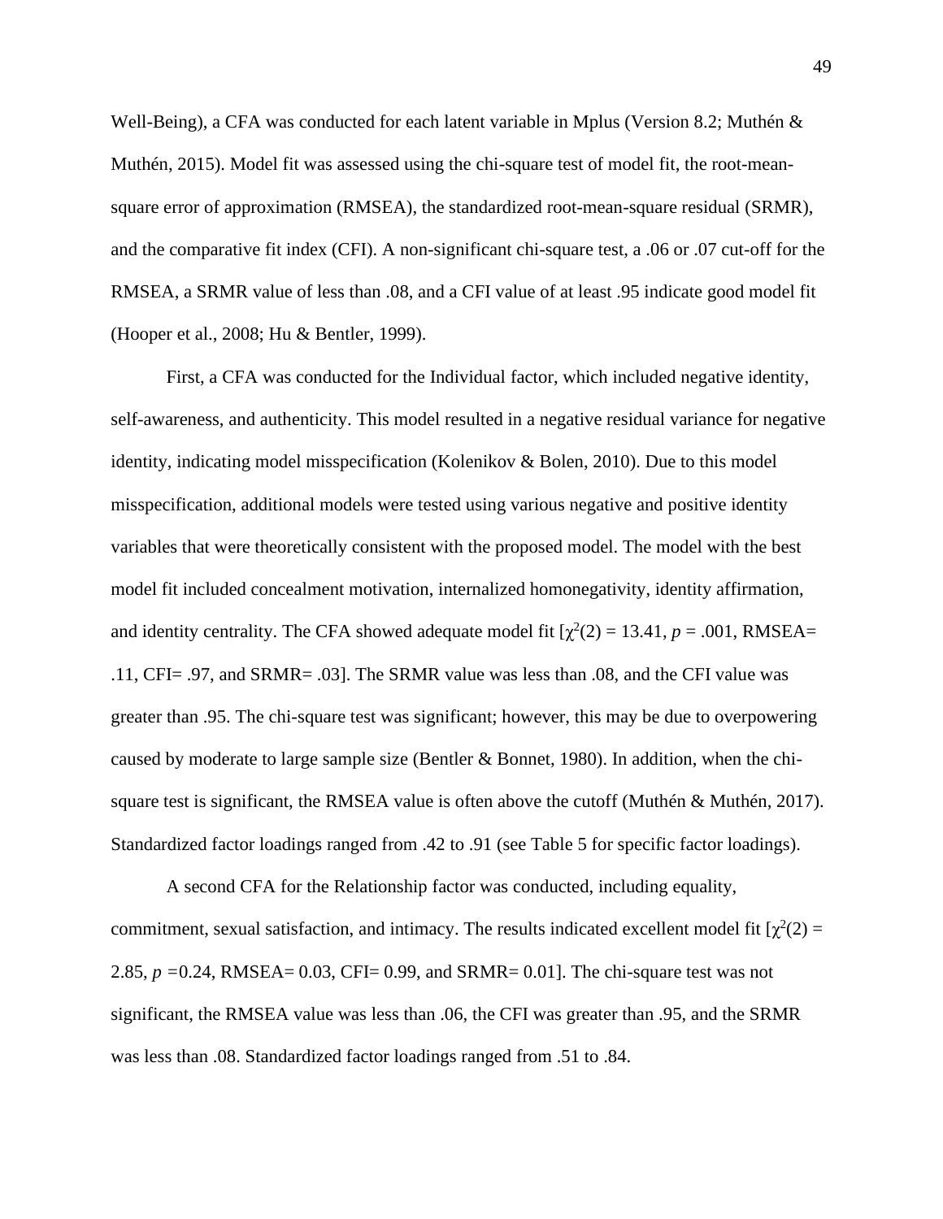Well-Being), a CFA was conducted for each latent variable in Mplus (Version 8.2; Muthén & Muthén, 2015). Model fit was assessed using the chi-square test of model fit, the root-mean-square error of approximation (RMSEA), the standardized root-mean-square residual (SRMR), and the comparative fit index (CFI). A non-significant chi-square test, a .06 or .07 cut-off for the RMSEA, a SRMR value of less than .08, and a CFI value of at least .95 indicate good model fit (Hooper et al., 2008; Hu & Bentler, 1999).

First, a CFA was conducted for the Individual factor, which included negative identity, self-awareness, and authenticity. This model resulted in a negative residual variance for negative identity, indicating model misspecification (Kolenikov & Bolen, 2010). Due to this model misspecification, additional models were tested using various negative and positive identity variables that were theoretically consistent with the proposed model. The model with the best model fit included concealment motivation, internalized homonegativity, identity affirmation, and identity centrality. The CFA showed adequate model fit [$\chi^2(2) = 13.41$, $p = .001$, RMSEA= .11, CFI= .97, and SRMR= .03]. The SRMR value was less than .08, and the CFI value was greater than .95. The chi-square test was significant; however, this may be due to overpowering caused by moderate to large sample size (Bentler & Bonnet, 1980). In addition, when the chi-square test is significant, the RMSEA value is often above the cutoff (Muthén & Muthén, 2017). Standardized factor loadings ranged from .42 to .91 (see Table 5 for specific factor loadings).

A second CFA for the Relationship factor was conducted, including equality, commitment, sexual satisfaction, and intimacy. The results indicated excellent model fit [$\chi^2(2) = 2.85$, $p = 0.24$, RMSEA= 0.03, CFI= 0.99, and SRMR= 0.01]. The chi-square test was not significant, the RMSEA value was less than .06, the CFI was greater than .95, and the SRMR was less than .08. Standardized factor loadings ranged from .51 to .84.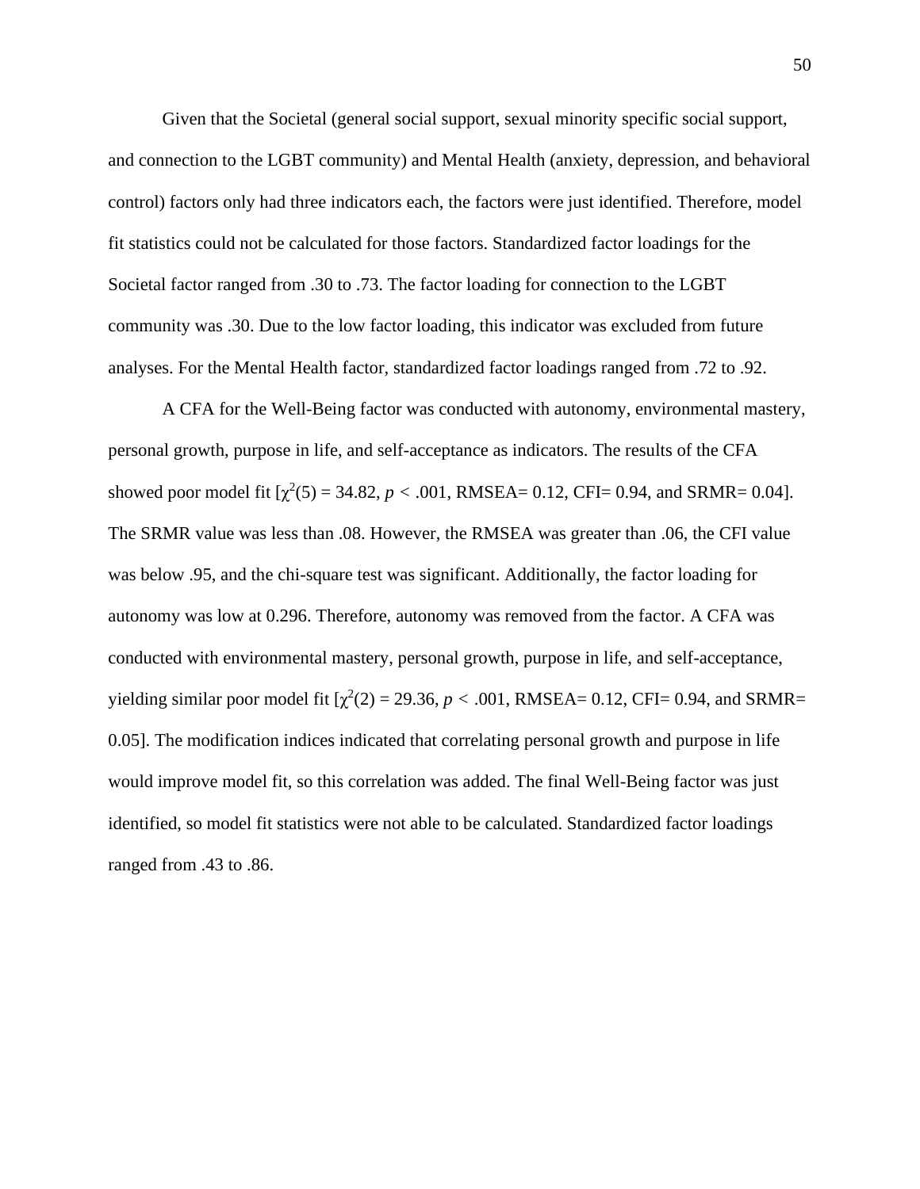Given that the Societal (general social support, sexual minority specific social support, and connection to the LGBT community) and Mental Health (anxiety, depression, and behavioral control) factors only had three indicators each, the factors were just identified. Therefore, model fit statistics could not be calculated for those factors. Standardized factor loadings for the Societal factor ranged from .30 to .73. The factor loading for connection to the LGBT community was .30. Due to the low factor loading, this indicator was excluded from future analyses. For the Mental Health factor, standardized factor loadings ranged from .72 to .92.

A CFA for the Well-Being factor was conducted with autonomy, environmental mastery, personal growth, purpose in life, and self-acceptance as indicators. The results of the CFA showed poor model fit [$\chi^2(5) = 34.82$, $p < .001$, RMSEA= 0.12, CFI= 0.94, and SRMR= 0.04]. The SRMR value was less than .08. However, the RMSEA was greater than .06, the CFI value was below .95, and the chi-square test was significant. Additionally, the factor loading for autonomy was low at 0.296. Therefore, autonomy was removed from the factor. A CFA was conducted with environmental mastery, personal growth, purpose in life, and self-acceptance, yielding similar poor model fit [$\chi^2(2) = 29.36$, $p < .001$, RMSEA= 0.12, CFI= 0.94, and SRMR= 0.05]. The modification indices indicated that correlating personal growth and purpose in life would improve model fit, so this correlation was added. The final Well-Being factor was just identified, so model fit statistics were not able to be calculated. Standardized factor loadings ranged from .43 to .86.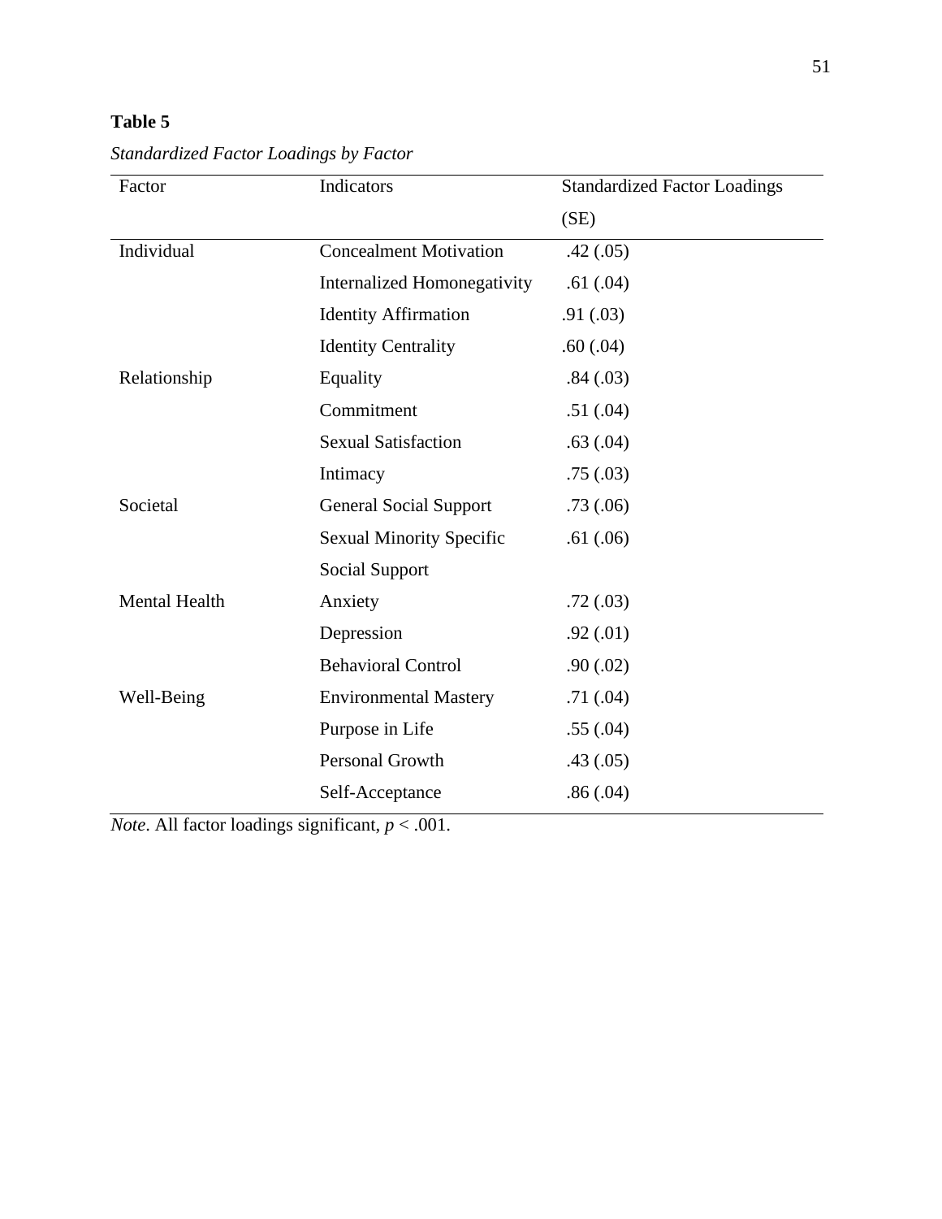**Table 5**

*Standardized Factor Loadings by Factor*

| Factor | Indicators | Standardized Factor Loadings (SE) |
|---|---|---|
| Individual | Concealment Motivation | .42 (.05) |
| | Internalized Homonegativity | .61 (.04) |
| | Identity Affirmation | .91 (.03) |
| | Identity Centrality | .60 (.04) |
| Relationship | Equality | .84 (.03) |
| | Commitment | .51 (.04) |
| | Sexual Satisfaction | .63 (.04) |
| | Intimacy | .75 (.03) |
| Societal | General Social Support | .73 (.06) |
| | Sexual Minority Specific Social Support | .61 (.06) |
| Mental Health | Anxiety | .72 (.03) |
| | Depression | .92 (.01) |
| | Behavioral Control | .90 (.02) |
| Well-Being | Environmental Mastery | .71 (.04) |
| | Purpose in Life | .55 (.04) |
| | Personal Growth | .43 (.05) |
| | Self-Acceptance | .86 (.04) |

*Note*. All factor loadings significant, $p < .001$.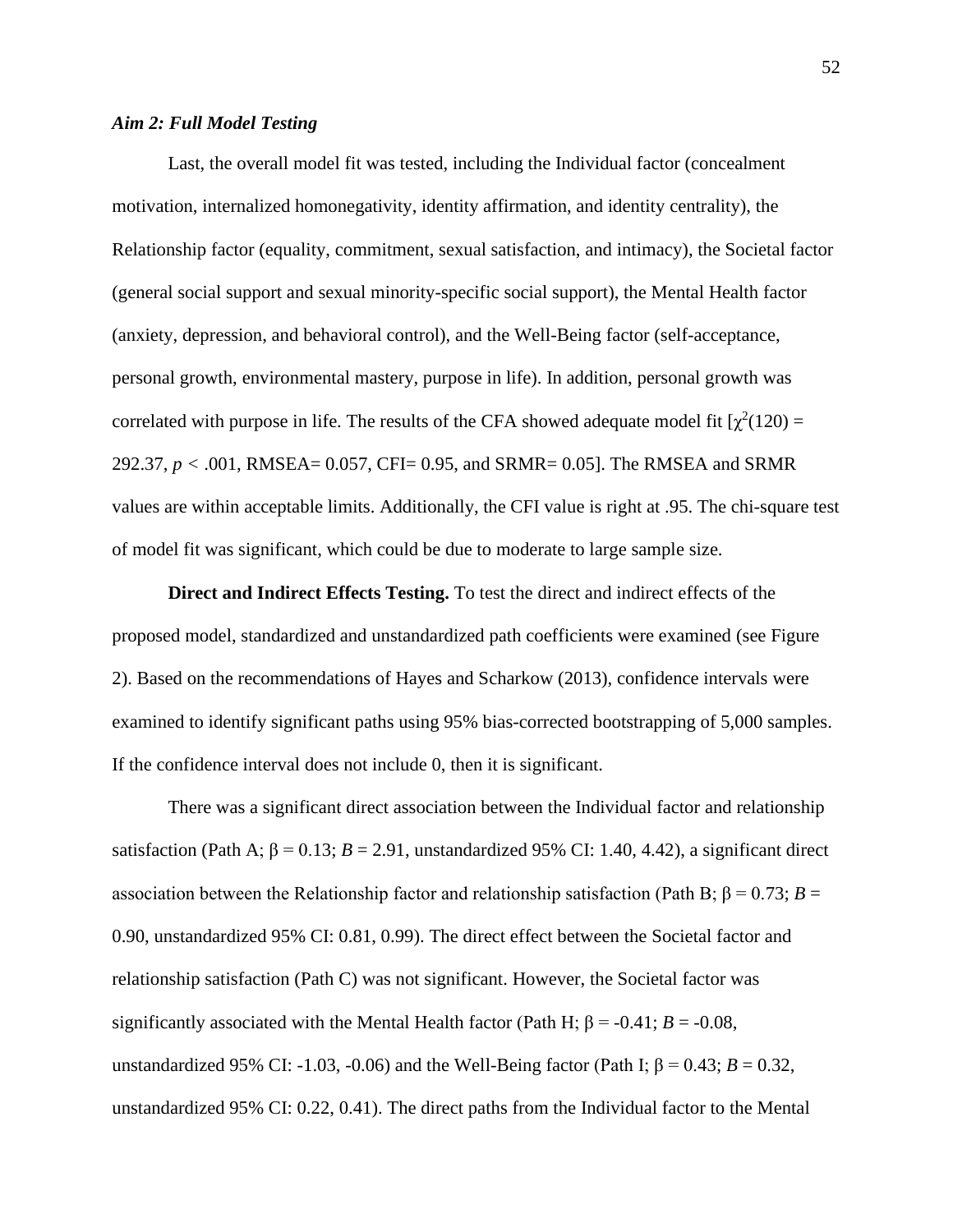### *Aim 2: Full Model Testing*

Last, the overall model fit was tested, including the Individual factor (concealment motivation, internalized homonegativity, identity affirmation, and identity centrality), the Relationship factor (equality, commitment, sexual satisfaction, and intimacy), the Societal factor (general social support and sexual minority-specific social support), the Mental Health factor (anxiety, depression, and behavioral control), and the Well-Being factor (self-acceptance, personal growth, environmental mastery, purpose in life). In addition, personal growth was correlated with purpose in life. The results of the CFA showed adequate model fit [$\chi^2(120) = 292.37$, $p < .001$, RMSEA= 0.057, CFI= 0.95, and SRMR= 0.05]. The RMSEA and SRMR values are within acceptable limits. Additionally, the CFI value is right at .95. The chi-square test of model fit was significant, which could be due to moderate to large sample size.

**Direct and Indirect Effects Testing.** To test the direct and indirect effects of the proposed model, standardized and unstandardized path coefficients were examined (see Figure 2). Based on the recommendations of Hayes and Scharkow (2013), confidence intervals were examined to identify significant paths using 95% bias-corrected bootstrapping of 5,000 samples. If the confidence interval does not include 0, then it is significant.

There was a significant direct association between the Individual factor and relationship satisfaction (Path A; $\beta = 0.13$; $B = 2.91$, unstandardized 95% CI: 1.40, 4.42), a significant direct association between the Relationship factor and relationship satisfaction (Path B; $\beta = 0.73$; $B = 0.90$, unstandardized 95% CI: 0.81, 0.99). The direct effect between the Societal factor and relationship satisfaction (Path C) was not significant. However, the Societal factor was significantly associated with the Mental Health factor (Path H; $\beta = -0.41$; $B = -0.08$, unstandardized 95% CI: -1.03, -0.06) and the Well-Being factor (Path I; $\beta = 0.43$; $B = 0.32$, unstandardized 95% CI: 0.22, 0.41). The direct paths from the Individual factor to the Mental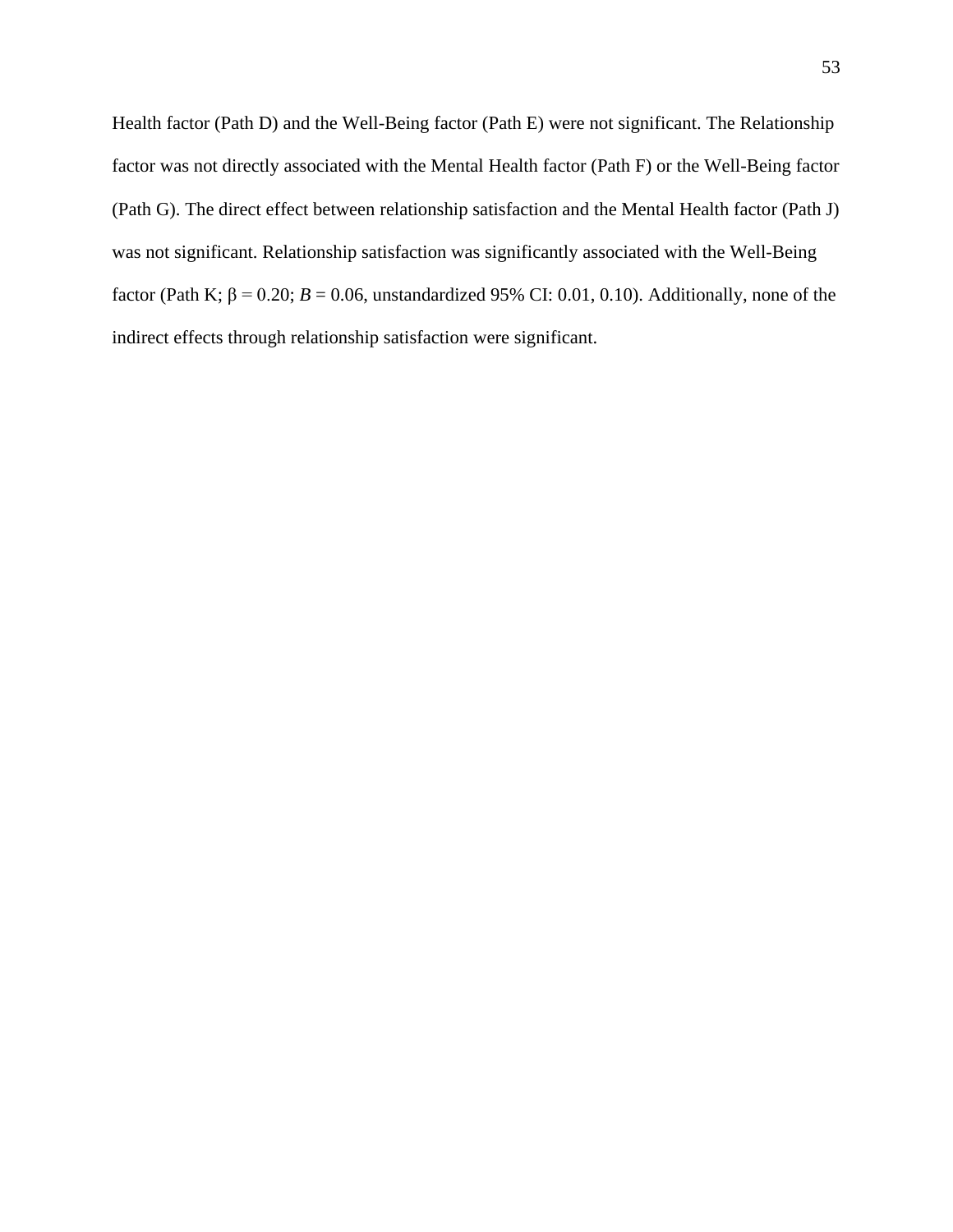Health factor (Path D) and the Well-Being factor (Path E) were not significant. The Relationship factor was not directly associated with the Mental Health factor (Path F) or the Well-Being factor (Path G). The direct effect between relationship satisfaction and the Mental Health factor (Path J) was not significant. Relationship satisfaction was significantly associated with the Well-Being factor (Path K; $\beta = 0.20$; $B = 0.06$, unstandardized 95% CI: 0.01, 0.10). Additionally, none of the indirect effects through relationship satisfaction were significant.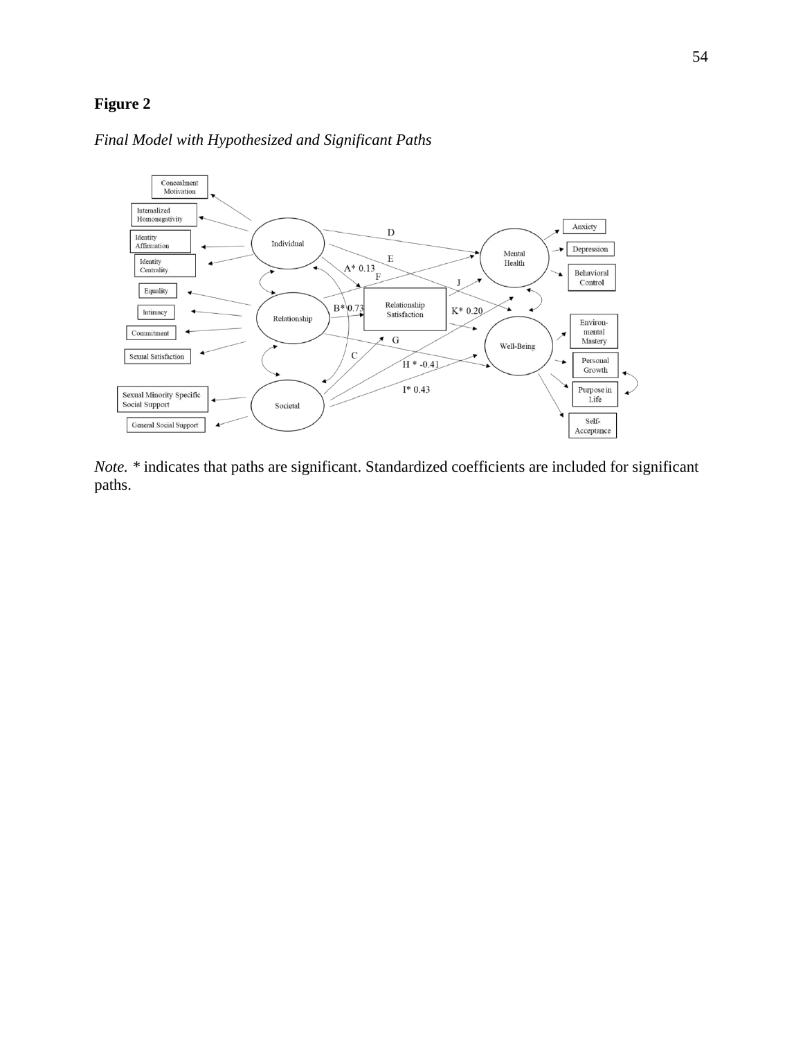**Figure 2**

*Final Model with Hypothesized and Significant Paths*

*Note.* * indicates that paths are significant. Standardized coefficients are included for significant paths.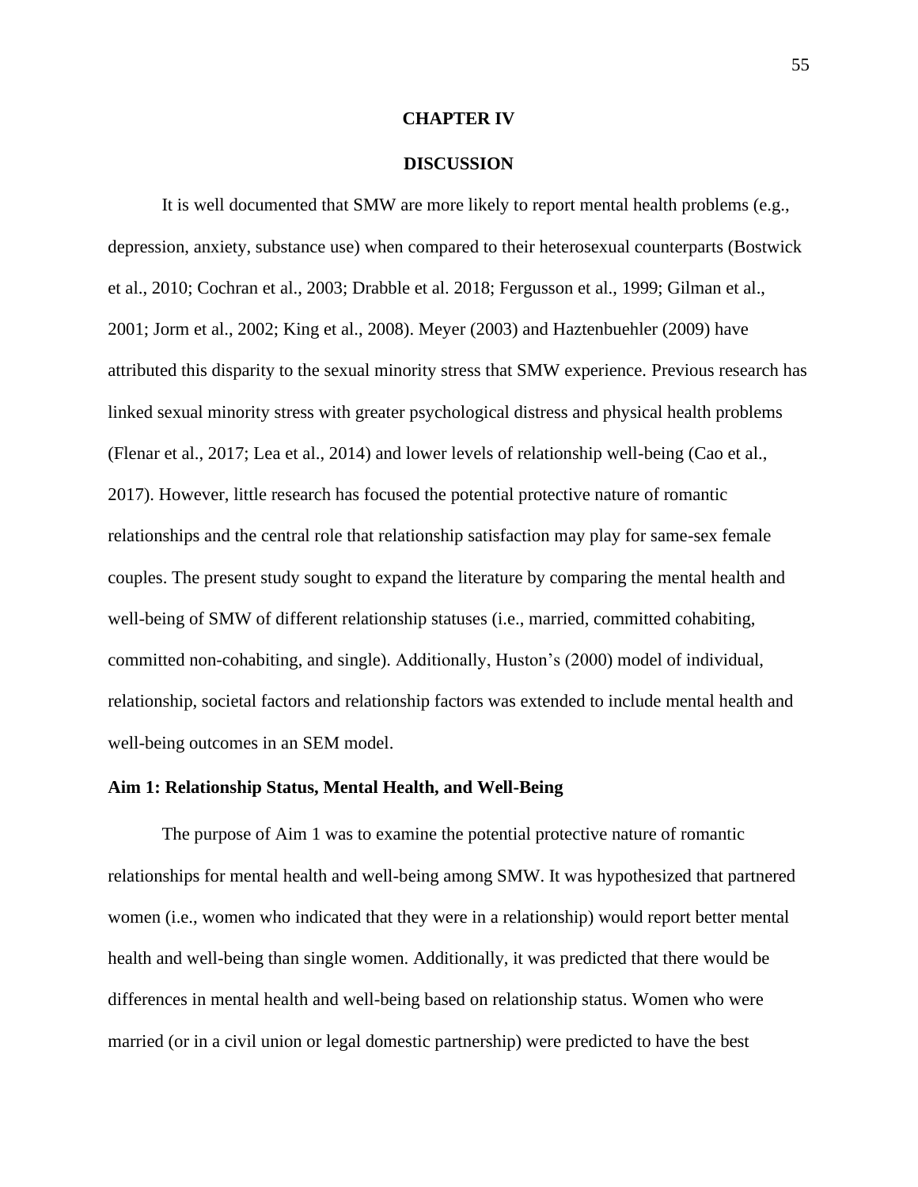# CHAPTER IV

# DISCUSSION

It is well documented that SMW are more likely to report mental health problems (e.g., depression, anxiety, substance use) when compared to their heterosexual counterparts (Bostwick et al., 2010; Cochran et al., 2003; Drabble et al. 2018; Fergusson et al., 1999; Gilman et al., 2001; Jorm et al., 2002; King et al., 2008). Meyer (2003) and Haztenbuehler (2009) have attributed this disparity to the sexual minority stress that SMW experience. Previous research has linked sexual minority stress with greater psychological distress and physical health problems (Flenar et al., 2017; Lea et al., 2014) and lower levels of relationship well-being (Cao et al., 2017). However, little research has focused the potential protective nature of romantic relationships and the central role that relationship satisfaction may play for same-sex female couples. The present study sought to expand the literature by comparing the mental health and well-being of SMW of different relationship statuses (i.e., married, committed cohabiting, committed non-cohabiting, and single). Additionally, Huston's (2000) model of individual, relationship, societal factors and relationship factors was extended to include mental health and well-being outcomes in an SEM model.

## Aim 1: Relationship Status, Mental Health, and Well-Being

The purpose of Aim 1 was to examine the potential protective nature of romantic relationships for mental health and well-being among SMW. It was hypothesized that partnered women (i.e., women who indicated that they were in a relationship) would report better mental health and well-being than single women. Additionally, it was predicted that there would be differences in mental health and well-being based on relationship status. Women who were married (or in a civil union or legal domestic partnership) were predicted to have the best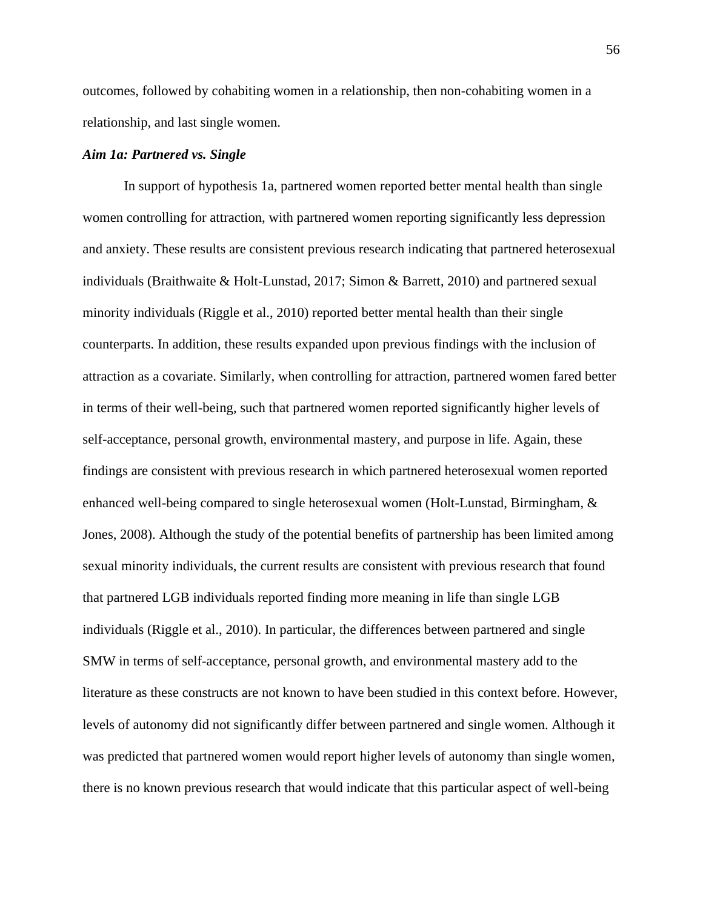outcomes, followed by cohabiting women in a relationship, then non-cohabiting women in a relationship, and last single women.

***Aim 1a: Partnered vs. Single***

In support of hypothesis 1a, partnered women reported better mental health than single women controlling for attraction, with partnered women reporting significantly less depression and anxiety. These results are consistent previous research indicating that partnered heterosexual individuals (Braithwaite & Holt-Lunstad, 2017; Simon & Barrett, 2010) and partnered sexual minority individuals (Riggle et al., 2010) reported better mental health than their single counterparts. In addition, these results expanded upon previous findings with the inclusion of attraction as a covariate. Similarly, when controlling for attraction, partnered women fared better in terms of their well-being, such that partnered women reported significantly higher levels of self-acceptance, personal growth, environmental mastery, and purpose in life. Again, these findings are consistent with previous research in which partnered heterosexual women reported enhanced well-being compared to single heterosexual women (Holt-Lunstad, Birmingham, & Jones, 2008). Although the study of the potential benefits of partnership has been limited among sexual minority individuals, the current results are consistent with previous research that found that partnered LGB individuals reported finding more meaning in life than single LGB individuals (Riggle et al., 2010). In particular, the differences between partnered and single SMW in terms of self-acceptance, personal growth, and environmental mastery add to the literature as these constructs are not known to have been studied in this context before. However, levels of autonomy did not significantly differ between partnered and single women. Although it was predicted that partnered women would report higher levels of autonomy than single women, there is no known previous research that would indicate that this particular aspect of well-being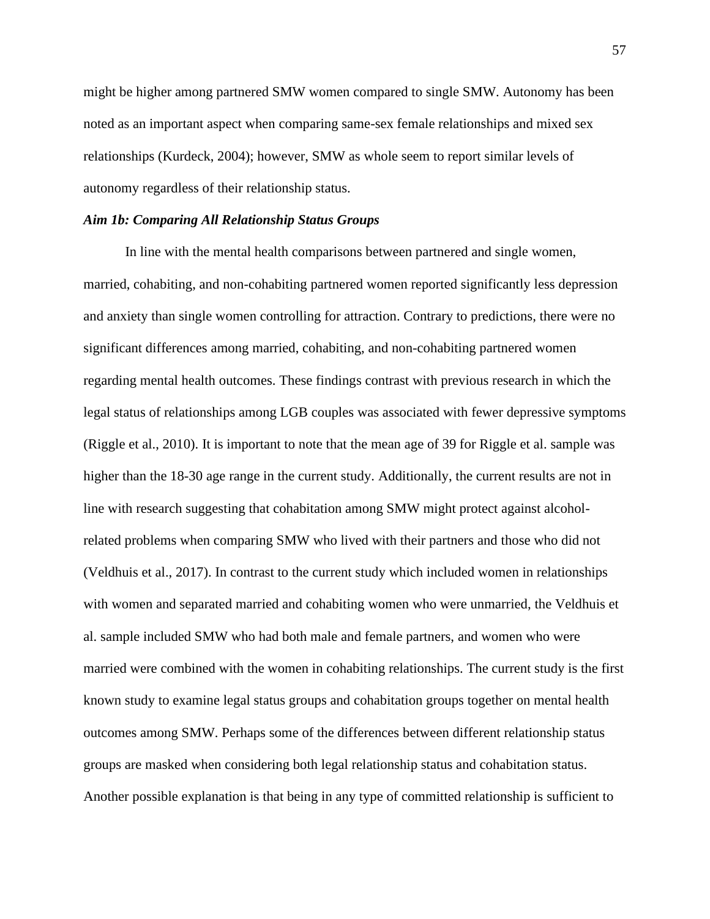might be higher among partnered SMW women compared to single SMW. Autonomy has been noted as an important aspect when comparing same-sex female relationships and mixed sex relationships (Kurdeck, 2004); however, SMW as whole seem to report similar levels of autonomy regardless of their relationship status.

***Aim 1b: Comparing All Relationship Status Groups***

In line with the mental health comparisons between partnered and single women, married, cohabiting, and non-cohabiting partnered women reported significantly less depression and anxiety than single women controlling for attraction. Contrary to predictions, there were no significant differences among married, cohabiting, and non-cohabiting partnered women regarding mental health outcomes. These findings contrast with previous research in which the legal status of relationships among LGB couples was associated with fewer depressive symptoms (Riggle et al., 2010). It is important to note that the mean age of 39 for Riggle et al. sample was higher than the 18-30 age range in the current study. Additionally, the current results are not in line with research suggesting that cohabitation among SMW might protect against alcohol-related problems when comparing SMW who lived with their partners and those who did not (Veldhuis et al., 2017). In contrast to the current study which included women in relationships with women and separated married and cohabiting women who were unmarried, the Veldhuis et al. sample included SMW who had both male and female partners, and women who were married were combined with the women in cohabiting relationships. The current study is the first known study to examine legal status groups and cohabitation groups together on mental health outcomes among SMW. Perhaps some of the differences between different relationship status groups are masked when considering both legal relationship status and cohabitation status. Another possible explanation is that being in any type of committed relationship is sufficient to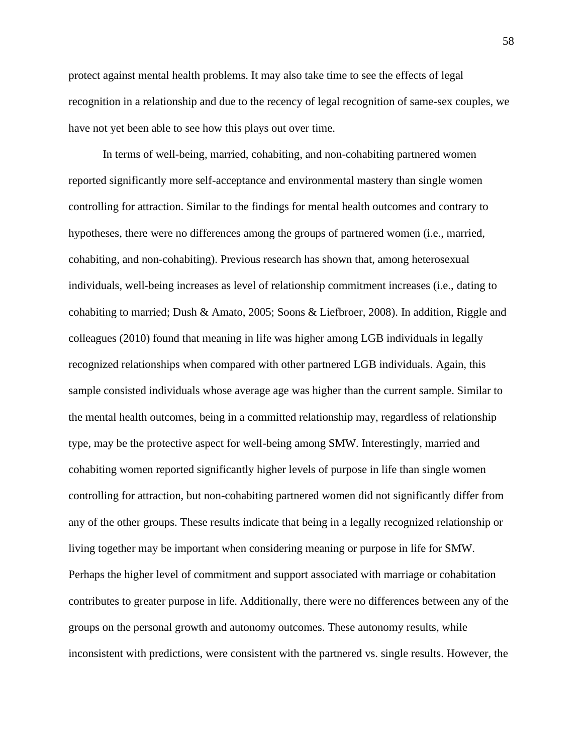protect against mental health problems. It may also take time to see the effects of legal recognition in a relationship and due to the recency of legal recognition of same-sex couples, we have not yet been able to see how this plays out over time.

In terms of well-being, married, cohabiting, and non-cohabiting partnered women reported significantly more self-acceptance and environmental mastery than single women controlling for attraction. Similar to the findings for mental health outcomes and contrary to hypotheses, there were no differences among the groups of partnered women (i.e., married, cohabiting, and non-cohabiting). Previous research has shown that, among heterosexual individuals, well-being increases as level of relationship commitment increases (i.e., dating to cohabiting to married; Dush & Amato, 2005; Soons & Liefbroer, 2008). In addition, Riggle and colleagues (2010) found that meaning in life was higher among LGB individuals in legally recognized relationships when compared with other partnered LGB individuals. Again, this sample consisted individuals whose average age was higher than the current sample. Similar to the mental health outcomes, being in a committed relationship may, regardless of relationship type, may be the protective aspect for well-being among SMW. Interestingly, married and cohabiting women reported significantly higher levels of purpose in life than single women controlling for attraction, but non-cohabiting partnered women did not significantly differ from any of the other groups. These results indicate that being in a legally recognized relationship or living together may be important when considering meaning or purpose in life for SMW. Perhaps the higher level of commitment and support associated with marriage or cohabitation contributes to greater purpose in life. Additionally, there were no differences between any of the groups on the personal growth and autonomy outcomes. These autonomy results, while inconsistent with predictions, were consistent with the partnered vs. single results. However, the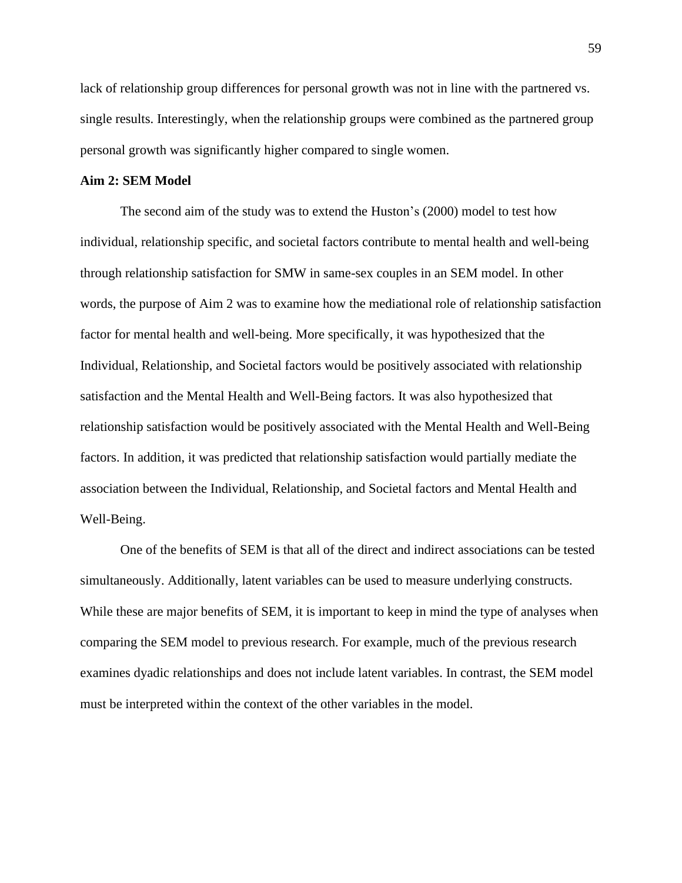lack of relationship group differences for personal growth was not in line with the partnered vs. single results. Interestingly, when the relationship groups were combined as the partnered group personal growth was significantly higher compared to single women.

**Aim 2: SEM Model**

The second aim of the study was to extend the Huston's (2000) model to test how individual, relationship specific, and societal factors contribute to mental health and well-being through relationship satisfaction for SMW in same-sex couples in an SEM model. In other words, the purpose of Aim 2 was to examine how the mediational role of relationship satisfaction factor for mental health and well-being. More specifically, it was hypothesized that the Individual, Relationship, and Societal factors would be positively associated with relationship satisfaction and the Mental Health and Well-Being factors. It was also hypothesized that relationship satisfaction would be positively associated with the Mental Health and Well-Being factors. In addition, it was predicted that relationship satisfaction would partially mediate the association between the Individual, Relationship, and Societal factors and Mental Health and Well-Being.

One of the benefits of SEM is that all of the direct and indirect associations can be tested simultaneously. Additionally, latent variables can be used to measure underlying constructs. While these are major benefits of SEM, it is important to keep in mind the type of analyses when comparing the SEM model to previous research. For example, much of the previous research examines dyadic relationships and does not include latent variables. In contrast, the SEM model must be interpreted within the context of the other variables in the model.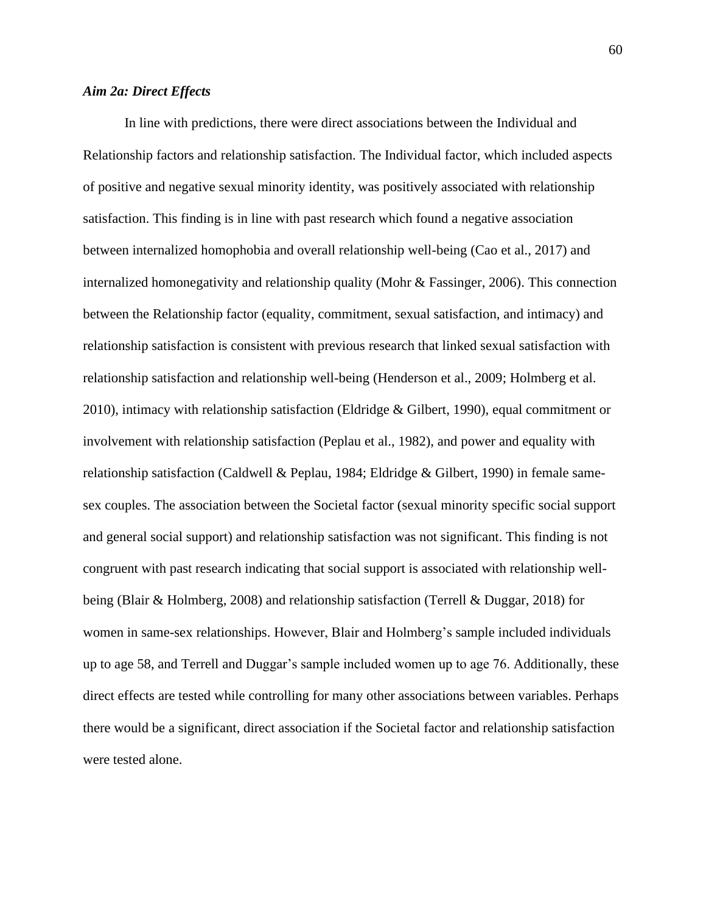***Aim 2a: Direct Effects***

In line with predictions, there were direct associations between the Individual and Relationship factors and relationship satisfaction. The Individual factor, which included aspects of positive and negative sexual minority identity, was positively associated with relationship satisfaction. This finding is in line with past research which found a negative association between internalized homophobia and overall relationship well-being (Cao et al., 2017) and internalized homonegativity and relationship quality (Mohr & Fassinger, 2006). This connection between the Relationship factor (equality, commitment, sexual satisfaction, and intimacy) and relationship satisfaction is consistent with previous research that linked sexual satisfaction with relationship satisfaction and relationship well-being (Henderson et al., 2009; Holmberg et al. 2010), intimacy with relationship satisfaction (Eldridge & Gilbert, 1990), equal commitment or involvement with relationship satisfaction (Peplau et al., 1982), and power and equality with relationship satisfaction (Caldwell & Peplau, 1984; Eldridge & Gilbert, 1990) in female same-sex couples. The association between the Societal factor (sexual minority specific social support and general social support) and relationship satisfaction was not significant. This finding is not congruent with past research indicating that social support is associated with relationship well-being (Blair & Holmberg, 2008) and relationship satisfaction (Terrell & Duggar, 2018) for women in same-sex relationships. However, Blair and Holmberg's sample included individuals up to age 58, and Terrell and Duggar's sample included women up to age 76. Additionally, these direct effects are tested while controlling for many other associations between variables. Perhaps there would be a significant, direct association if the Societal factor and relationship satisfaction were tested alone.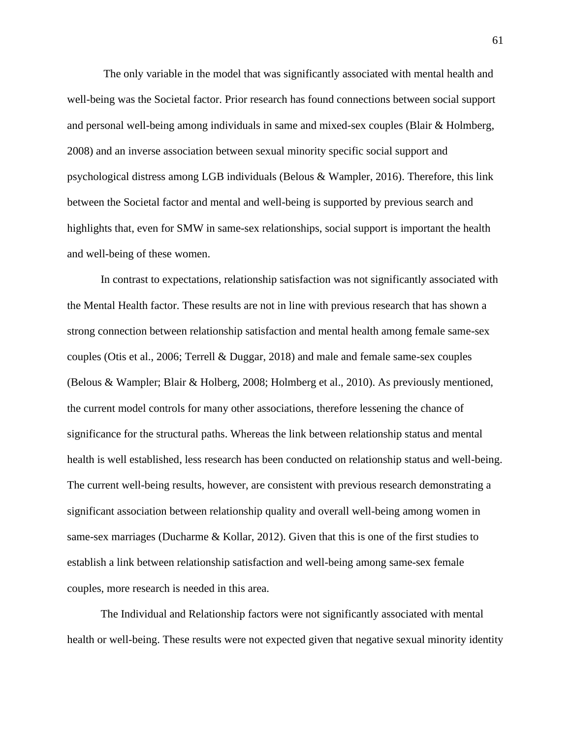The only variable in the model that was significantly associated with mental health and well-being was the Societal factor. Prior research has found connections between social support and personal well-being among individuals in same and mixed-sex couples (Blair & Holmberg, 2008) and an inverse association between sexual minority specific social support and psychological distress among LGB individuals (Belous & Wampler, 2016). Therefore, this link between the Societal factor and mental and well-being is supported by previous search and highlights that, even for SMW in same-sex relationships, social support is important the health and well-being of these women.

In contrast to expectations, relationship satisfaction was not significantly associated with the Mental Health factor. These results are not in line with previous research that has shown a strong connection between relationship satisfaction and mental health among female same-sex couples (Otis et al., 2006; Terrell & Duggar, 2018) and male and female same-sex couples (Belous & Wampler; Blair & Holberg, 2008; Holmberg et al., 2010). As previously mentioned, the current model controls for many other associations, therefore lessening the chance of significance for the structural paths. Whereas the link between relationship status and mental health is well established, less research has been conducted on relationship status and well-being. The current well-being results, however, are consistent with previous research demonstrating a significant association between relationship quality and overall well-being among women in same-sex marriages (Ducharme & Kollar, 2012). Given that this is one of the first studies to establish a link between relationship satisfaction and well-being among same-sex female couples, more research is needed in this area.

The Individual and Relationship factors were not significantly associated with mental health or well-being. These results were not expected given that negative sexual minority identity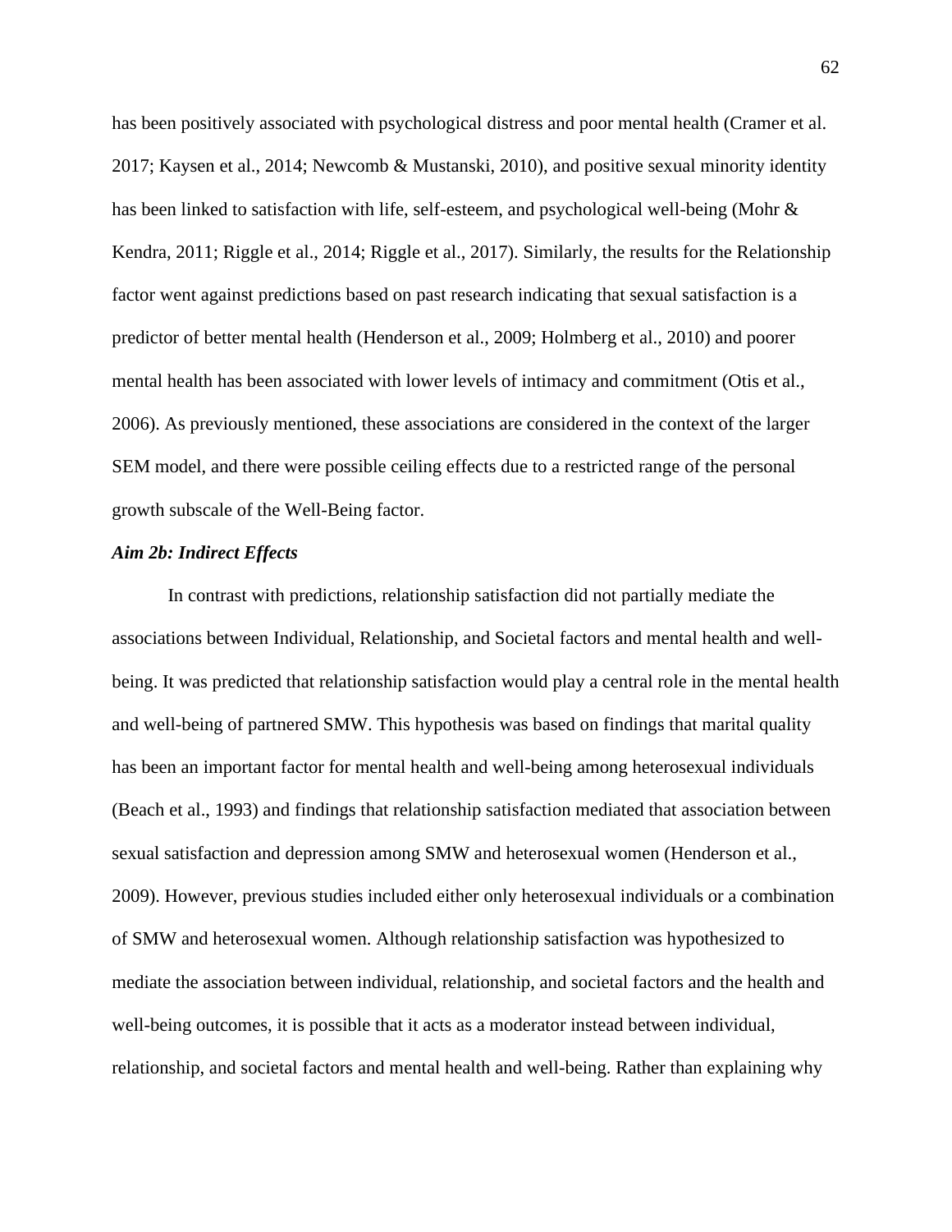has been positively associated with psychological distress and poor mental health (Cramer et al. 2017; Kaysen et al., 2014; Newcomb & Mustanski, 2010), and positive sexual minority identity has been linked to satisfaction with life, self-esteem, and psychological well-being (Mohr & Kendra, 2011; Riggle et al., 2014; Riggle et al., 2017). Similarly, the results for the Relationship factor went against predictions based on past research indicating that sexual satisfaction is a predictor of better mental health (Henderson et al., 2009; Holmberg et al., 2010) and poorer mental health has been associated with lower levels of intimacy and commitment (Otis et al., 2006). As previously mentioned, these associations are considered in the context of the larger SEM model, and there were possible ceiling effects due to a restricted range of the personal growth subscale of the Well-Being factor.

### *Aim 2b: Indirect Effects*

In contrast with predictions, relationship satisfaction did not partially mediate the associations between Individual, Relationship, and Societal factors and mental health and well-being. It was predicted that relationship satisfaction would play a central role in the mental health and well-being of partnered SMW. This hypothesis was based on findings that marital quality has been an important factor for mental health and well-being among heterosexual individuals (Beach et al., 1993) and findings that relationship satisfaction mediated that association between sexual satisfaction and depression among SMW and heterosexual women (Henderson et al., 2009). However, previous studies included either only heterosexual individuals or a combination of SMW and heterosexual women. Although relationship satisfaction was hypothesized to mediate the association between individual, relationship, and societal factors and the health and well-being outcomes, it is possible that it acts as a moderator instead between individual, relationship, and societal factors and mental health and well-being. Rather than explaining why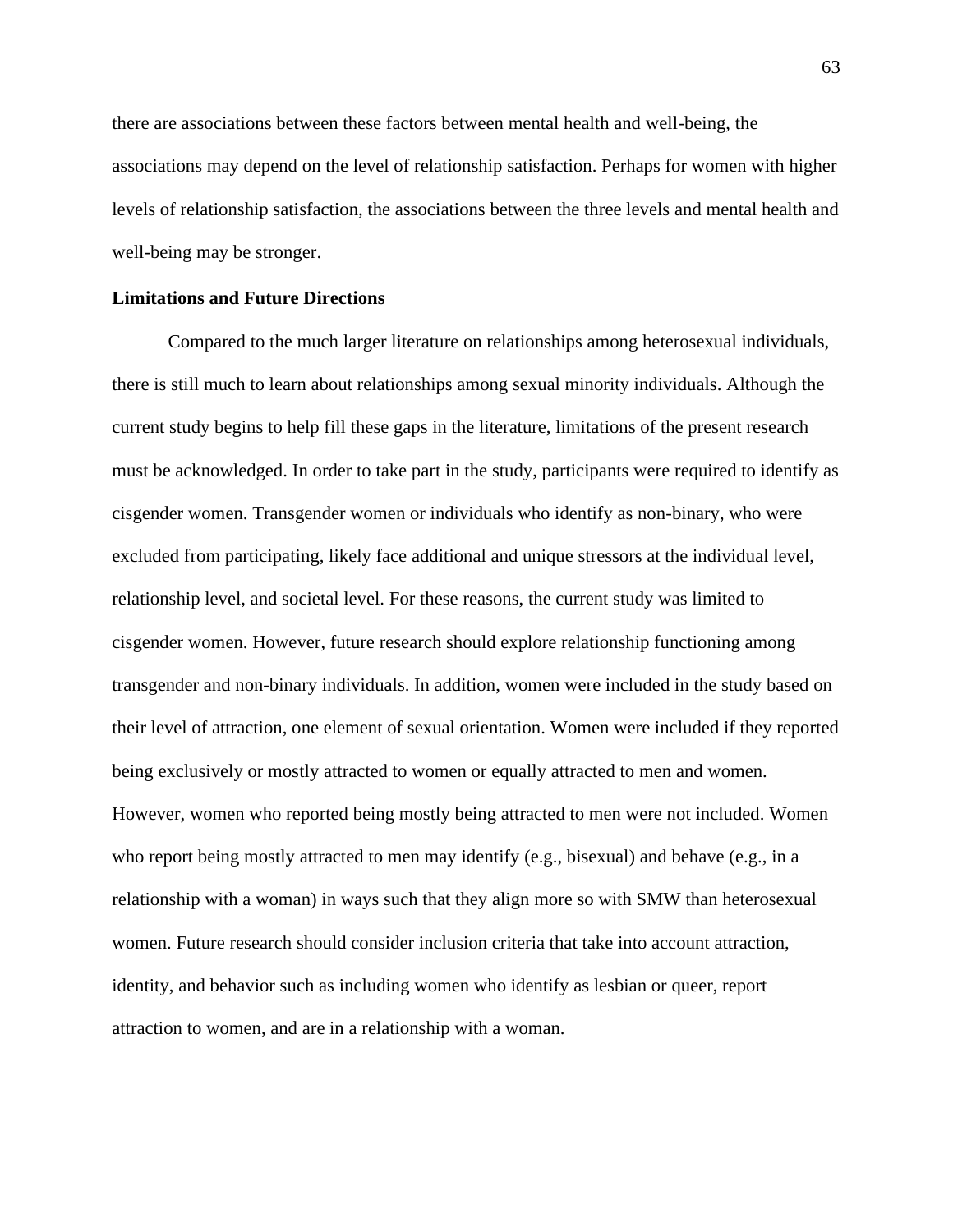there are associations between these factors between mental health and well-being, the associations may depend on the level of relationship satisfaction. Perhaps for women with higher levels of relationship satisfaction, the associations between the three levels and mental health and well-being may be stronger.

## Limitations and Future Directions

Compared to the much larger literature on relationships among heterosexual individuals, there is still much to learn about relationships among sexual minority individuals. Although the current study begins to help fill these gaps in the literature, limitations of the present research must be acknowledged. In order to take part in the study, participants were required to identify as cisgender women. Transgender women or individuals who identify as non-binary, who were excluded from participating, likely face additional and unique stressors at the individual level, relationship level, and societal level. For these reasons, the current study was limited to cisgender women. However, future research should explore relationship functioning among transgender and non-binary individuals. In addition, women were included in the study based on their level of attraction, one element of sexual orientation. Women were included if they reported being exclusively or mostly attracted to women or equally attracted to men and women. However, women who reported being mostly being attracted to men were not included. Women who report being mostly attracted to men may identify (e.g., bisexual) and behave (e.g., in a relationship with a woman) in ways such that they align more so with SMW than heterosexual women. Future research should consider inclusion criteria that take into account attraction, identity, and behavior such as including women who identify as lesbian or queer, report attraction to women, and are in a relationship with a woman.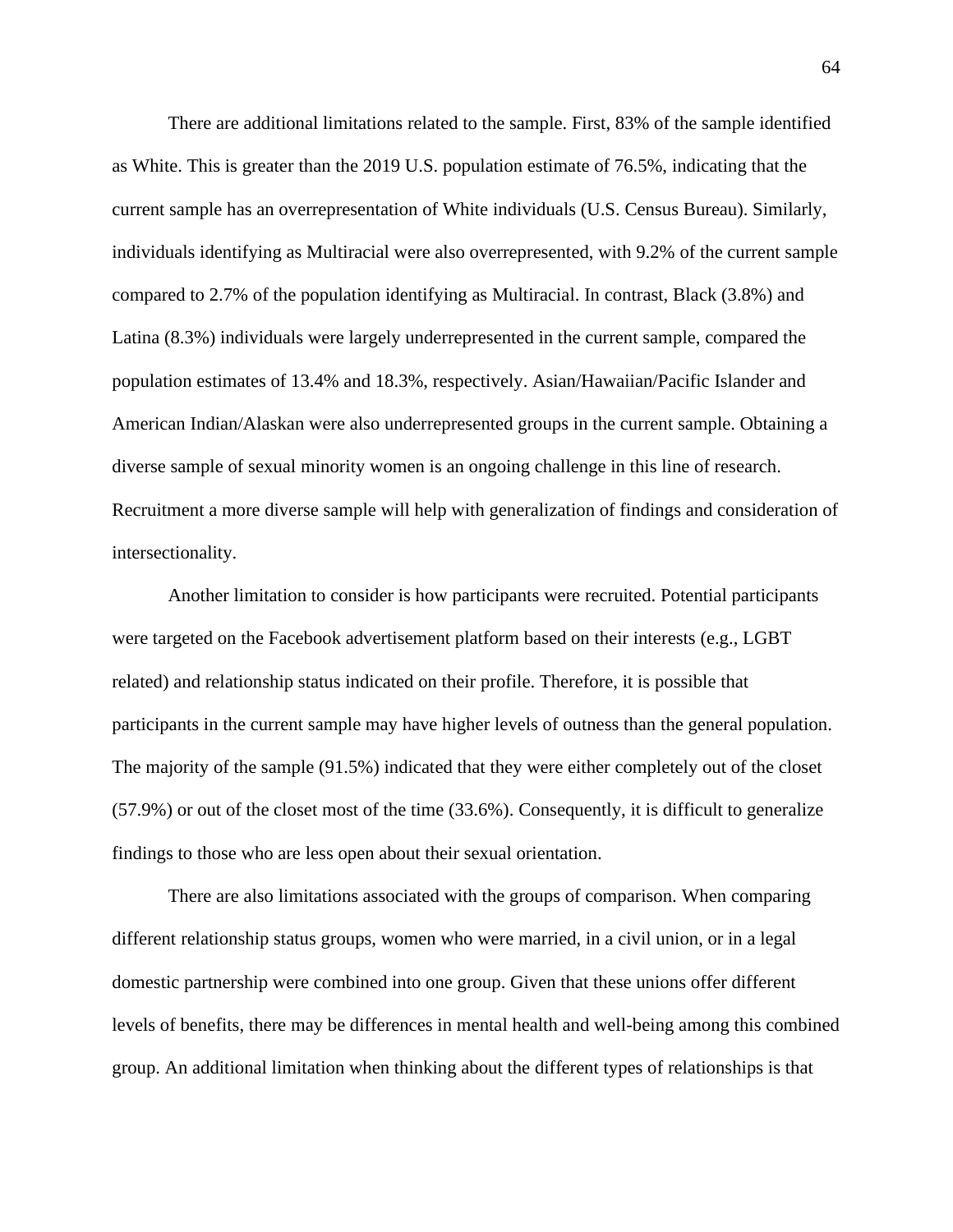There are additional limitations related to the sample. First, 83% of the sample identified as White. This is greater than the 2019 U.S. population estimate of 76.5%, indicating that the current sample has an overrepresentation of White individuals (U.S. Census Bureau). Similarly, individuals identifying as Multiracial were also overrepresented, with 9.2% of the current sample compared to 2.7% of the population identifying as Multiracial. In contrast, Black (3.8%) and Latina (8.3%) individuals were largely underrepresented in the current sample, compared the population estimates of 13.4% and 18.3%, respectively. Asian/Hawaiian/Pacific Islander and American Indian/Alaskan were also underrepresented groups in the current sample. Obtaining a diverse sample of sexual minority women is an ongoing challenge in this line of research. Recruitment a more diverse sample will help with generalization of findings and consideration of intersectionality.

Another limitation to consider is how participants were recruited. Potential participants were targeted on the Facebook advertisement platform based on their interests (e.g., LGBT related) and relationship status indicated on their profile. Therefore, it is possible that participants in the current sample may have higher levels of outness than the general population. The majority of the sample (91.5%) indicated that they were either completely out of the closet (57.9%) or out of the closet most of the time (33.6%). Consequently, it is difficult to generalize findings to those who are less open about their sexual orientation.

There are also limitations associated with the groups of comparison. When comparing different relationship status groups, women who were married, in a civil union, or in a legal domestic partnership were combined into one group. Given that these unions offer different levels of benefits, there may be differences in mental health and well-being among this combined group. An additional limitation when thinking about the different types of relationships is that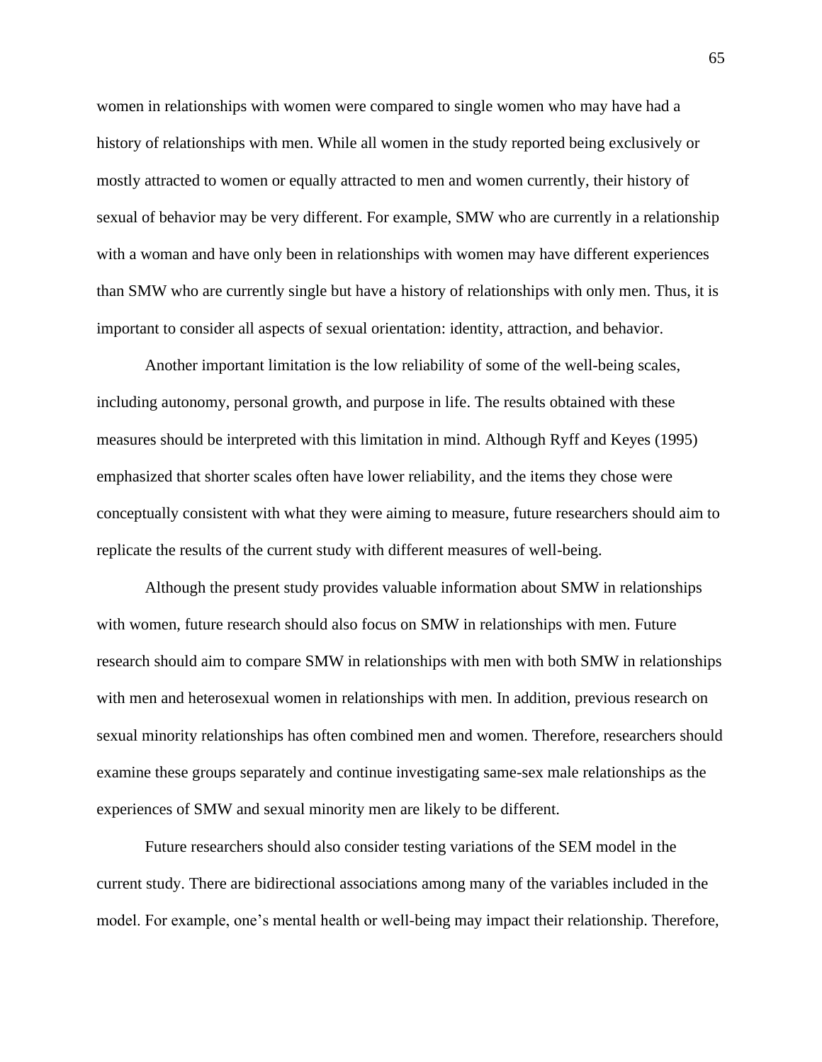women in relationships with women were compared to single women who may have had a history of relationships with men. While all women in the study reported being exclusively or mostly attracted to women or equally attracted to men and women currently, their history of sexual of behavior may be very different. For example, SMW who are currently in a relationship with a woman and have only been in relationships with women may have different experiences than SMW who are currently single but have a history of relationships with only men. Thus, it is important to consider all aspects of sexual orientation: identity, attraction, and behavior.

Another important limitation is the low reliability of some of the well-being scales, including autonomy, personal growth, and purpose in life. The results obtained with these measures should be interpreted with this limitation in mind. Although Ryff and Keyes (1995) emphasized that shorter scales often have lower reliability, and the items they chose were conceptually consistent with what they were aiming to measure, future researchers should aim to replicate the results of the current study with different measures of well-being.

Although the present study provides valuable information about SMW in relationships with women, future research should also focus on SMW in relationships with men. Future research should aim to compare SMW in relationships with men with both SMW in relationships with men and heterosexual women in relationships with men. In addition, previous research on sexual minority relationships has often combined men and women. Therefore, researchers should examine these groups separately and continue investigating same-sex male relationships as the experiences of SMW and sexual minority men are likely to be different.

Future researchers should also consider testing variations of the SEM model in the current study. There are bidirectional associations among many of the variables included in the model. For example, one's mental health or well-being may impact their relationship. Therefore,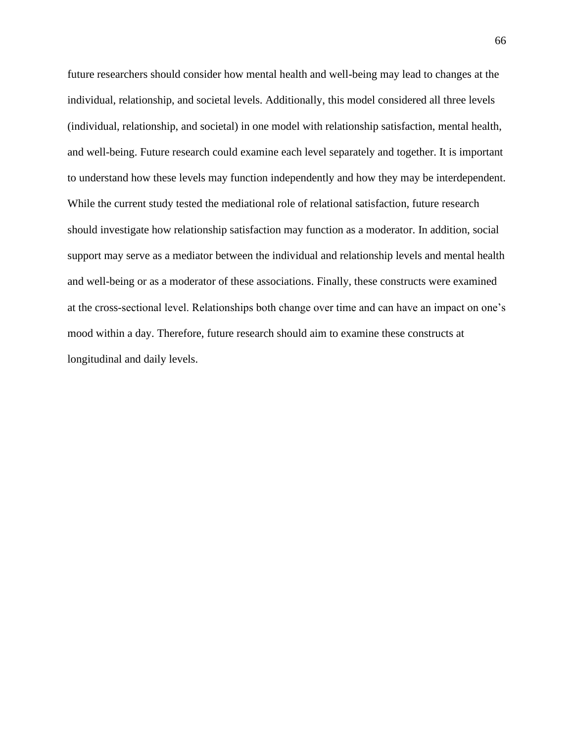future researchers should consider how mental health and well-being may lead to changes at the individual, relationship, and societal levels. Additionally, this model considered all three levels (individual, relationship, and societal) in one model with relationship satisfaction, mental health, and well-being. Future research could examine each level separately and together. It is important to understand how these levels may function independently and how they may be interdependent. While the current study tested the mediational role of relational satisfaction, future research should investigate how relationship satisfaction may function as a moderator. In addition, social support may serve as a mediator between the individual and relationship levels and mental health and well-being or as a moderator of these associations. Finally, these constructs were examined at the cross-sectional level. Relationships both change over time and can have an impact on one's mood within a day. Therefore, future research should aim to examine these constructs at longitudinal and daily levels.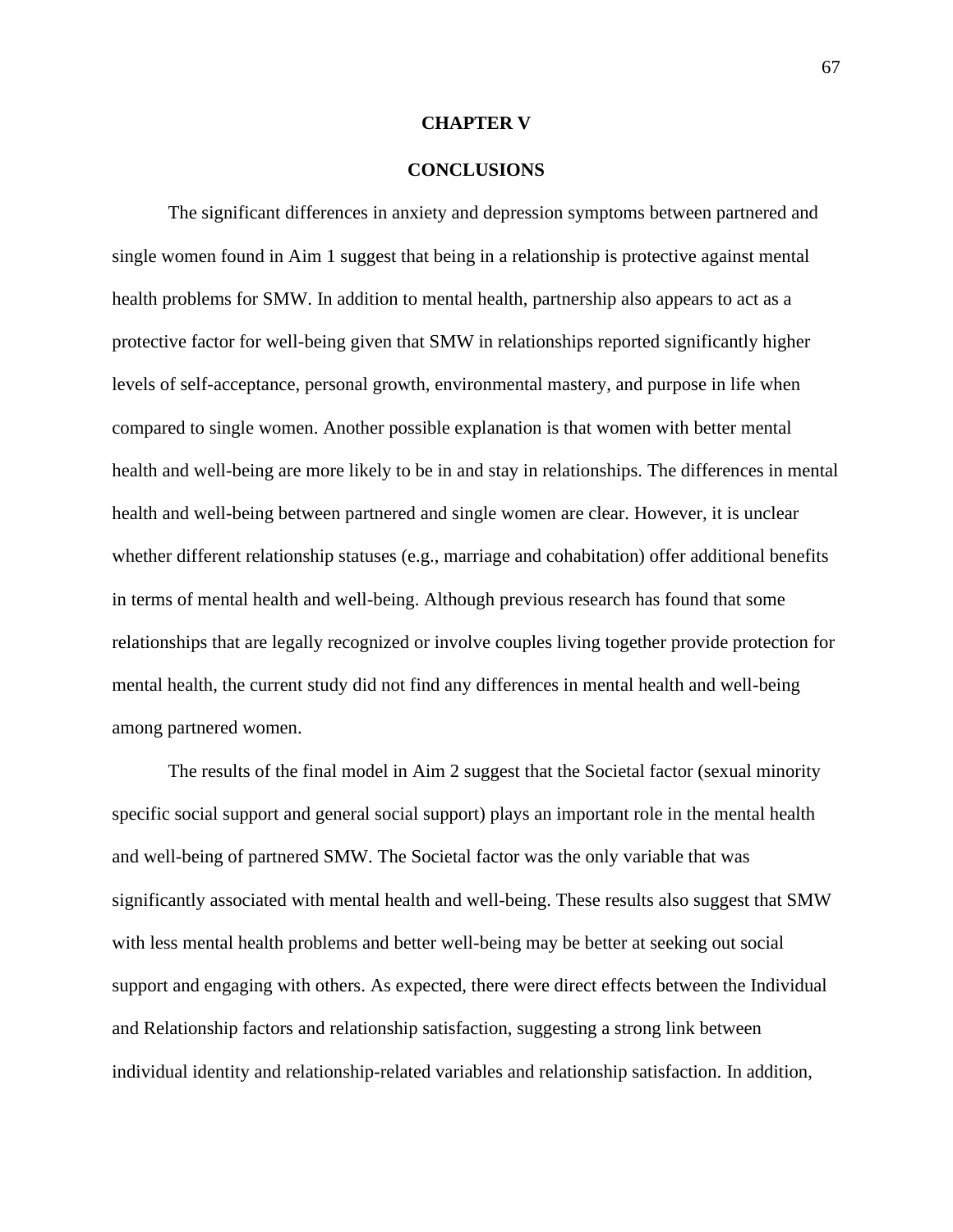# CHAPTER V

# CONCLUSIONS

The significant differences in anxiety and depression symptoms between partnered and single women found in Aim 1 suggest that being in a relationship is protective against mental health problems for SMW. In addition to mental health, partnership also appears to act as a protective factor for well-being given that SMW in relationships reported significantly higher levels of self-acceptance, personal growth, environmental mastery, and purpose in life when compared to single women. Another possible explanation is that women with better mental health and well-being are more likely to be in and stay in relationships. The differences in mental health and well-being between partnered and single women are clear. However, it is unclear whether different relationship statuses (e.g., marriage and cohabitation) offer additional benefits in terms of mental health and well-being. Although previous research has found that some relationships that are legally recognized or involve couples living together provide protection for mental health, the current study did not find any differences in mental health and well-being among partnered women.

The results of the final model in Aim 2 suggest that the Societal factor (sexual minority specific social support and general social support) plays an important role in the mental health and well-being of partnered SMW. The Societal factor was the only variable that was significantly associated with mental health and well-being. These results also suggest that SMW with less mental health problems and better well-being may be better at seeking out social support and engaging with others. As expected, there were direct effects between the Individual and Relationship factors and relationship satisfaction, suggesting a strong link between individual identity and relationship-related variables and relationship satisfaction. In addition,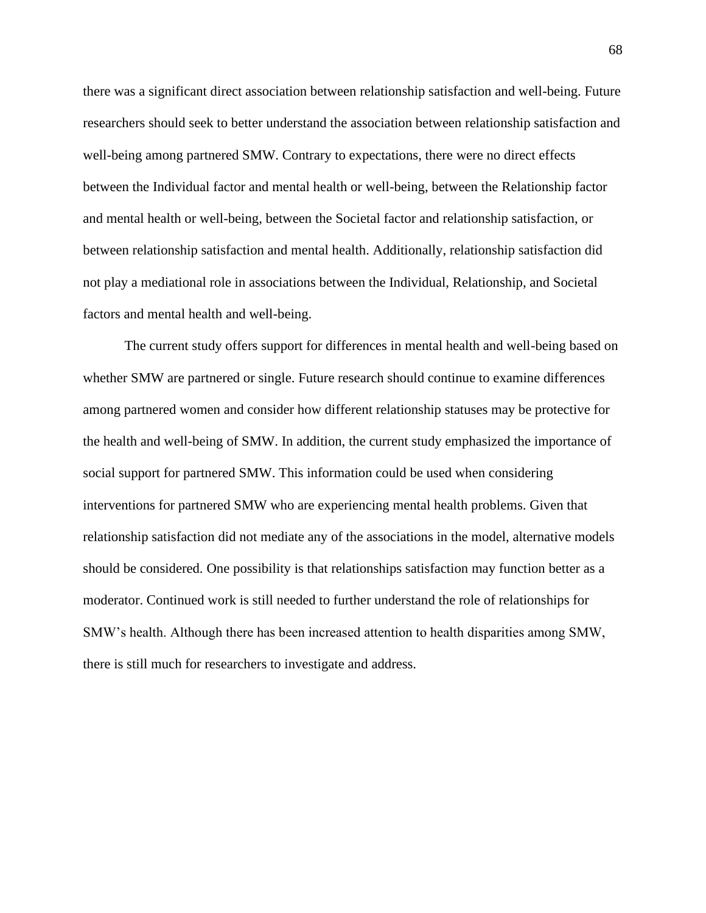there was a significant direct association between relationship satisfaction and well-being. Future researchers should seek to better understand the association between relationship satisfaction and well-being among partnered SMW. Contrary to expectations, there were no direct effects between the Individual factor and mental health or well-being, between the Relationship factor and mental health or well-being, between the Societal factor and relationship satisfaction, or between relationship satisfaction and mental health. Additionally, relationship satisfaction did not play a mediational role in associations between the Individual, Relationship, and Societal factors and mental health and well-being.

The current study offers support for differences in mental health and well-being based on whether SMW are partnered or single. Future research should continue to examine differences among partnered women and consider how different relationship statuses may be protective for the health and well-being of SMW. In addition, the current study emphasized the importance of social support for partnered SMW. This information could be used when considering interventions for partnered SMW who are experiencing mental health problems. Given that relationship satisfaction did not mediate any of the associations in the model, alternative models should be considered. One possibility is that relationships satisfaction may function better as a moderator. Continued work is still needed to further understand the role of relationships for SMW's health. Although there has been increased attention to health disparities among SMW, there is still much for researchers to investigate and address.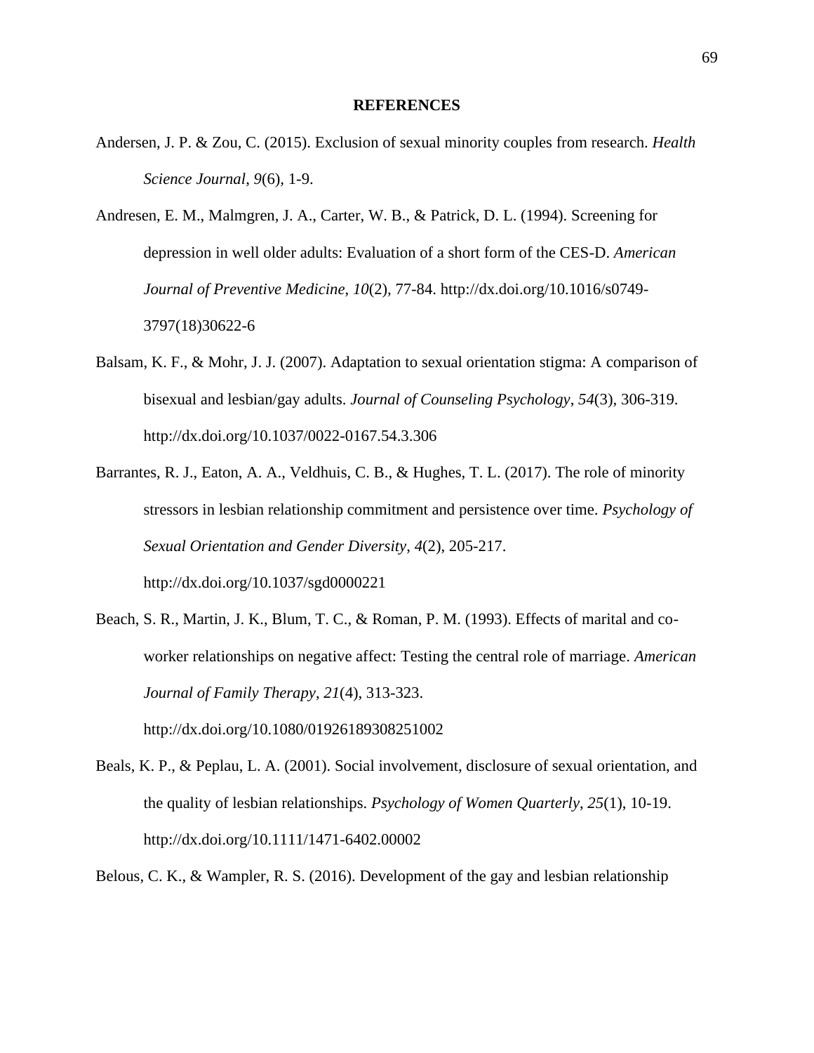# REFERENCES

Andersen, J. P. & Zou, C. (2015). Exclusion of sexual minority couples from research. *Health Science Journal*, *9*(6), 1-9.

Andresen, E. M., Malmgren, J. A., Carter, W. B., & Patrick, D. L. (1994). Screening for depression in well older adults: Evaluation of a short form of the CES-D. *American Journal of Preventive Medicine*, *10*(2), 77-84. http://dx.doi.org/10.1016/s0749-3797(18)30622-6

Balsam, K. F., & Mohr, J. J. (2007). Adaptation to sexual orientation stigma: A comparison of bisexual and lesbian/gay adults. *Journal of Counseling Psychology*, *54*(3), 306-319. http://dx.doi.org/10.1037/0022-0167.54.3.306

Barrantes, R. J., Eaton, A. A., Veldhuis, C. B., & Hughes, T. L. (2017). The role of minority stressors in lesbian relationship commitment and persistence over time. *Psychology of Sexual Orientation and Gender Diversity*, *4*(2), 205-217. http://dx.doi.org/10.1037/sgd0000221

Beach, S. R., Martin, J. K., Blum, T. C., & Roman, P. M. (1993). Effects of marital and co-worker relationships on negative affect: Testing the central role of marriage. *American Journal of Family Therapy*, *21*(4), 313-323. http://dx.doi.org/10.1080/01926189308251002

Beals, K. P., & Peplau, L. A. (2001). Social involvement, disclosure of sexual orientation, and the quality of lesbian relationships. *Psychology of Women Quarterly*, *25*(1), 10-19. http://dx.doi.org/10.1111/1471-6402.00002

Belous, C. K., & Wampler, R. S. (2016). Development of the gay and lesbian relationship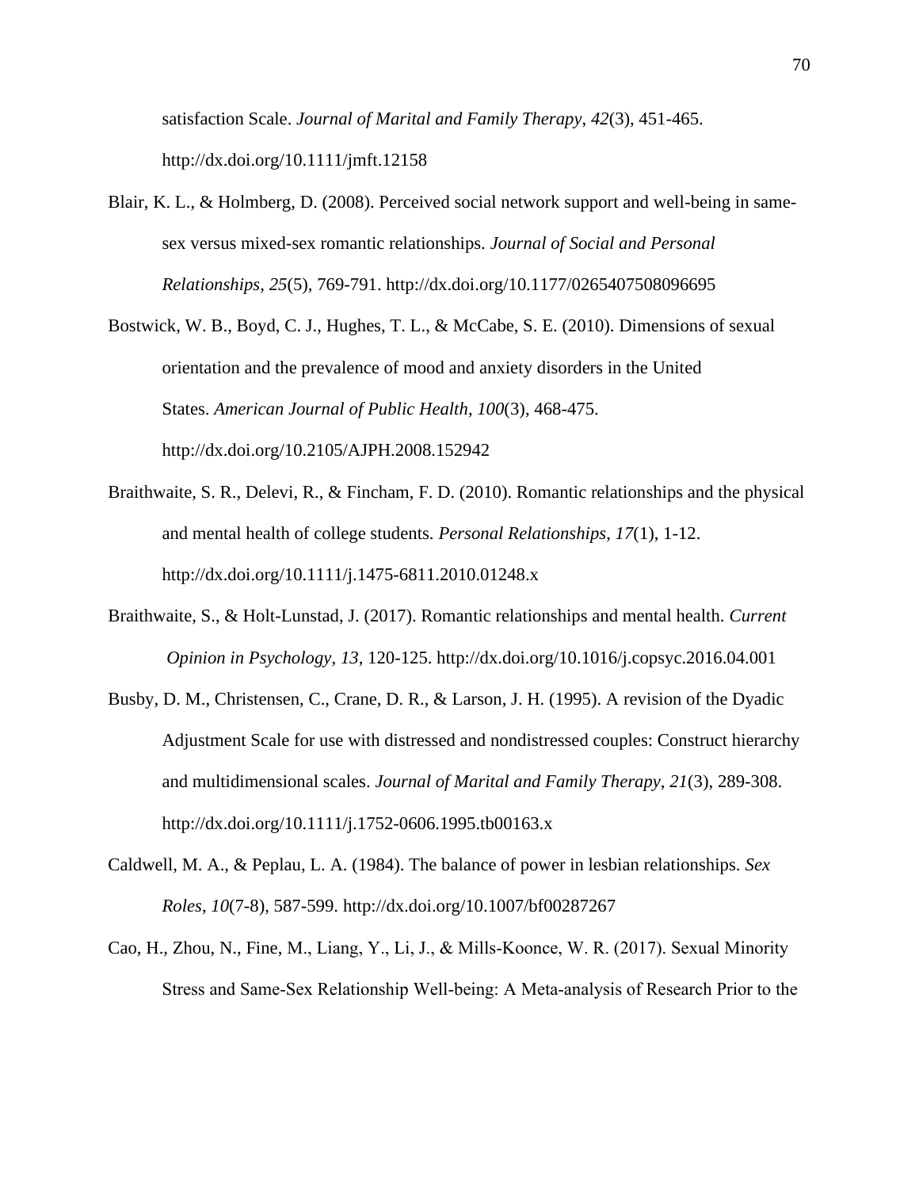satisfaction Scale. *Journal of Marital and Family Therapy*, *42*(3), 451-465. http://dx.doi.org/10.1111/jmft.12158

Blair, K. L., & Holmberg, D. (2008). Perceived social network support and well-being in same-sex versus mixed-sex romantic relationships. *Journal of Social and Personal Relationships*, *25*(5), 769-791. http://dx.doi.org/10.1177/0265407508096695

Bostwick, W. B., Boyd, C. J., Hughes, T. L., & McCabe, S. E. (2010). Dimensions of sexual orientation and the prevalence of mood and anxiety disorders in the United States. *American Journal of Public Health*, *100*(3), 468-475. http://dx.doi.org/10.2105/AJPH.2008.152942

Braithwaite, S. R., Delevi, R., & Fincham, F. D. (2010). Romantic relationships and the physical and mental health of college students. *Personal Relationships*, *17*(1), 1-12. http://dx.doi.org/10.1111/j.1475-6811.2010.01248.x

Braithwaite, S., & Holt-Lunstad, J. (2017). Romantic relationships and mental health. *Current Opinion in Psychology*, *13*, 120-125. http://dx.doi.org/10.1016/j.copsyc.2016.04.001

Busby, D. M., Christensen, C., Crane, D. R., & Larson, J. H. (1995). A revision of the Dyadic Adjustment Scale for use with distressed and nondistressed couples: Construct hierarchy and multidimensional scales. *Journal of Marital and Family Therapy*, *21*(3), 289-308. http://dx.doi.org/10.1111/j.1752-0606.1995.tb00163.x

Caldwell, M. A., & Peplau, L. A. (1984). The balance of power in lesbian relationships. *Sex Roles*, *10*(7-8), 587-599. http://dx.doi.org/10.1007/bf00287267

Cao, H., Zhou, N., Fine, M., Liang, Y., Li, J., & Mills-Koonce, W. R. (2017). Sexual Minority Stress and Same-Sex Relationship Well-being: A Meta-analysis of Research Prior to the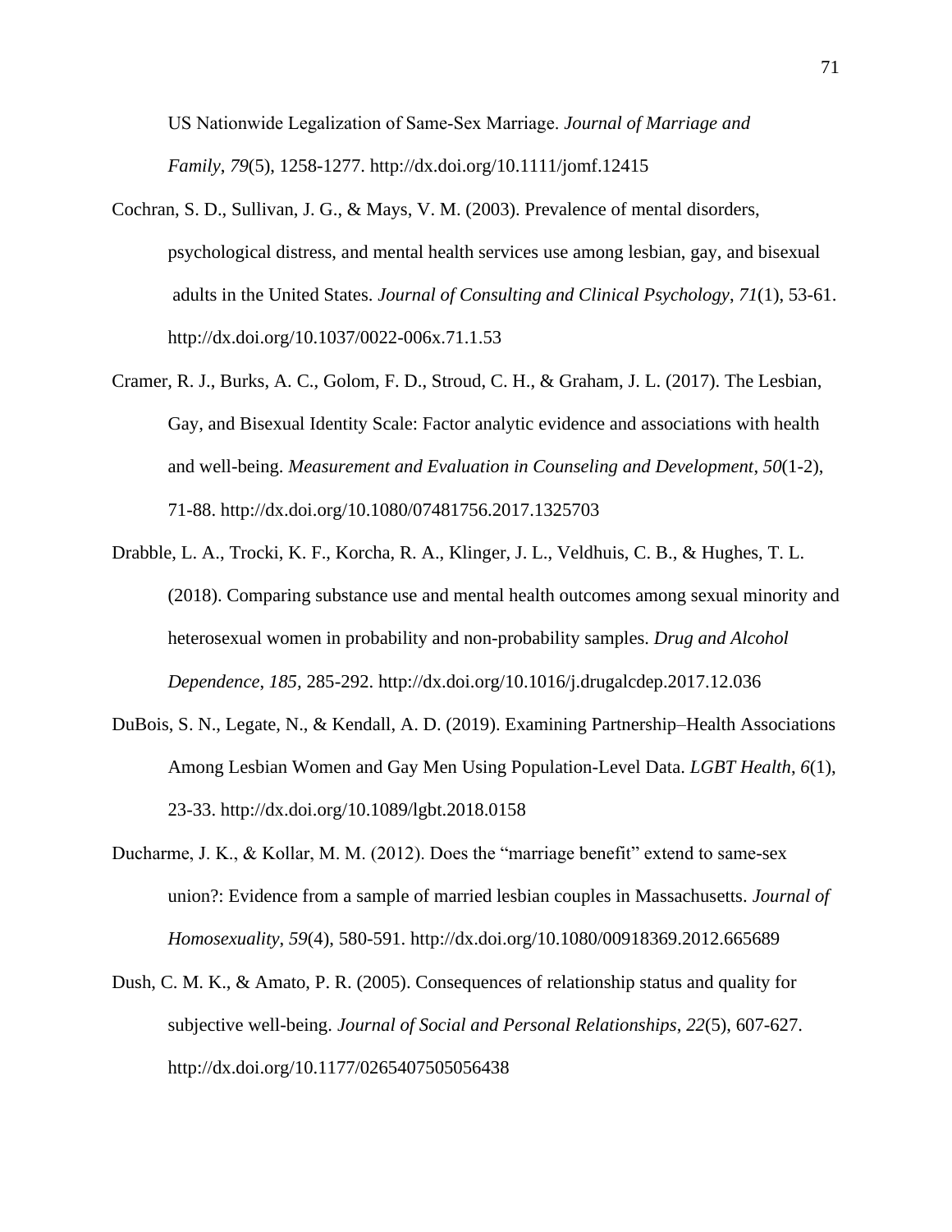US Nationwide Legalization of Same-Sex Marriage. *Journal of Marriage and Family*, *79*(5), 1258-1277. http://dx.doi.org/10.1111/jomf.12415

Cochran, S. D., Sullivan, J. G., & Mays, V. M. (2003). Prevalence of mental disorders, psychological distress, and mental health services use among lesbian, gay, and bisexual adults in the United States. *Journal of Consulting and Clinical Psychology*, *71*(1), 53-61. http://dx.doi.org/10.1037/0022-006x.71.1.53

Cramer, R. J., Burks, A. C., Golom, F. D., Stroud, C. H., & Graham, J. L. (2017). The Lesbian, Gay, and Bisexual Identity Scale: Factor analytic evidence and associations with health and well-being. *Measurement and Evaluation in Counseling and Development*, *50*(1-2), 71-88. http://dx.doi.org/10.1080/07481756.2017.1325703

Drabble, L. A., Trocki, K. F., Korcha, R. A., Klinger, J. L., Veldhuis, C. B., & Hughes, T. L. (2018). Comparing substance use and mental health outcomes among sexual minority and heterosexual women in probability and non-probability samples. *Drug and Alcohol Dependence*, *185,* 285-292. http://dx.doi.org/10.1016/j.drugalcdep.2017.12.036

DuBois, S. N., Legate, N., & Kendall, A. D. (2019). Examining Partnership–Health Associations Among Lesbian Women and Gay Men Using Population-Level Data. *LGBT Health*, *6*(1), 23-33. http://dx.doi.org/10.1089/lgbt.2018.0158

Ducharme, J. K., & Kollar, M. M. (2012). Does the "marriage benefit" extend to same-sex union?: Evidence from a sample of married lesbian couples in Massachusetts. *Journal of Homosexuality*, *59*(4), 580-591. http://dx.doi.org/10.1080/00918369.2012.665689

Dush, C. M. K., & Amato, P. R. (2005). Consequences of relationship status and quality for subjective well-being. *Journal of Social and Personal Relationships*, *22*(5), 607-627. http://dx.doi.org/10.1177/0265407505056438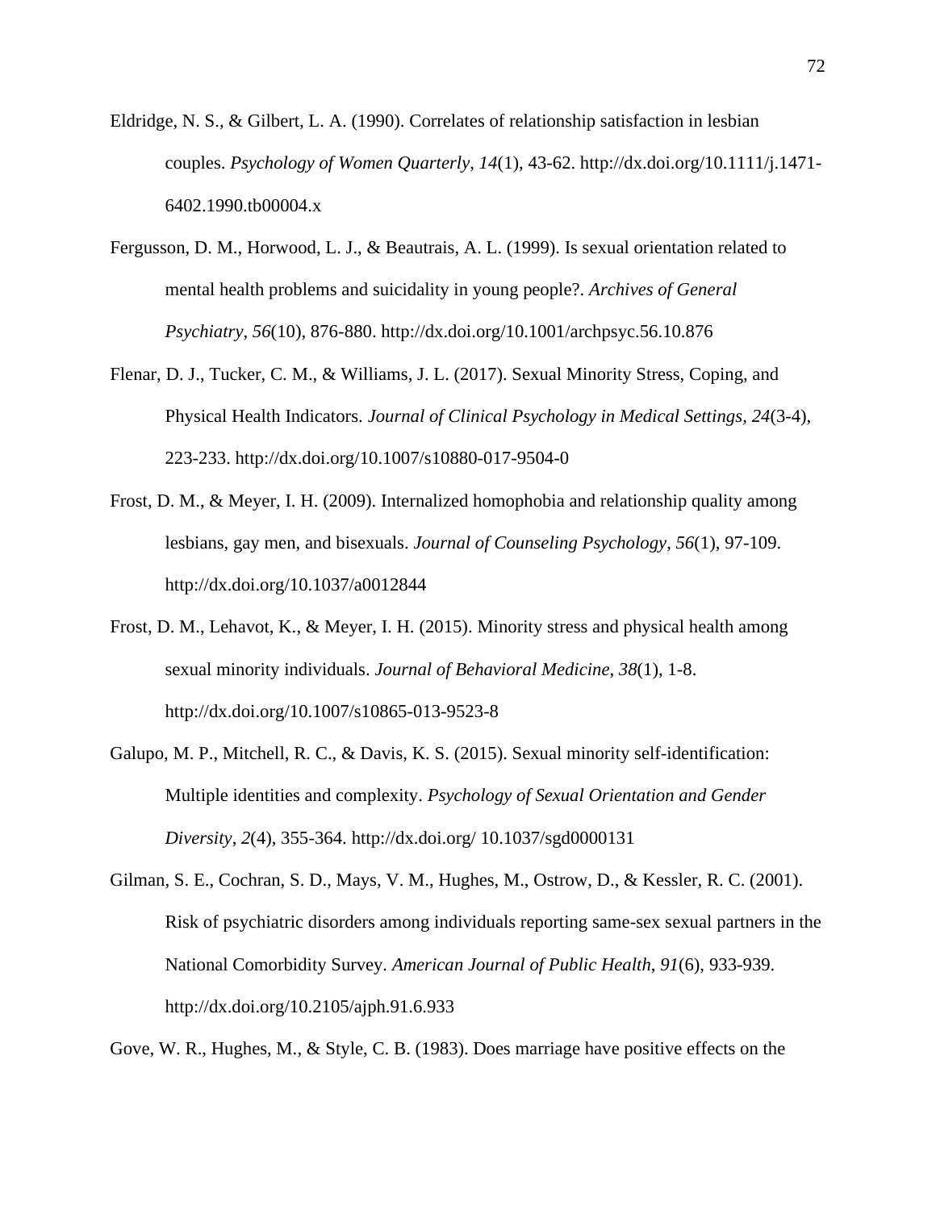Eldridge, N. S., & Gilbert, L. A. (1990). Correlates of relationship satisfaction in lesbian couples. *Psychology of Women Quarterly*, *14*(1), 43-62. http://dx.doi.org/10.1111/j.1471-6402.1990.tb00004.x

Fergusson, D. M., Horwood, L. J., & Beautrais, A. L. (1999). Is sexual orientation related to mental health problems and suicidality in young people?. *Archives of General Psychiatry*, *56*(10), 876-880. http://dx.doi.org/10.1001/archpsyc.56.10.876

Flenar, D. J., Tucker, C. M., & Williams, J. L. (2017). Sexual Minority Stress, Coping, and Physical Health Indicators. *Journal of Clinical Psychology in Medical Settings*, *24*(3-4), 223-233. http://dx.doi.org/10.1007/s10880-017-9504-0

Frost, D. M., & Meyer, I. H. (2009). Internalized homophobia and relationship quality among lesbians, gay men, and bisexuals. *Journal of Counseling Psychology*, *56*(1), 97-109. http://dx.doi.org/10.1037/a0012844

Frost, D. M., Lehavot, K., & Meyer, I. H. (2015). Minority stress and physical health among sexual minority individuals. *Journal of Behavioral Medicine*, *38*(1), 1-8. http://dx.doi.org/10.1007/s10865-013-9523-8

Galupo, M. P., Mitchell, R. C., & Davis, K. S. (2015). Sexual minority self-identification: Multiple identities and complexity. *Psychology of Sexual Orientation and Gender Diversity*, *2*(4), 355-364. http://dx.doi.org/ 10.1037/sgd0000131

Gilman, S. E., Cochran, S. D., Mays, V. M., Hughes, M., Ostrow, D., & Kessler, R. C. (2001). Risk of psychiatric disorders among individuals reporting same-sex sexual partners in the National Comorbidity Survey. *American Journal of Public Health*, *91*(6), 933-939. http://dx.doi.org/10.2105/ajph.91.6.933

Gove, W. R., Hughes, M., & Style, C. B. (1983). Does marriage have positive effects on the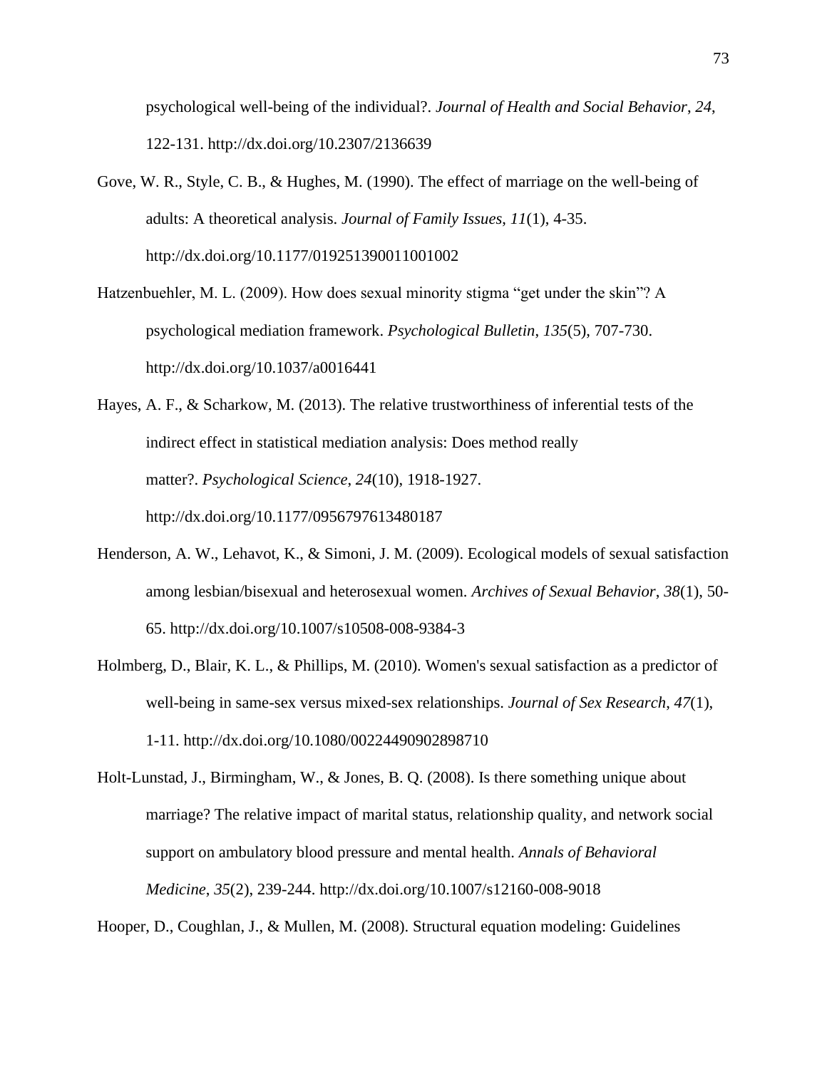psychological well-being of the individual?. *Journal of Health and Social Behavior*, *24*, 122-131. http://dx.doi.org/10.2307/2136639

Gove, W. R., Style, C. B., & Hughes, M. (1990). The effect of marriage on the well-being of adults: A theoretical analysis. *Journal of Family Issues*, *11*(1), 4-35. http://dx.doi.org/10.1177/019251390011001002

Hatzenbuehler, M. L. (2009). How does sexual minority stigma "get under the skin"? A psychological mediation framework. *Psychological Bulletin*, *135*(5), 707-730. http://dx.doi.org/10.1037/a0016441

Hayes, A. F., & Scharkow, M. (2013). The relative trustworthiness of inferential tests of the indirect effect in statistical mediation analysis: Does method really matter?. *Psychological Science*, *24*(10), 1918-1927. http://dx.doi.org/10.1177/0956797613480187

Henderson, A. W., Lehavot, K., & Simoni, J. M. (2009). Ecological models of sexual satisfaction among lesbian/bisexual and heterosexual women. *Archives of Sexual Behavior*, *38*(1), 50-65. http://dx.doi.org/10.1007/s10508-008-9384-3

Holmberg, D., Blair, K. L., & Phillips, M. (2010). Women's sexual satisfaction as a predictor of well-being in same-sex versus mixed-sex relationships. *Journal of Sex Research*, *47*(1), 1-11. http://dx.doi.org/10.1080/00224490902898710

Holt-Lunstad, J., Birmingham, W., & Jones, B. Q. (2008). Is there something unique about marriage? The relative impact of marital status, relationship quality, and network social support on ambulatory blood pressure and mental health. *Annals of Behavioral Medicine*, *35*(2), 239-244. http://dx.doi.org/10.1007/s12160-008-9018

Hooper, D., Coughlan, J., & Mullen, M. (2008). Structural equation modeling: Guidelines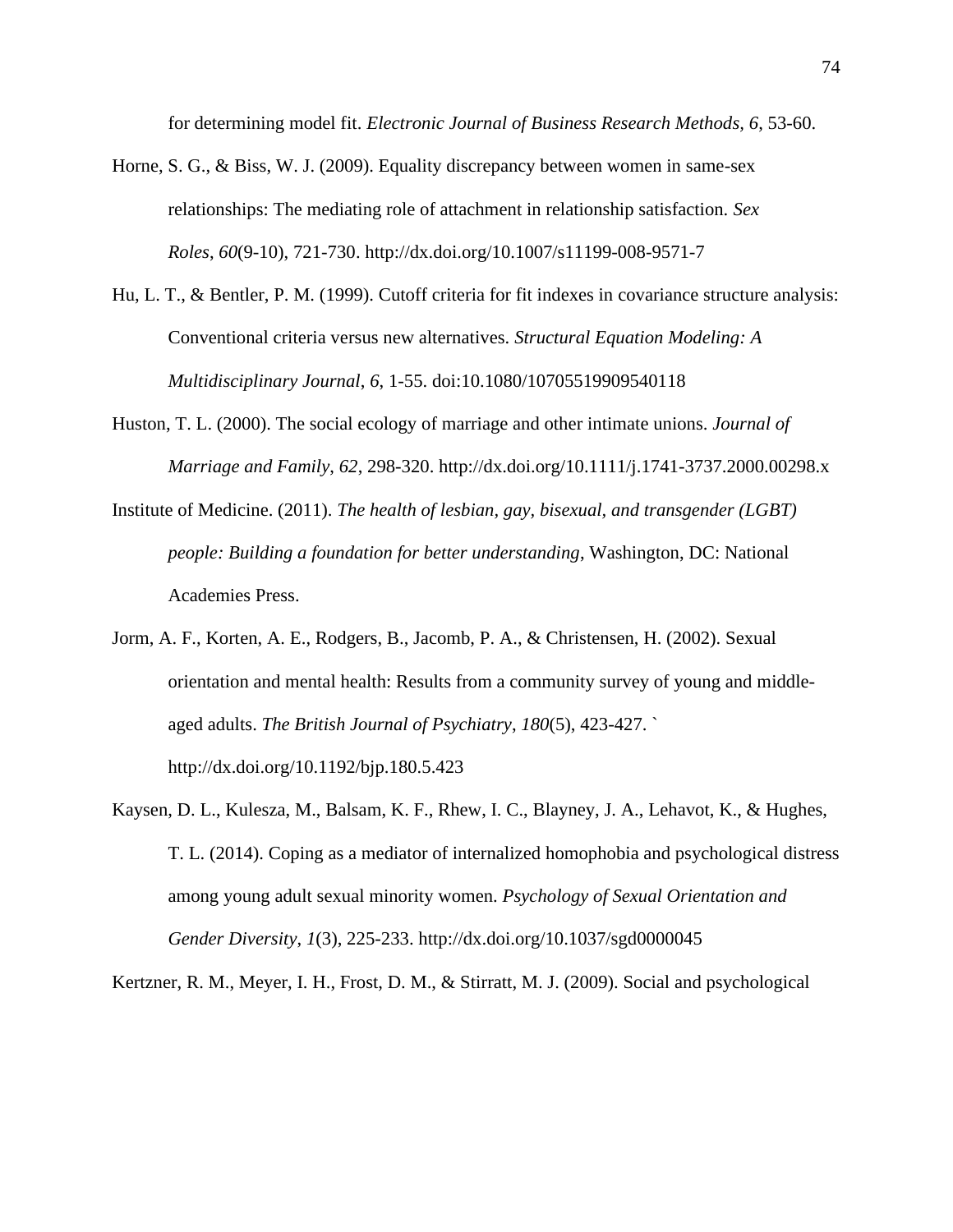for determining model fit. *Electronic Journal of Business Research Methods, 6*, 53-60.

Horne, S. G., & Biss, W. J. (2009). Equality discrepancy between women in same-sex relationships: The mediating role of attachment in relationship satisfaction. *Sex Roles*, *60*(9-10), 721-730. http://dx.doi.org/10.1007/s11199-008-9571-7

Hu, L. T., & Bentler, P. M. (1999). Cutoff criteria for fit indexes in covariance structure analysis: Conventional criteria versus new alternatives. *Structural Equation Modeling: A Multidisciplinary Journal*, *6*, 1-55. doi:10.1080/10705519909540118

Huston, T. L. (2000). The social ecology of marriage and other intimate unions. *Journal of Marriage and Family*, *62*, 298-320. http://dx.doi.org/10.1111/j.1741-3737.2000.00298.x

Institute of Medicine. (2011). *The health of lesbian, gay, bisexual, and transgender (LGBT) people: Building a foundation for better understanding*, Washington, DC: National Academies Press.

Jorm, A. F., Korten, A. E., Rodgers, B., Jacomb, P. A., & Christensen, H. (2002). Sexual orientation and mental health: Results from a community survey of young and middle-aged adults. *The British Journal of Psychiatry*, *180*(5), 423-427. ` http://dx.doi.org/10.1192/bjp.180.5.423

Kaysen, D. L., Kulesza, M., Balsam, K. F., Rhew, I. C., Blayney, J. A., Lehavot, K., & Hughes, T. L. (2014). Coping as a mediator of internalized homophobia and psychological distress among young adult sexual minority women. *Psychology of Sexual Orientation and Gender Diversity*, *1*(3), 225-233. http://dx.doi.org/10.1037/sgd0000045

Kertzner, R. M., Meyer, I. H., Frost, D. M., & Stirratt, M. J. (2009). Social and psychological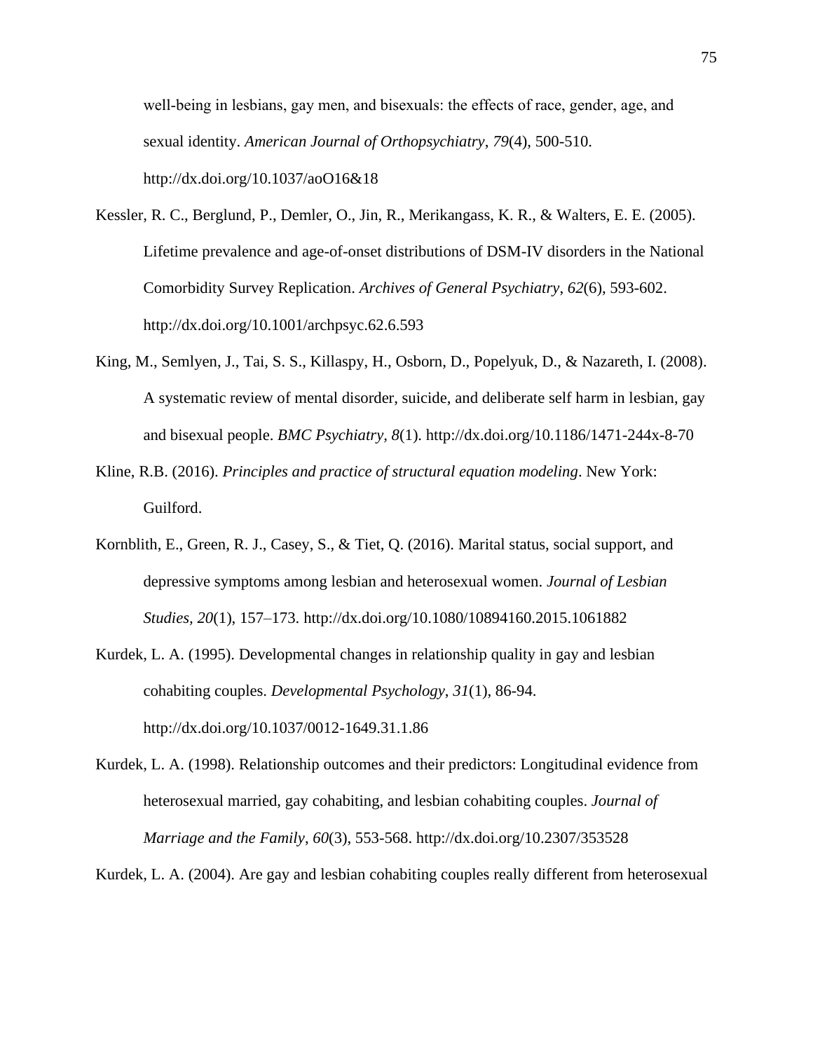well-being in lesbians, gay men, and bisexuals: the effects of race, gender, age, and sexual identity. *American Journal of Orthopsychiatry*, *79*(4), 500-510. http://dx.doi.org/10.1037/aoO16&18

Kessler, R. C., Berglund, P., Demler, O., Jin, R., Merikangass, K. R., & Walters, E. E. (2005). Lifetime prevalence and age-of-onset distributions of DSM-IV disorders in the National Comorbidity Survey Replication. *Archives of General Psychiatry*, *62*(6), 593-602. http://dx.doi.org/10.1001/archpsyc.62.6.593

King, M., Semlyen, J., Tai, S. S., Killaspy, H., Osborn, D., Popelyuk, D., & Nazareth, I. (2008). A systematic review of mental disorder, suicide, and deliberate self harm in lesbian, gay and bisexual people. *BMC Psychiatry*, *8*(1). http://dx.doi.org/10.1186/1471-244x-8-70

Kline, R.B. (2016). *Principles and practice of structural equation modeling*. New York: Guilford.

Kornblith, E., Green, R. J., Casey, S., & Tiet, Q. (2016). Marital status, social support, and depressive symptoms among lesbian and heterosexual women. *Journal of Lesbian Studies*, *20*(1), 157–173. http://dx.doi.org/10.1080/10894160.2015.1061882

Kurdek, L. A. (1995). Developmental changes in relationship quality in gay and lesbian cohabiting couples. *Developmental Psychology*, *31*(1), 86-94. http://dx.doi.org/10.1037/0012-1649.31.1.86

Kurdek, L. A. (1998). Relationship outcomes and their predictors: Longitudinal evidence from heterosexual married, gay cohabiting, and lesbian cohabiting couples. *Journal of Marriage and the Family*, *60*(3), 553-568. http://dx.doi.org/10.2307/353528

Kurdek, L. A. (2004). Are gay and lesbian cohabiting couples really different from heterosexual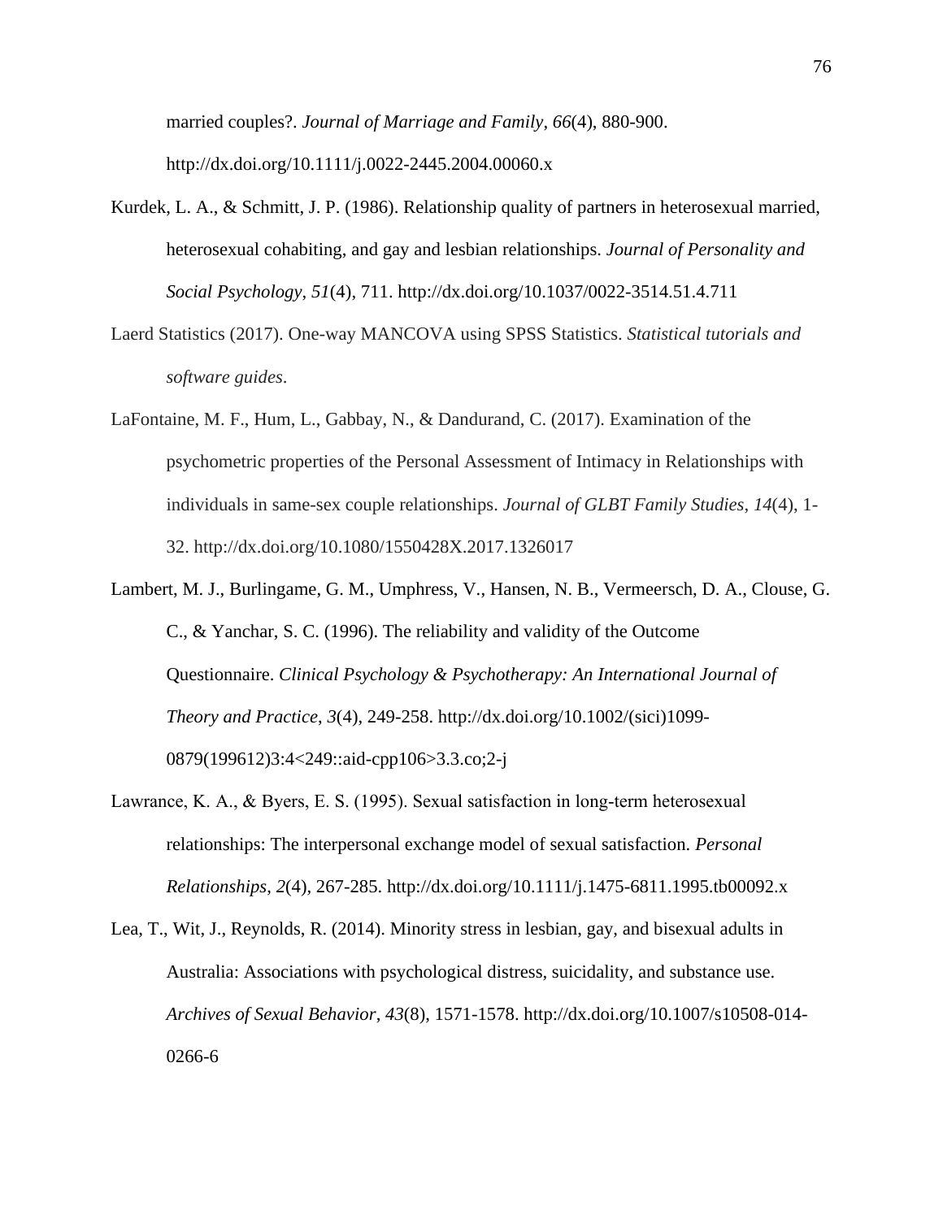married couples?. *Journal of Marriage and Family*, *66*(4), 880-900. http://dx.doi.org/10.1111/j.0022-2445.2004.00060.x

Kurdek, L. A., & Schmitt, J. P. (1986). Relationship quality of partners in heterosexual married, heterosexual cohabiting, and gay and lesbian relationships. *Journal of Personality and Social Psychology*, *51*(4), 711. http://dx.doi.org/10.1037/0022-3514.51.4.711

Laerd Statistics (2017). One-way MANCOVA using SPSS Statistics. *Statistical tutorials and software guides*.

LaFontaine, M. F., Hum, L., Gabbay, N., & Dandurand, C. (2017). Examination of the psychometric properties of the Personal Assessment of Intimacy in Relationships with individuals in same-sex couple relationships. *Journal of GLBT Family Studies*, *14*(4), 1-32. http://dx.doi.org/10.1080/1550428X.2017.1326017

Lambert, M. J., Burlingame, G. M., Umphress, V., Hansen, N. B., Vermeersch, D. A., Clouse, G. C., & Yanchar, S. C. (1996). The reliability and validity of the Outcome Questionnaire. *Clinical Psychology & Psychotherapy: An International Journal of Theory and Practice*, *3*(4), 249-258. http://dx.doi.org/10.1002/(sici)1099-0879(199612)3:4<249::aid-cpp106>3.3.co;2-j

Lawrance, K. A., & Byers, E. S. (1995). Sexual satisfaction in long-term heterosexual relationships: The interpersonal exchange model of sexual satisfaction. *Personal Relationships*, *2*(4), 267-285. http://dx.doi.org/10.1111/j.1475-6811.1995.tb00092.x

Lea, T., Wit, J., Reynolds, R. (2014). Minority stress in lesbian, gay, and bisexual adults in Australia: Associations with psychological distress, suicidality, and substance use. *Archives of Sexual Behavior*, *43*(8), 1571-1578. http://dx.doi.org/10.1007/s10508-014-0266-6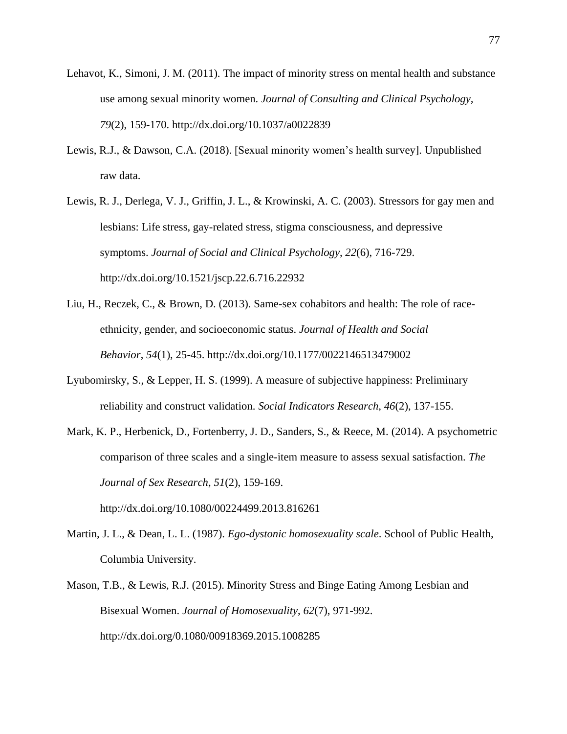Lehavot, K., Simoni, J. M. (2011). The impact of minority stress on mental health and substance use among sexual minority women. *Journal of Consulting and Clinical Psychology, 79*(2), 159-170. http://dx.doi.org/10.1037/a0022839

Lewis, R.J., & Dawson, C.A. (2018). [Sexual minority women's health survey]. Unpublished raw data.

Lewis, R. J., Derlega, V. J., Griffin, J. L., & Krowinski, A. C. (2003). Stressors for gay men and lesbians: Life stress, gay-related stress, stigma consciousness, and depressive symptoms. *Journal of Social and Clinical Psychology*, *22*(6), 716-729. http://dx.doi.org/10.1521/jscp.22.6.716.22932

Liu, H., Reczek, C., & Brown, D. (2013). Same-sex cohabitors and health: The role of race-ethnicity, gender, and socioeconomic status. *Journal of Health and Social Behavior*, *54*(1), 25-45. http://dx.doi.org/10.1177/0022146513479002

Lyubomirsky, S., & Lepper, H. S. (1999). A measure of subjective happiness: Preliminary reliability and construct validation. *Social Indicators Research*, *46*(2), 137-155.

Mark, K. P., Herbenick, D., Fortenberry, J. D., Sanders, S., & Reece, M. (2014). A psychometric comparison of three scales and a single-item measure to assess sexual satisfaction. *The Journal of Sex Research*, *51*(2), 159-169. http://dx.doi.org/10.1080/00224499.2013.816261

Martin, J. L., & Dean, L. L. (1987). *Ego-dystonic homosexuality scale*. School of Public Health, Columbia University.

Mason, T.B., & Lewis, R.J. (2015). Minority Stress and Binge Eating Among Lesbian and Bisexual Women. *Journal of Homosexuality*, *62*(7), 971-992. http://dx.doi.org/0.1080/00918369.2015.1008285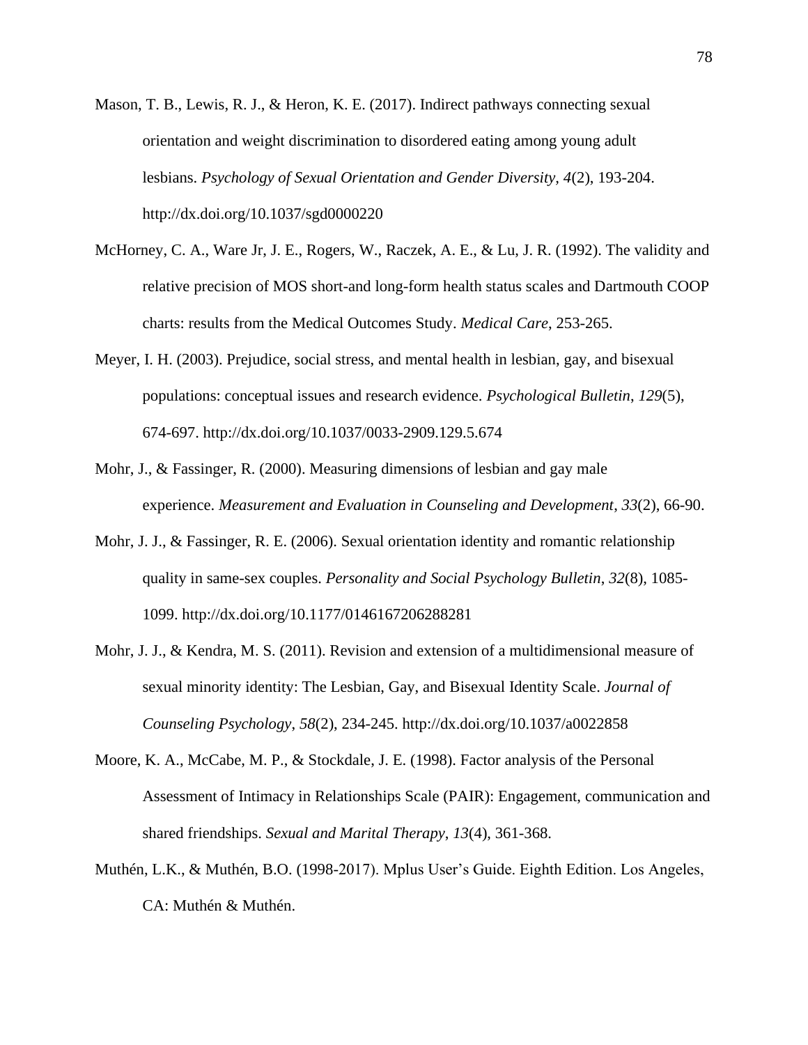Mason, T. B., Lewis, R. J., & Heron, K. E. (2017). Indirect pathways connecting sexual orientation and weight discrimination to disordered eating among young adult lesbians. *Psychology of Sexual Orientation and Gender Diversity*, *4*(2), 193-204. http://dx.doi.org/10.1037/sgd0000220

McHorney, C. A., Ware Jr, J. E., Rogers, W., Raczek, A. E., & Lu, J. R. (1992). The validity and relative precision of MOS short-and long-form health status scales and Dartmouth COOP charts: results from the Medical Outcomes Study. *Medical Care*, 253-265.

Meyer, I. H. (2003). Prejudice, social stress, and mental health in lesbian, gay, and bisexual populations: conceptual issues and research evidence. *Psychological Bulletin*, *129*(5), 674-697. http://dx.doi.org/10.1037/0033-2909.129.5.674

Mohr, J., & Fassinger, R. (2000). Measuring dimensions of lesbian and gay male experience. *Measurement and Evaluation in Counseling and Development*, *33*(2), 66-90.

Mohr, J. J., & Fassinger, R. E. (2006). Sexual orientation identity and romantic relationship quality in same-sex couples. *Personality and Social Psychology Bulletin*, *32*(8), 1085-1099. http://dx.doi.org/10.1177/0146167206288281

Mohr, J. J., & Kendra, M. S. (2011). Revision and extension of a multidimensional measure of sexual minority identity: The Lesbian, Gay, and Bisexual Identity Scale. *Journal of Counseling Psychology*, *58*(2), 234-245. http://dx.doi.org/10.1037/a0022858

Moore, K. A., McCabe, M. P., & Stockdale, J. E. (1998). Factor analysis of the Personal Assessment of Intimacy in Relationships Scale (PAIR): Engagement, communication and shared friendships. *Sexual and Marital Therapy*, *13*(4), 361-368.

Muthén, L.K., & Muthén, B.O. (1998-2017). Mplus User's Guide. Eighth Edition. Los Angeles, CA: Muthén & Muthén.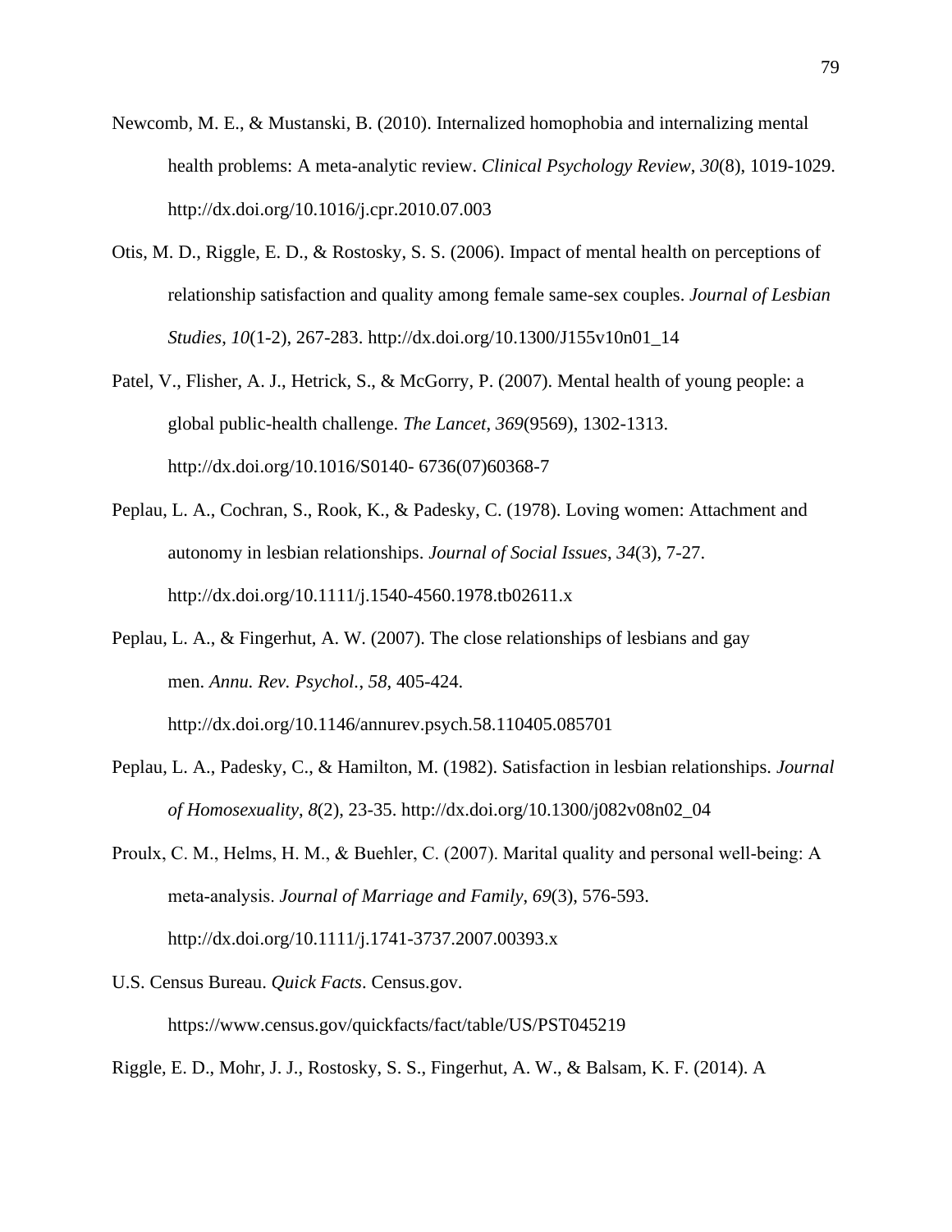Newcomb, M. E., & Mustanski, B. (2010). Internalized homophobia and internalizing mental health problems: A meta-analytic review. *Clinical Psychology Review*, *30*(8), 1019-1029. http://dx.doi.org/10.1016/j.cpr.2010.07.003

Otis, M. D., Riggle, E. D., & Rostosky, S. S. (2006). Impact of mental health on perceptions of relationship satisfaction and quality among female same-sex couples. *Journal of Lesbian Studies*, *10*(1-2), 267-283. http://dx.doi.org/10.1300/J155v10n01_14

Patel, V., Flisher, A. J., Hetrick, S., & McGorry, P. (2007). Mental health of young people: a global public-health challenge. *The Lancet*, *369*(9569), 1302-1313. http://dx.doi.org/10.1016/S0140- 6736(07)60368-7

Peplau, L. A., Cochran, S., Rook, K., & Padesky, C. (1978). Loving women: Attachment and autonomy in lesbian relationships. *Journal of Social Issues*, *34*(3), 7-27. http://dx.doi.org/10.1111/j.1540-4560.1978.tb02611.x

Peplau, L. A., & Fingerhut, A. W. (2007). The close relationships of lesbians and gay men. *Annu. Rev. Psychol.*, *58*, 405-424. http://dx.doi.org/10.1146/annurev.psych.58.110405.085701

Peplau, L. A., Padesky, C., & Hamilton, M. (1982). Satisfaction in lesbian relationships. *Journal of Homosexuality*, *8*(2), 23-35. http://dx.doi.org/10.1300/j082v08n02_04

Proulx, C. M., Helms, H. M., & Buehler, C. (2007). Marital quality and personal well-being: A meta-analysis. *Journal of Marriage and Family*, *69*(3), 576-593. http://dx.doi.org/10.1111/j.1741-3737.2007.00393.x

U.S. Census Bureau. *Quick Facts*. Census.gov. https://www.census.gov/quickfacts/fact/table/US/PST045219

Riggle, E. D., Mohr, J. J., Rostosky, S. S., Fingerhut, A. W., & Balsam, K. F. (2014). A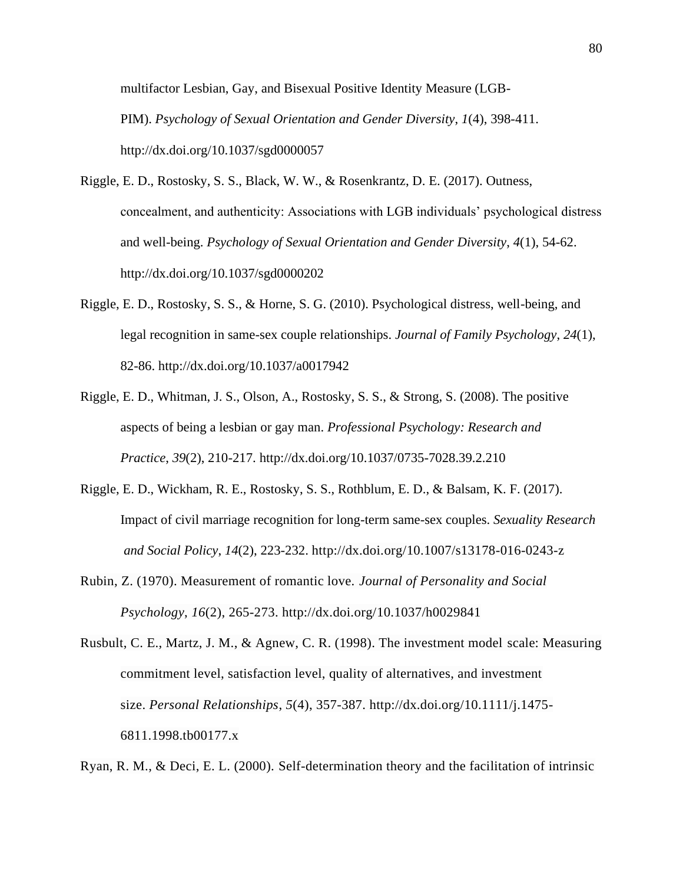multifactor Lesbian, Gay, and Bisexual Positive Identity Measure (LGB-PIM). *Psychology of Sexual Orientation and Gender Diversity*, *1*(4), 398-411. http://dx.doi.org/10.1037/sgd0000057

Riggle, E. D., Rostosky, S. S., Black, W. W., & Rosenkrantz, D. E. (2017). Outness, concealment, and authenticity: Associations with LGB individuals' psychological distress and well-being. *Psychology of Sexual Orientation and Gender Diversity*, *4*(1), 54-62. http://dx.doi.org/10.1037/sgd0000202

Riggle, E. D., Rostosky, S. S., & Horne, S. G. (2010). Psychological distress, well-being, and legal recognition in same-sex couple relationships. *Journal of Family Psychology*, *24*(1), 82-86. http://dx.doi.org/10.1037/a0017942

Riggle, E. D., Whitman, J. S., Olson, A., Rostosky, S. S., & Strong, S. (2008). The positive aspects of being a lesbian or gay man. *Professional Psychology: Research and Practice*, *39*(2), 210-217. http://dx.doi.org/10.1037/0735-7028.39.2.210

Riggle, E. D., Wickham, R. E., Rostosky, S. S., Rothblum, E. D., & Balsam, K. F. (2017). Impact of civil marriage recognition for long-term same-sex couples. *Sexuality Research and Social Policy*, *14*(2), 223-232. http://dx.doi.org/10.1007/s13178-016-0243-z

Rubin, Z. (1970). Measurement of romantic love. *Journal of Personality and Social Psychology*, *16*(2), 265-273. http://dx.doi.org/10.1037/h0029841

Rusbult, C. E., Martz, J. M., & Agnew, C. R. (1998). The investment model scale: Measuring commitment level, satisfaction level, quality of alternatives, and investment size. *Personal Relationships*, *5*(4), 357-387. http://dx.doi.org/10.1111/j.1475-6811.1998.tb00177.x

Ryan, R. M., & Deci, E. L. (2000). Self-determination theory and the facilitation of intrinsic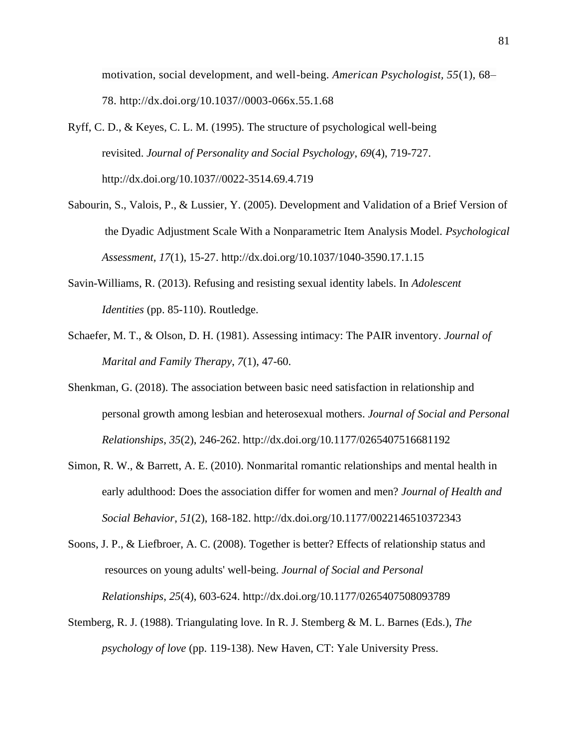motivation, social development, and well-being. *American Psychologist, 55*(1), 68–78. http://dx.doi.org/10.1037//0003-066x.55.1.68

Ryff, C. D., & Keyes, C. L. M. (1995). The structure of psychological well-being revisited. *Journal of Personality and Social Psychology, 69*(4), 719-727. http://dx.doi.org/10.1037//0022-3514.69.4.719

Sabourin, S., Valois, P., & Lussier, Y. (2005). Development and Validation of a Brief Version of the Dyadic Adjustment Scale With a Nonparametric Item Analysis Model. *Psychological Assessment, 17*(1), 15-27. http://dx.doi.org/10.1037/1040-3590.17.1.15

Savin-Williams, R. (2013). Refusing and resisting sexual identity labels. In *Adolescent Identities* (pp. 85-110). Routledge.

Schaefer, M. T., & Olson, D. H. (1981). Assessing intimacy: The PAIR inventory. *Journal of Marital and Family Therapy*, *7*(1), 47-60.

Shenkman, G. (2018). The association between basic need satisfaction in relationship and personal growth among lesbian and heterosexual mothers. *Journal of Social and Personal Relationships*, *35*(2), 246-262. http://dx.doi.org/10.1177/0265407516681192

Simon, R. W., & Barrett, A. E. (2010). Nonmarital romantic relationships and mental health in early adulthood: Does the association differ for women and men? *Journal of Health and Social Behavior*, *51*(2), 168-182. http://dx.doi.org/10.1177/0022146510372343

Soons, J. P., & Liefbroer, A. C. (2008). Together is better? Effects of relationship status and resources on young adults' well-being. *Journal of Social and Personal Relationships*, *25*(4), 603-624. http://dx.doi.org/10.1177/0265407508093789

Stemberg, R. J. (1988). Triangulating love. In R. J. Stemberg & M. L. Barnes (Eds.), *The psychology of love* (pp. 119-138). New Haven, CT: Yale University Press.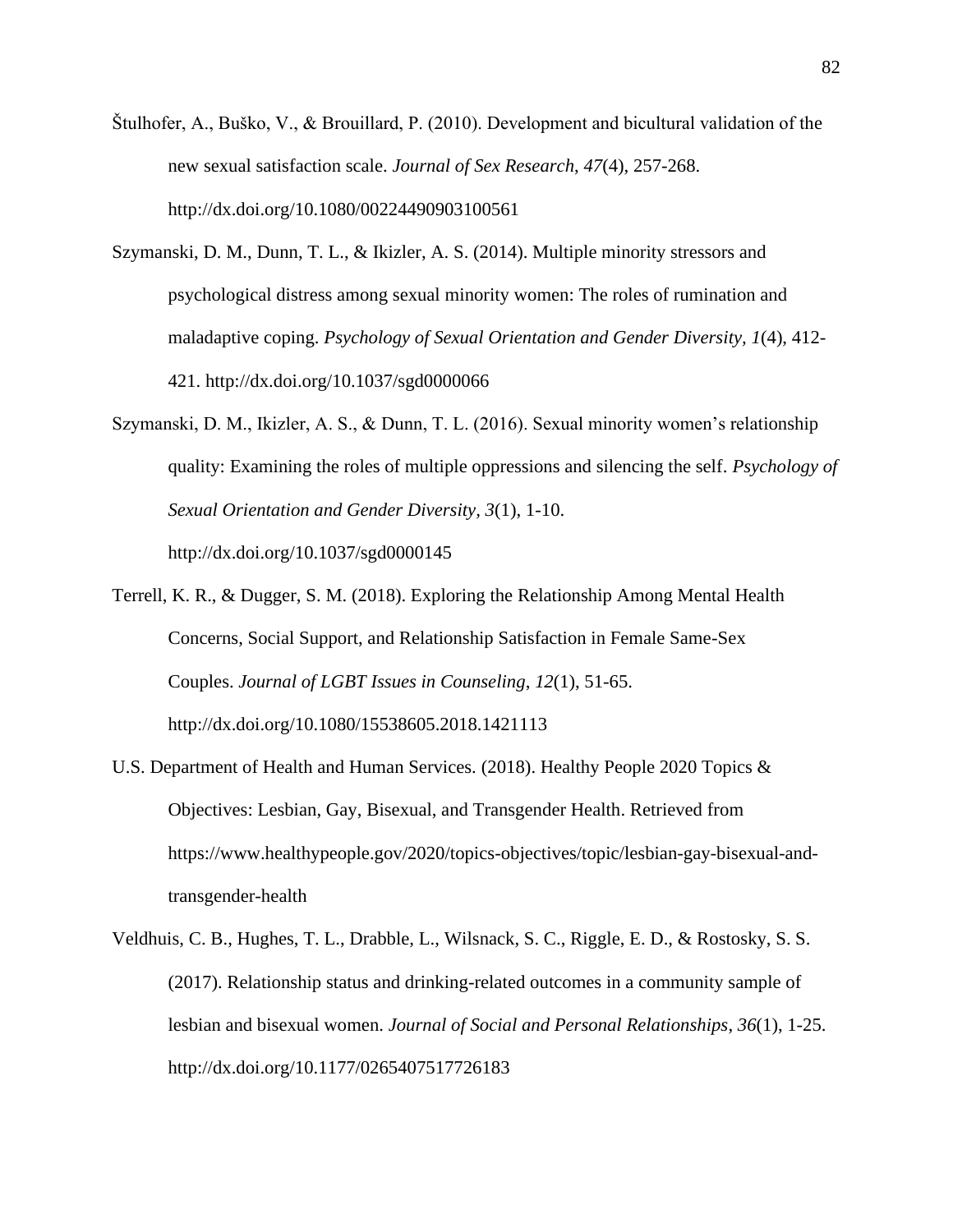Štulhofer, A., Buško, V., & Brouillard, P. (2010). Development and bicultural validation of the new sexual satisfaction scale. *Journal of Sex Research*, *47*(4), 257-268. http://dx.doi.org/10.1080/00224490903100561

Szymanski, D. M., Dunn, T. L., & Ikizler, A. S. (2014). Multiple minority stressors and psychological distress among sexual minority women: The roles of rumination and maladaptive coping. *Psychology of Sexual Orientation and Gender Diversity, 1*(4), 412-421. http://dx.doi.org/10.1037/sgd0000066

Szymanski, D. M., Ikizler, A. S., & Dunn, T. L. (2016). Sexual minority women's relationship quality: Examining the roles of multiple oppressions and silencing the self. *Psychology of Sexual Orientation and Gender Diversity*, *3*(1), 1-10. http://dx.doi.org/10.1037/sgd0000145

Terrell, K. R., & Dugger, S. M. (2018). Exploring the Relationship Among Mental Health Concerns, Social Support, and Relationship Satisfaction in Female Same-Sex Couples. *Journal of LGBT Issues in Counseling*, *12*(1), 51-65. http://dx.doi.org/10.1080/15538605.2018.1421113

U.S. Department of Health and Human Services. (2018). Healthy People 2020 Topics & Objectives: Lesbian, Gay, Bisexual, and Transgender Health. Retrieved from https://www.healthypeople.gov/2020/topics-objectives/topic/lesbian-gay-bisexual-and-transgender-health

Veldhuis, C. B., Hughes, T. L., Drabble, L., Wilsnack, S. C., Riggle, E. D., & Rostosky, S. S. (2017). Relationship status and drinking-related outcomes in a community sample of lesbian and bisexual women. *Journal of Social and Personal Relationships*, *36*(1), 1-25. http://dx.doi.org/10.1177/0265407517726183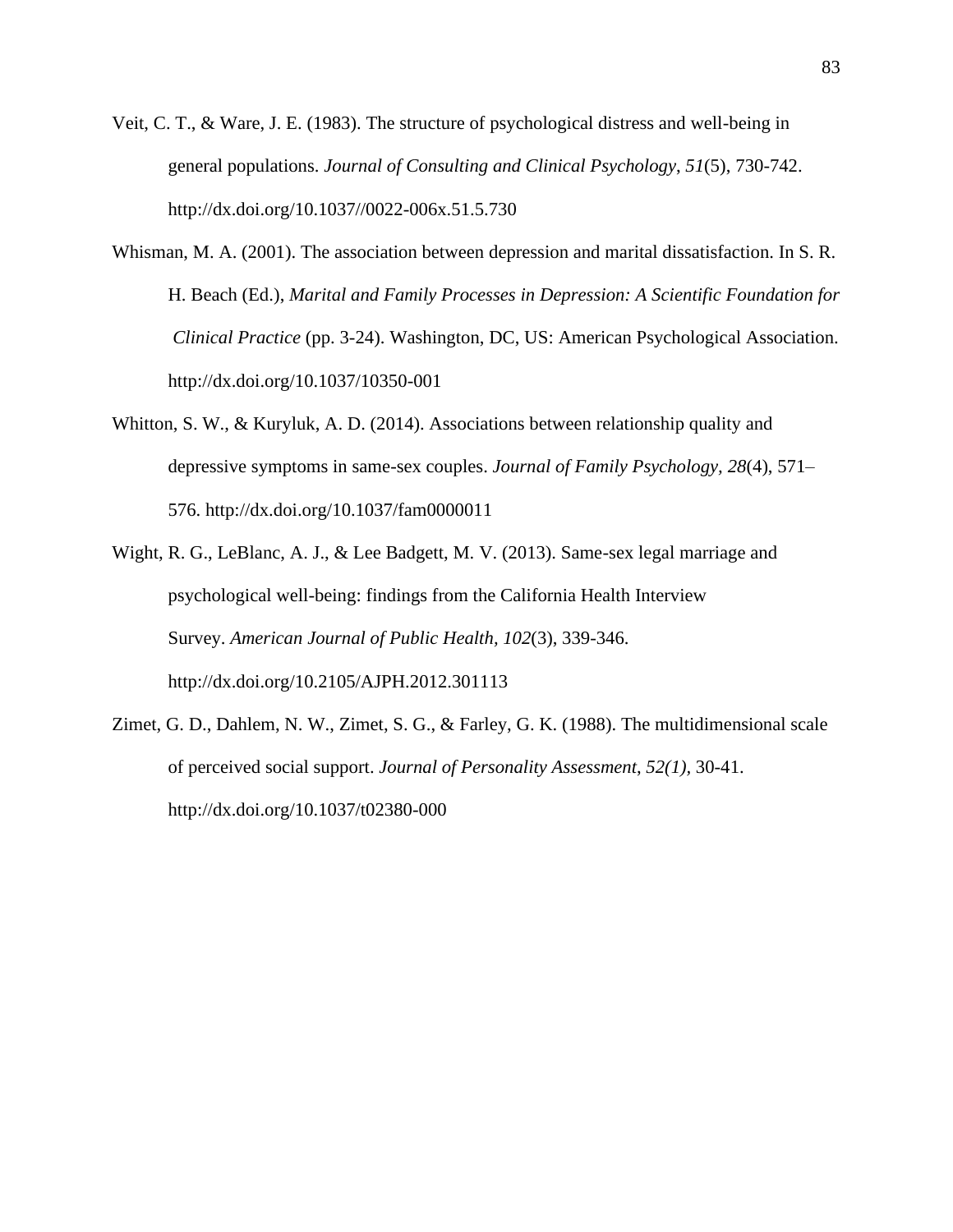Veit, C. T., & Ware, J. E. (1983). The structure of psychological distress and well-being in general populations. *Journal of Consulting and Clinical Psychology, 51*(5), 730-742. http://dx.doi.org/10.1037//0022-006x.51.5.730

Whisman, M. A. (2001). The association between depression and marital dissatisfaction. In S. R. H. Beach (Ed.), *Marital and Family Processes in Depression: A Scientific Foundation for Clinical Practice* (pp. 3-24). Washington, DC, US: American Psychological Association. http://dx.doi.org/10.1037/10350-001

Whitton, S. W., & Kuryluk, A. D. (2014). Associations between relationship quality and depressive symptoms in same-sex couples. *Journal of Family Psychology, 28*(4), 571–576. http://dx.doi.org/10.1037/fam0000011

Wight, R. G., LeBlanc, A. J., & Lee Badgett, M. V. (2013). Same-sex legal marriage and psychological well-being: findings from the California Health Interview Survey. *American Journal of Public Health, 102*(3), 339-346. http://dx.doi.org/10.2105/AJPH.2012.301113

Zimet, G. D., Dahlem, N. W., Zimet, S. G., & Farley, G. K. (1988). The multidimensional scale of perceived social support. *Journal of Personality Assessment*, *52(1)*, 30-41. http://dx.doi.org/10.1037/t02380-000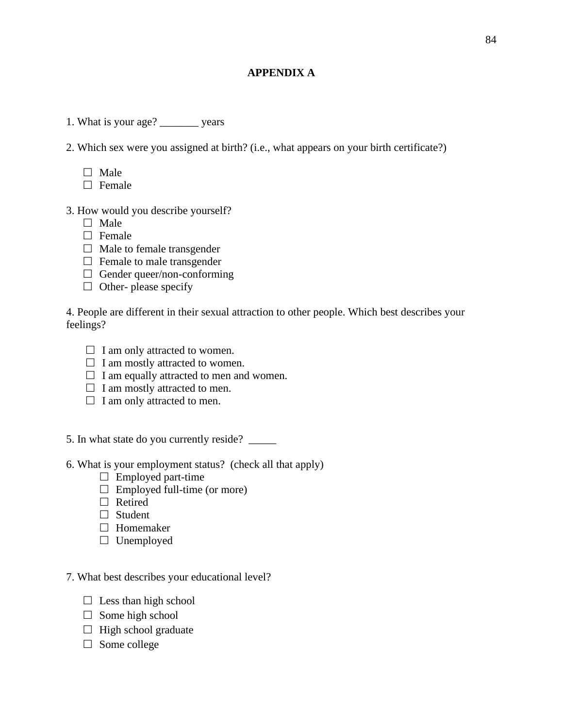# APPENDIX A

1. What is your age? _______ years

2. Which sex were you assigned at birth? (i.e., what appears on your birth certificate?)

   ☐ Male
   ☐ Female

3. How would you describe yourself?
   ☐ Male
   ☐ Female
   ☐ Male to female transgender
   ☐ Female to male transgender
   ☐ Gender queer/non-conforming
   ☐ Other- please specify

4. People are different in their sexual attraction to other people. Which best describes your feelings?

   ☐ I am only attracted to women.
   ☐ I am mostly attracted to women.
   ☐ I am equally attracted to men and women.
   ☐ I am mostly attracted to men.
   ☐ I am only attracted to men.

5. In what state do you currently reside? _____

6. What is your employment status? (check all that apply)
   ☐ Employed part-time
   ☐ Employed full-time (or more)
   ☐ Retired
   ☐ Student
   ☐ Homemaker
   ☐ Unemployed

7. What best describes your educational level?

   ☐ Less than high school
   ☐ Some high school
   ☐ High school graduate
   ☐ Some college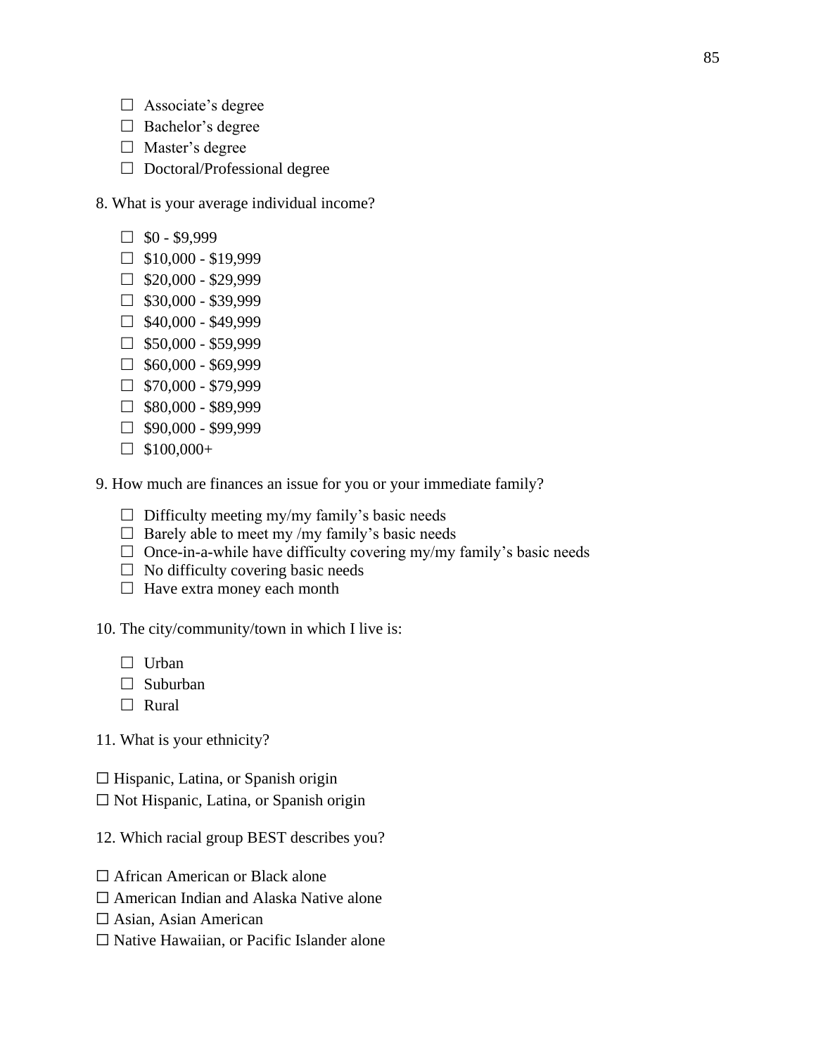- ☐ Associate's degree
- ☐ Bachelor's degree
- ☐ Master's degree
- ☐ Doctoral/Professional degree

8. What is your average individual income?

- ☐ $0 - $9,999
- ☐ $10,000 - $19,999
- ☐ $20,000 - $29,999
- ☐ $30,000 - $39,999
- ☐ $40,000 - $49,999
- ☐ $50,000 - $59,999
- ☐ $60,000 - $69,999
- ☐ $70,000 - $79,999
- ☐ $80,000 - $89,999
- ☐ $90,000 - $99,999
- ☐ $100,000+

9. How much are finances an issue for you or your immediate family?

- ☐ Difficulty meeting my/my family's basic needs
- ☐ Barely able to meet my /my family's basic needs
- ☐ Once-in-a-while have difficulty covering my/my family's basic needs
- ☐ No difficulty covering basic needs
- ☐ Have extra money each month

10. The city/community/town in which I live is:

- ☐ Urban
- ☐ Suburban
- ☐ Rural

11. What is your ethnicity?

☐ Hispanic, Latina, or Spanish origin
☐ Not Hispanic, Latina, or Spanish origin

12. Which racial group BEST describes you?

☐ African American or Black alone
☐ American Indian and Alaska Native alone
☐ Asian, Asian American
☐ Native Hawaiian, or Pacific Islander alone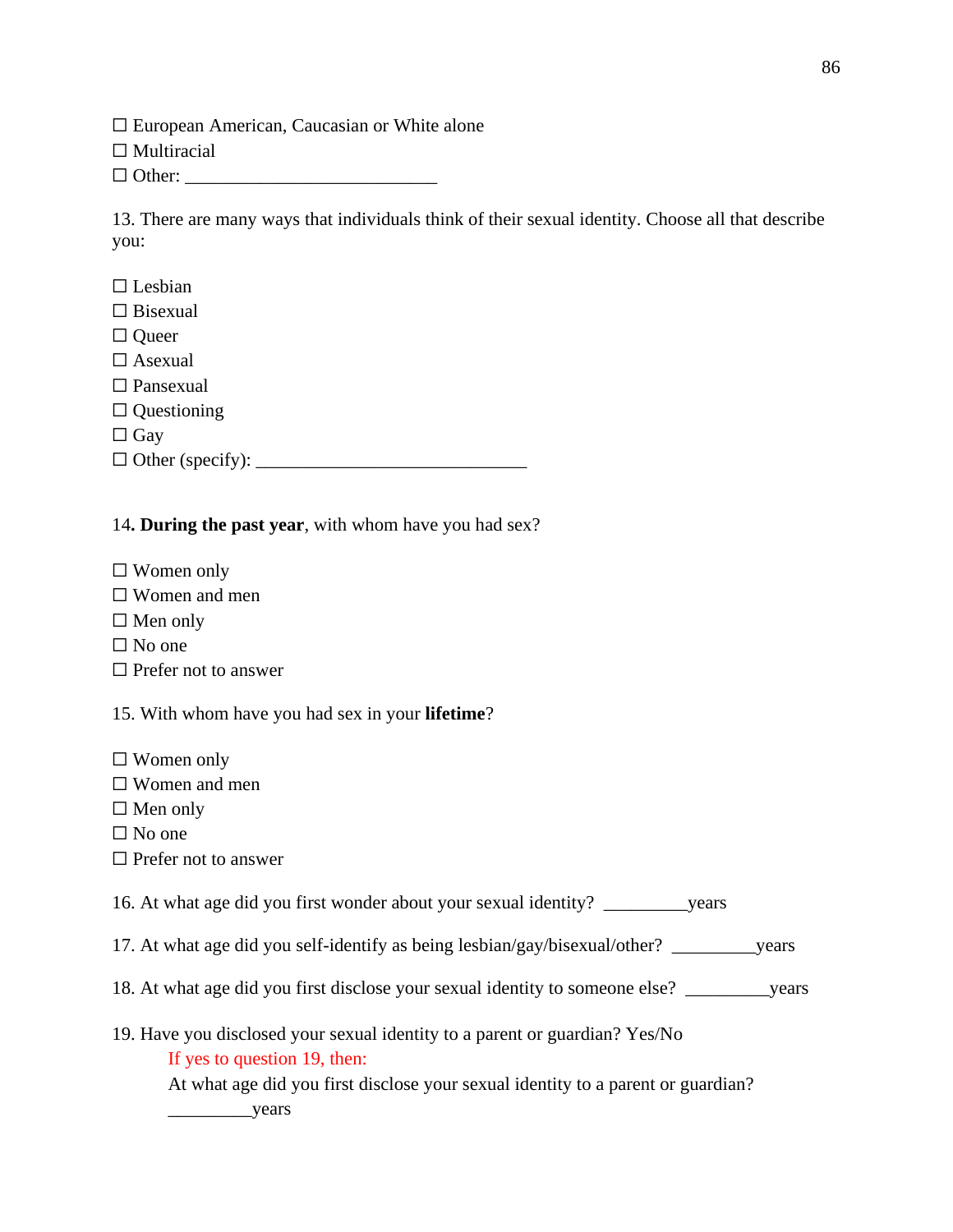☐ European American, Caucasian or White alone
☐ Multiracial
☐ Other: ____________________________

13. There are many ways that individuals think of their sexual identity. Choose all that describe you:

☐ Lesbian
☐ Bisexual
☐ Queer
☐ Asexual
☐ Pansexual
☐ Questioning
☐ Gay
☐ Other (specify): ______________________________

14. **During the past year**, with whom have you had sex?

☐ Women only
☐ Women and men
☐ Men only
☐ No one
☐ Prefer not to answer

15. With whom have you had sex in your **lifetime**?

☐ Women only
☐ Women and men
☐ Men only
☐ No one
☐ Prefer not to answer

16. At what age did you first wonder about your sexual identity? _________years

17. At what age did you self-identify as being lesbian/gay/bisexual/other? _________years

18. At what age did you first disclose your sexual identity to someone else? _________years

19. Have you disclosed your sexual identity to a parent or guardian? Yes/No

If yes to question 19, then:

At what age did you first disclose your sexual identity to a parent or guardian?
_________years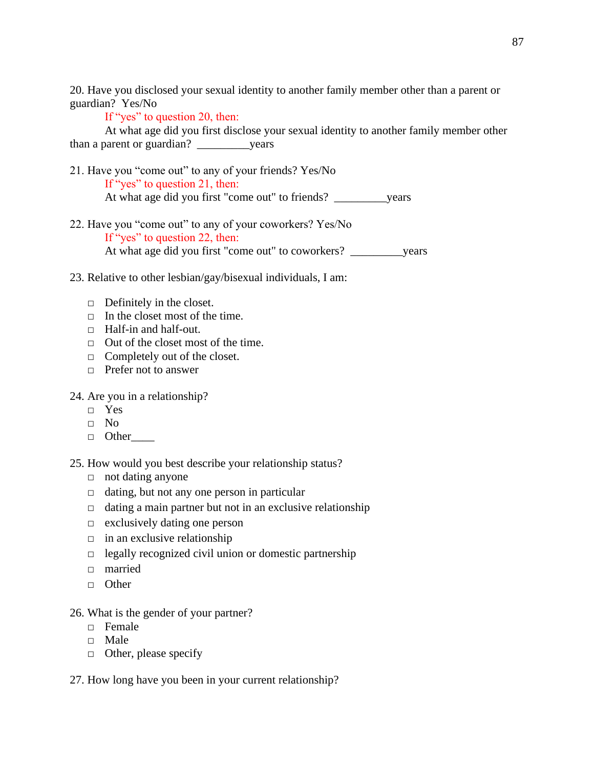20. Have you disclosed your sexual identity to another family member other than a parent or guardian? Yes/No

If "yes" to question 20, then:

At what age did you first disclose your sexual identity to another family member other than a parent or guardian? _________years

21. Have you "come out" to any of your friends? Yes/No

If "yes" to question 21, then:

At what age did you first "come out" to friends? _________years

22. Have you "come out" to any of your coworkers? Yes/No

If "yes" to question 22, then:

At what age did you first "come out" to coworkers? _________years

23. Relative to other lesbian/gay/bisexual individuals, I am:

- □ Definitely in the closet.
- □ In the closet most of the time.
- □ Half-in and half-out.
- □ Out of the closet most of the time.
- □ Completely out of the closet.
- □ Prefer not to answer

24. Are you in a relationship?

- □ Yes
- □ No
- □ Other____

25. How would you best describe your relationship status?

- □ not dating anyone
- □ dating, but not any one person in particular
- □ dating a main partner but not in an exclusive relationship
- □ exclusively dating one person
- □ in an exclusive relationship
- □ legally recognized civil union or domestic partnership
- □ married
- □ Other

26. What is the gender of your partner?

- □ Female
- □ Male
- □ Other, please specify

27. How long have you been in your current relationship?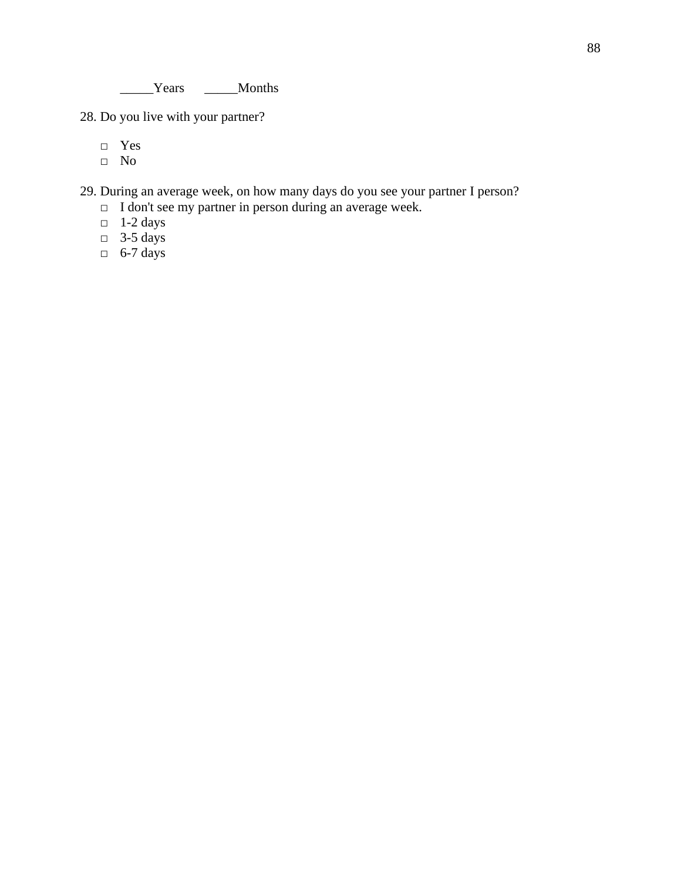_____Years _____Months

28. Do you live with your partner?

- □ Yes
- □ No

29. During an average week, on how many days do you see your partner I person?

- □ I don't see my partner in person during an average week.
- □ 1-2 days
- □ 3-5 days
- □ 6-7 days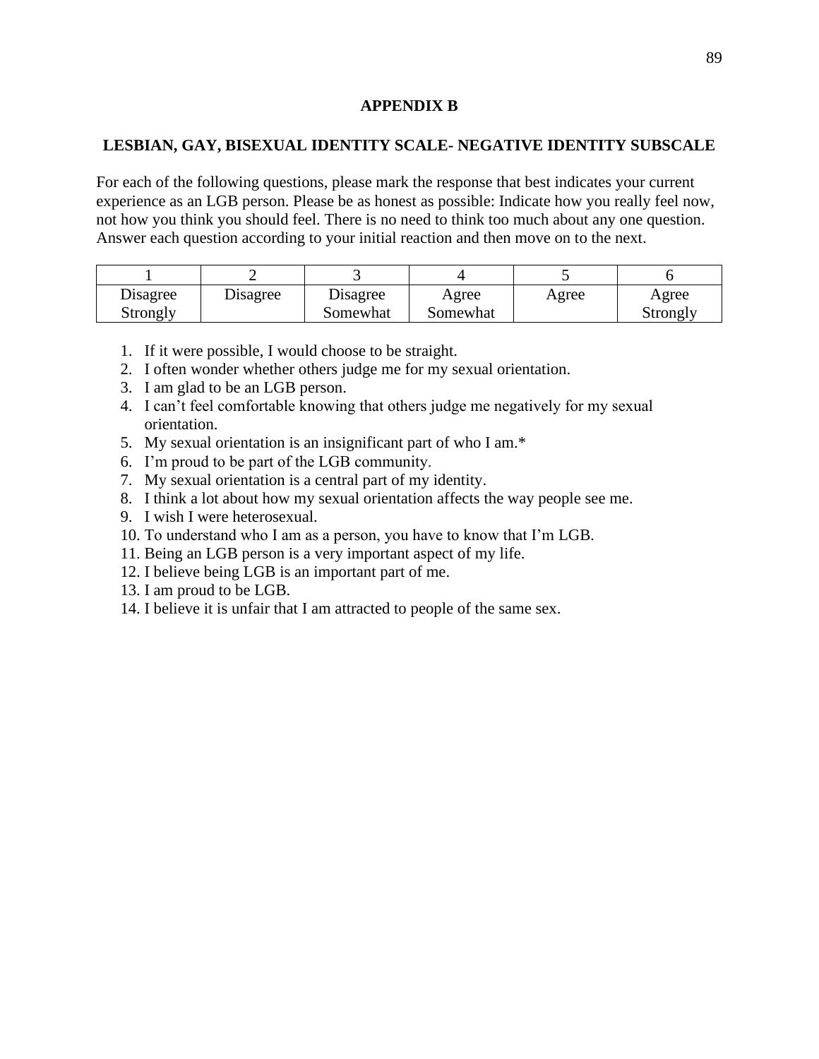## APPENDIX B

## LESBIAN, GAY, BISEXUAL IDENTITY SCALE- NEGATIVE IDENTITY SUBSCALE

For each of the following questions, please mark the response that best indicates your current experience as an LGB person. Please be as honest as possible: Indicate how you really feel now, not how you think you should feel. There is no need to think too much about any one question. Answer each question according to your initial reaction and then move on to the next.

| 1 | 2 | 3 | 4 | 5 | 6 |
|---|---|---|---|---|---|
| Disagree Strongly | Disagree | Disagree Somewhat | Agree Somewhat | Agree | Agree Strongly |

1. If it were possible, I would choose to be straight.
2. I often wonder whether others judge me for my sexual orientation.
3. I am glad to be an LGB person.
4. I can't feel comfortable knowing that others judge me negatively for my sexual orientation.
5. My sexual orientation is an insignificant part of who I am.*
6. I'm proud to be part of the LGB community.
7. My sexual orientation is a central part of my identity.
8. I think a lot about how my sexual orientation affects the way people see me.
9. I wish I were heterosexual.
10. To understand who I am as a person, you have to know that I'm LGB.
11. Being an LGB person is a very important aspect of my life.
12. I believe being LGB is an important part of me.
13. I am proud to be LGB.
14. I believe it is unfair that I am attracted to people of the same sex.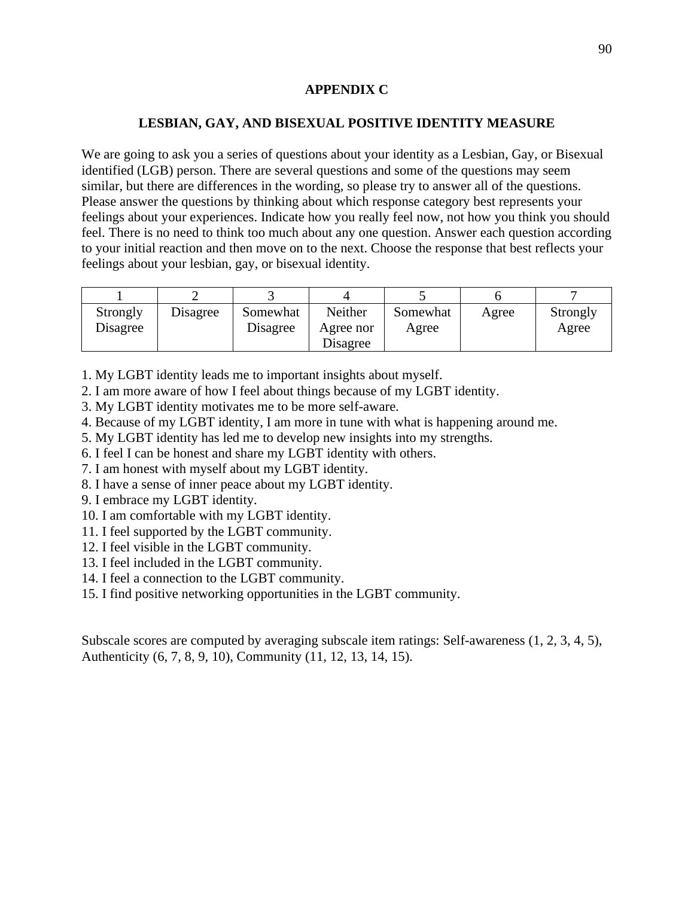## APPENDIX C

## LESBIAN, GAY, AND BISEXUAL POSITIVE IDENTITY MEASURE

We are going to ask you a series of questions about your identity as a Lesbian, Gay, or Bisexual identified (LGB) person. There are several questions and some of the questions may seem similar, but there are differences in the wording, so please try to answer all of the questions. Please answer the questions by thinking about which response category best represents your feelings about your experiences. Indicate how you really feel now, not how you think you should feel. There is no need to think too much about any one question. Answer each question according to your initial reaction and then move on to the next. Choose the response that best reflects your feelings about your lesbian, gay, or bisexual identity.

| 1 | 2 | 3 | 4 | 5 | 6 | 7 |
|---|---|---|---|---|---|---|
| Strongly Disagree | Disagree | Somewhat Disagree | Neither Agree nor Disagree | Somewhat Agree | Agree | Strongly Agree |

1. My LGBT identity leads me to important insights about myself.
2. I am more aware of how I feel about things because of my LGBT identity.
3. My LGBT identity motivates me to be more self-aware.
4. Because of my LGBT identity, I am more in tune with what is happening around me.
5. My LGBT identity has led me to develop new insights into my strengths.
6. I feel I can be honest and share my LGBT identity with others.
7. I am honest with myself about my LGBT identity.
8. I have a sense of inner peace about my LGBT identity.
9. I embrace my LGBT identity.
10. I am comfortable with my LGBT identity.
11. I feel supported by the LGBT community.
12. I feel visible in the LGBT community.
13. I feel included in the LGBT community.
14. I feel a connection to the LGBT community.
15. I find positive networking opportunities in the LGBT community.

Subscale scores are computed by averaging subscale item ratings: Self-awareness (1, 2, 3, 4, 5), Authenticity (6, 7, 8, 9, 10), Community (11, 12, 13, 14, 15).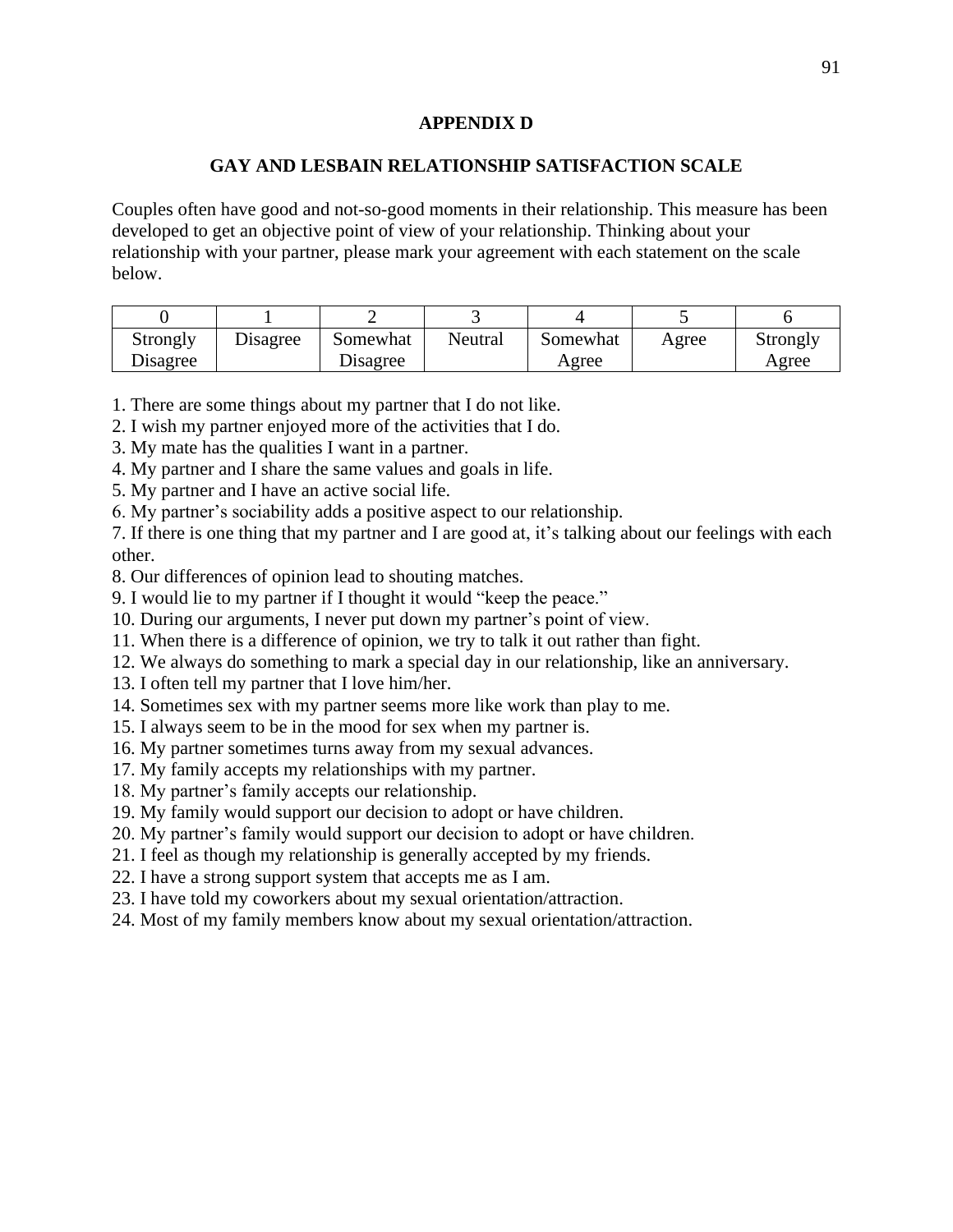## APPENDIX D

## GAY AND LESBAIN RELATIONSHIP SATISFACTION SCALE

Couples often have good and not-so-good moments in their relationship. This measure has been developed to get an objective point of view of your relationship. Thinking about your relationship with your partner, please mark your agreement with each statement on the scale below.

| 0 | 1 | 2 | 3 | 4 | 5 | 6 |
|---|---|---|---|---|---|---|
| Strongly Disagree | Disagree | Somewhat Disagree | Neutral | Somewhat Agree | Agree | Strongly Agree |

1. There are some things about my partner that I do not like.
2. I wish my partner enjoyed more of the activities that I do.
3. My mate has the qualities I want in a partner.
4. My partner and I share the same values and goals in life.
5. My partner and I have an active social life.
6. My partner's sociability adds a positive aspect to our relationship.
7. If there is one thing that my partner and I are good at, it's talking about our feelings with each other.
8. Our differences of opinion lead to shouting matches.
9. I would lie to my partner if I thought it would "keep the peace."
10. During our arguments, I never put down my partner's point of view.
11. When there is a difference of opinion, we try to talk it out rather than fight.
12. We always do something to mark a special day in our relationship, like an anniversary.
13. I often tell my partner that I love him/her.
14. Sometimes sex with my partner seems more like work than play to me.
15. I always seem to be in the mood for sex when my partner is.
16. My partner sometimes turns away from my sexual advances.
17. My family accepts my relationships with my partner.
18. My partner's family accepts our relationship.
19. My family would support our decision to adopt or have children.
20. My partner's family would support our decision to adopt or have children.
21. I feel as though my relationship is generally accepted by my friends.
22. I have a strong support system that accepts me as I am.
23. I have told my coworkers about my sexual orientation/attraction.
24. Most of my family members know about my sexual orientation/attraction.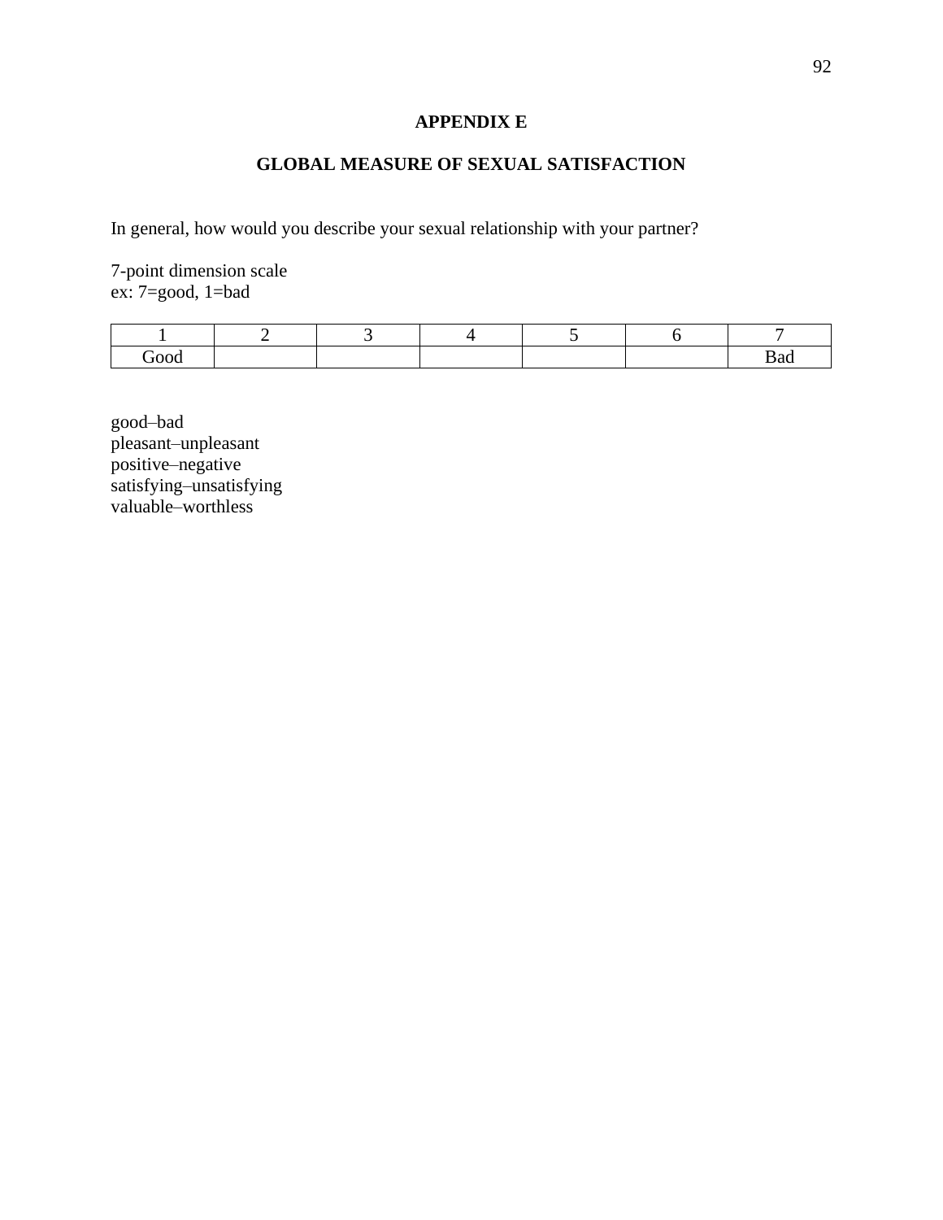# APPENDIX E

## GLOBAL MEASURE OF SEXUAL SATISFACTION

In general, how would you describe your sexual relationship with your partner?

7-point dimension scale
ex: 7=good, 1=bad

| 1 | 2 | 3 | 4 | 5 | 6 | 7 |
|---|---|---|---|---|---|---|
| Good | | | | | | Bad |

good–bad
pleasant–unpleasant
positive–negative
satisfying–unsatisfying
valuable–worthless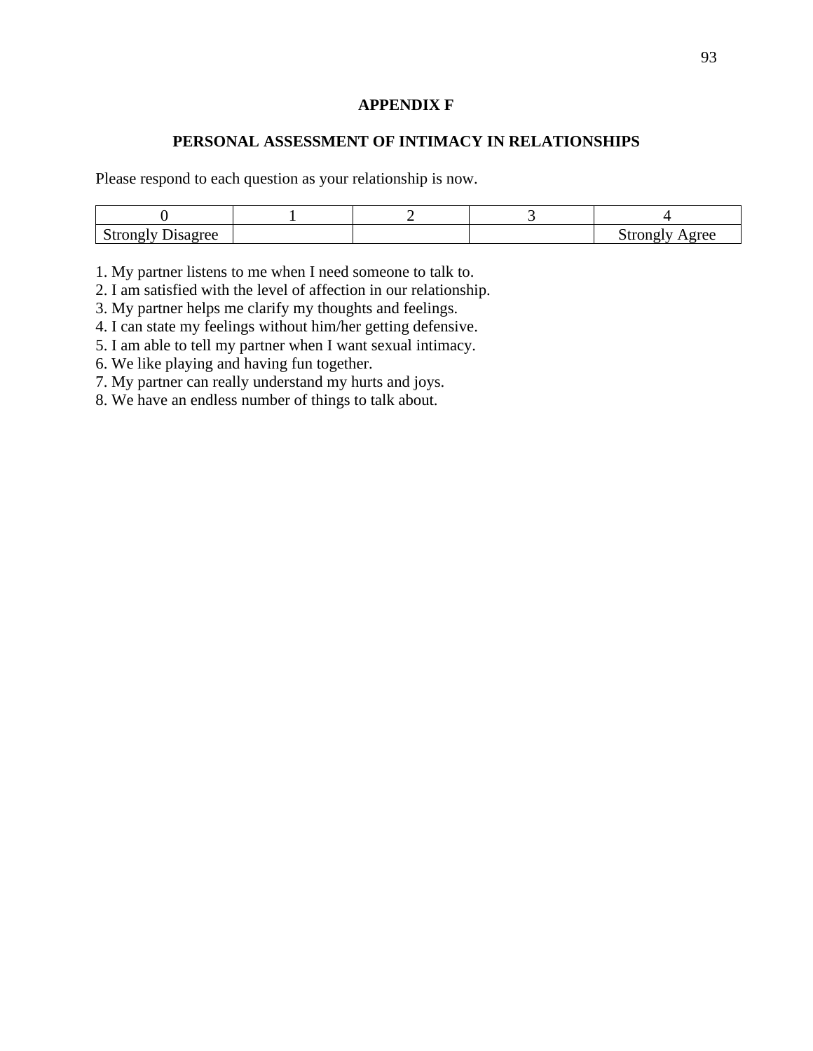## APPENDIX F

## PERSONAL ASSESSMENT OF INTIMACY IN RELATIONSHIPS

Please respond to each question as your relationship is now.

| 0 | 1 | 2 | 3 | 4 |
|---|---|---|---|---|
| Strongly Disagree | | | | Strongly Agree |

1. My partner listens to me when I need someone to talk to.
2. I am satisfied with the level of affection in our relationship.
3. My partner helps me clarify my thoughts and feelings.
4. I can state my feelings without him/her getting defensive.
5. I am able to tell my partner when I want sexual intimacy.
6. We like playing and having fun together.
7. My partner can really understand my hurts and joys.
8. We have an endless number of things to talk about.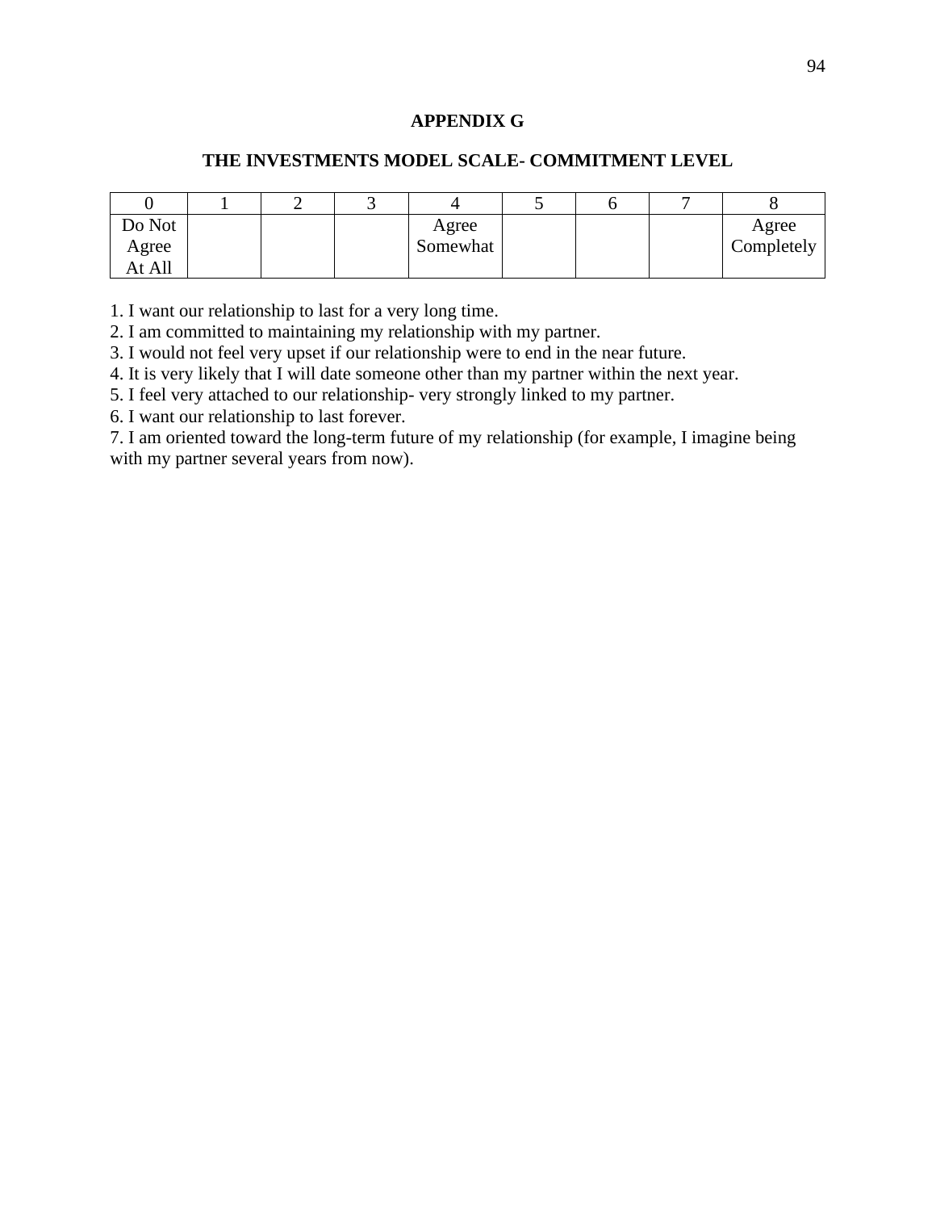## APPENDIX G

## THE INVESTMENTS MODEL SCALE- COMMITMENT LEVEL

| 0 | 1 | 2 | 3 | 4 | 5 | 6 | 7 | 8 |
|---|---|---|---|---|---|---|---|---|
| Do Not Agree At All | | | | Agree Somewhat | | | | Agree Completely |

1. I want our relationship to last for a very long time.
2. I am committed to maintaining my relationship with my partner.
3. I would not feel very upset if our relationship were to end in the near future.
4. It is very likely that I will date someone other than my partner within the next year.
5. I feel very attached to our relationship- very strongly linked to my partner.
6. I want our relationship to last forever.
7. I am oriented toward the long-term future of my relationship (for example, I imagine being with my partner several years from now).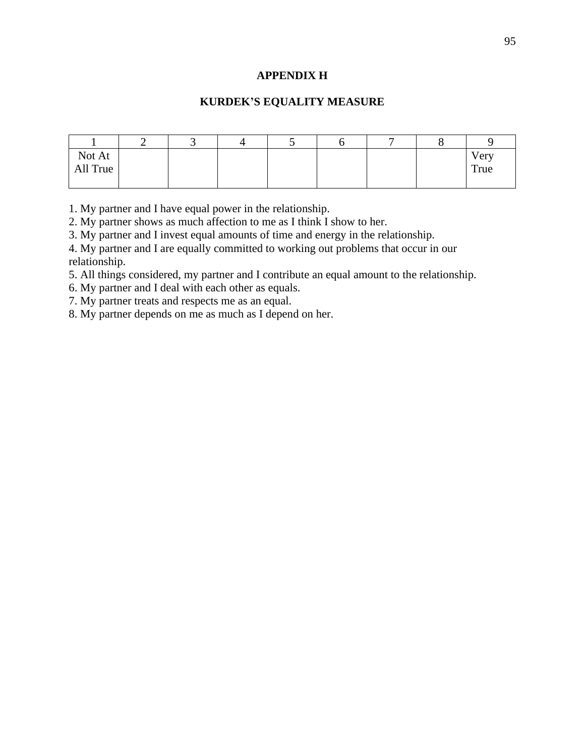# APPENDIX H

## KURDEK'S EQUALITY MEASURE

| 1 | 2 | 3 | 4 | 5 | 6 | 7 | 8 | 9 |
|---|---|---|---|---|---|---|---|---|
| Not At All True | | | | | | | | Very True |

1. My partner and I have equal power in the relationship.
2. My partner shows as much affection to me as I think I show to her.
3. My partner and I invest equal amounts of time and energy in the relationship.
4. My partner and I are equally committed to working out problems that occur in our relationship.
5. All things considered, my partner and I contribute an equal amount to the relationship.
6. My partner and I deal with each other as equals.
7. My partner treats and respects me as an equal.
8. My partner depends on me as much as I depend on her.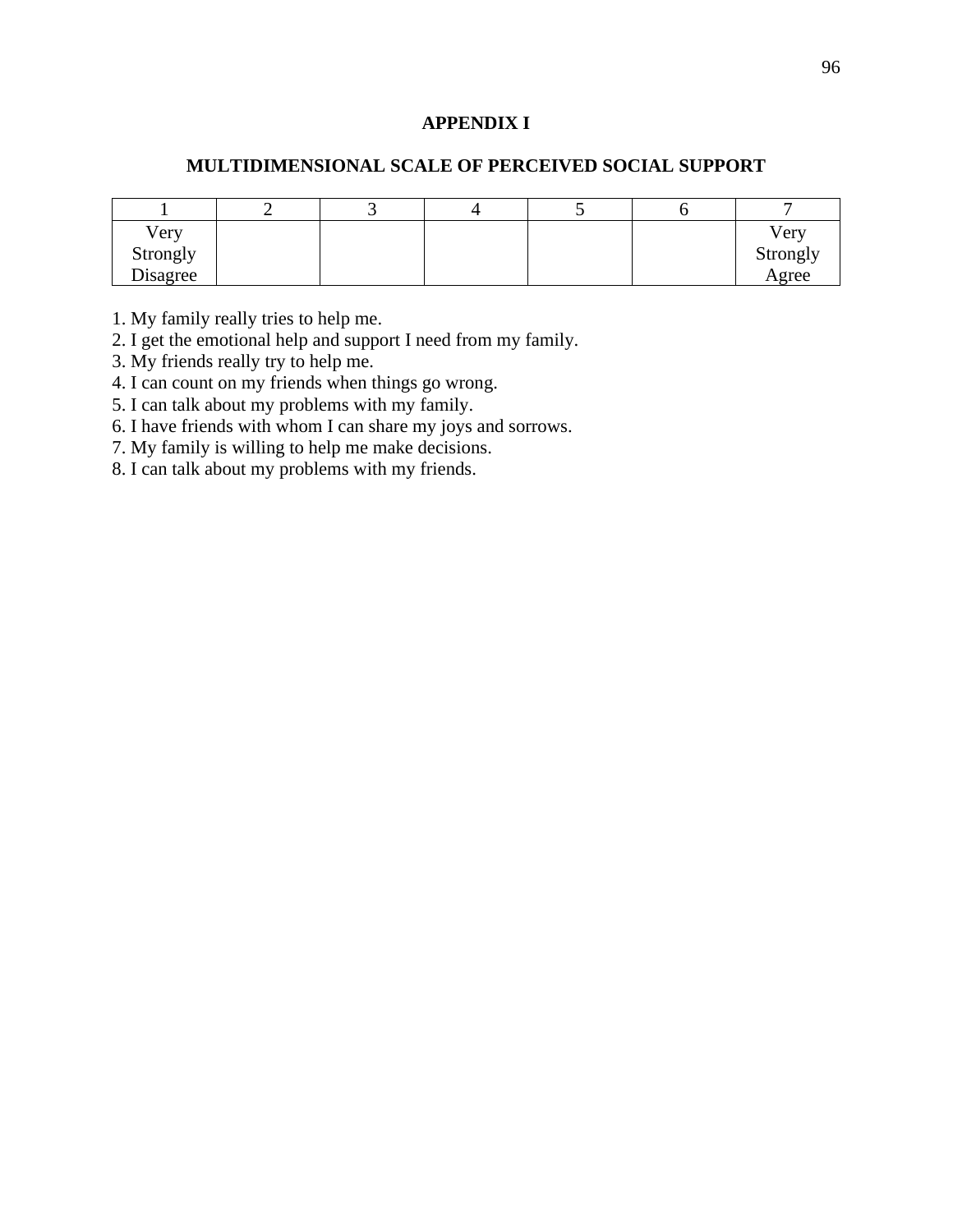# APPENDIX I

## MULTIDIMENSIONAL SCALE OF PERCEIVED SOCIAL SUPPORT

| 1 | 2 | 3 | 4 | 5 | 6 | 7 |
|---|---|---|---|---|---|---|
| Very Strongly Disagree | | | | | | Very Strongly Agree |

1. My family really tries to help me.
2. I get the emotional help and support I need from my family.
3. My friends really try to help me.
4. I can count on my friends when things go wrong.
5. I can talk about my problems with my family.
6. I have friends with whom I can share my joys and sorrows.
7. My family is willing to help me make decisions.
8. I can talk about my problems with my friends.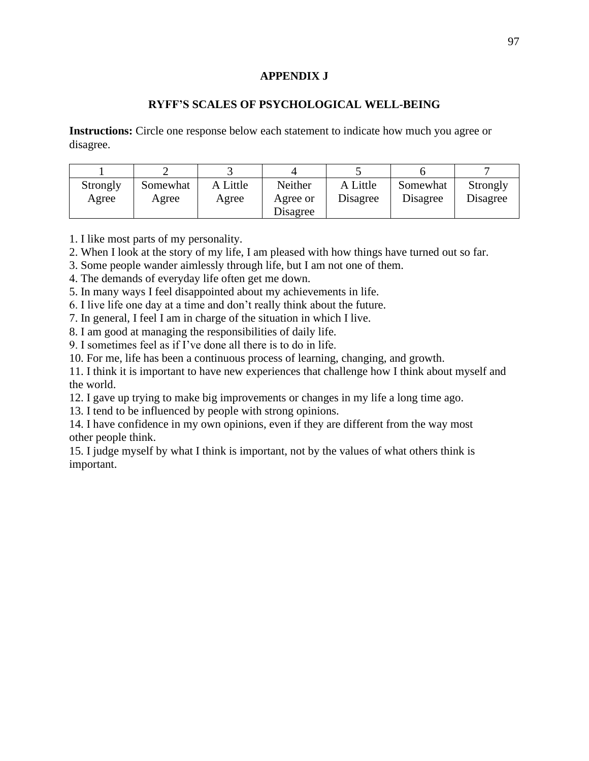# APPENDIX J

## RYFF'S SCALES OF PSYCHOLOGICAL WELL-BEING

**Instructions:** Circle one response below each statement to indicate how much you agree or disagree.

| 1 | 2 | 3 | 4 | 5 | 6 | 7 |
|---|---|---|---|---|---|---|
| Strongly Agree | Somewhat Agree | A Little Agree | Neither Agree or Disagree | A Little Disagree | Somewhat Disagree | Strongly Disagree |

1. I like most parts of my personality.
2. When I look at the story of my life, I am pleased with how things have turned out so far.
3. Some people wander aimlessly through life, but I am not one of them.
4. The demands of everyday life often get me down.
5. In many ways I feel disappointed about my achievements in life.
6. I live life one day at a time and don't really think about the future.
7. In general, I feel I am in charge of the situation in which I live.
8. I am good at managing the responsibilities of daily life.
9. I sometimes feel as if I've done all there is to do in life.
10. For me, life has been a continuous process of learning, changing, and growth.
11. I think it is important to have new experiences that challenge how I think about myself and the world.
12. I gave up trying to make big improvements or changes in my life a long time ago.
13. I tend to be influenced by people with strong opinions.
14. I have confidence in my own opinions, even if they are different from the way most other people think.
15. I judge myself by what I think is important, not by the values of what others think is important.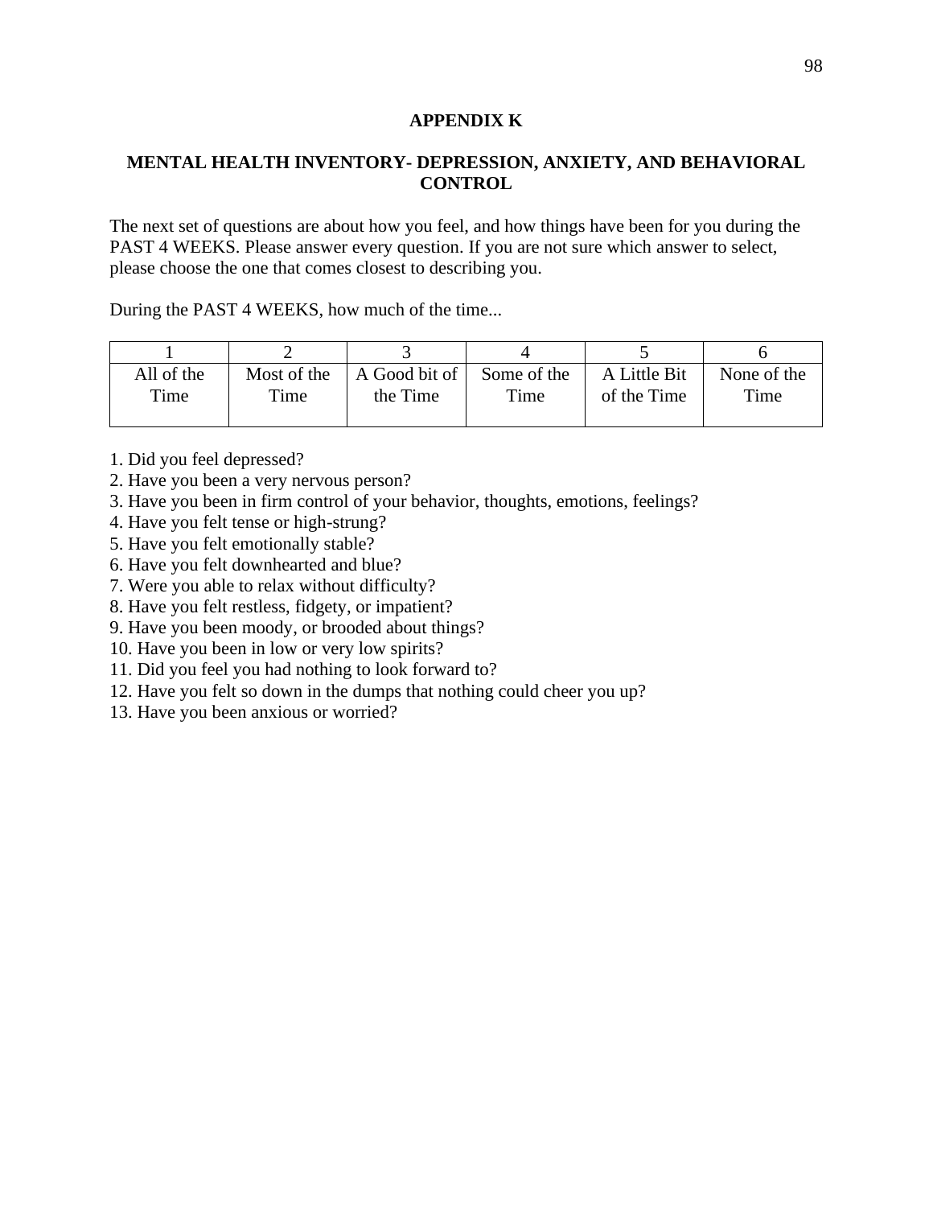# APPENDIX K

## MENTAL HEALTH INVENTORY- DEPRESSION, ANXIETY, AND BEHAVIORAL CONTROL

The next set of questions are about how you feel, and how things have been for you during the PAST 4 WEEKS. Please answer every question. If you are not sure which answer to select, please choose the one that comes closest to describing you.

During the PAST 4 WEEKS, how much of the time...

| 1 | 2 | 3 | 4 | 5 | 6 |
|---|---|---|---|---|---|
| All of the Time | Most of the Time | A Good bit of the Time | Some of the Time | A Little Bit of the Time | None of the Time |

1. Did you feel depressed?
2. Have you been a very nervous person?
3. Have you been in firm control of your behavior, thoughts, emotions, feelings?
4. Have you felt tense or high-strung?
5. Have you felt emotionally stable?
6. Have you felt downhearted and blue?
7. Were you able to relax without difficulty?
8. Have you felt restless, fidgety, or impatient?
9. Have you been moody, or brooded about things?
10. Have you been in low or very low spirits?
11. Did you feel you had nothing to look forward to?
12. Have you felt so down in the dumps that nothing could cheer you up?
13. Have you been anxious or worried?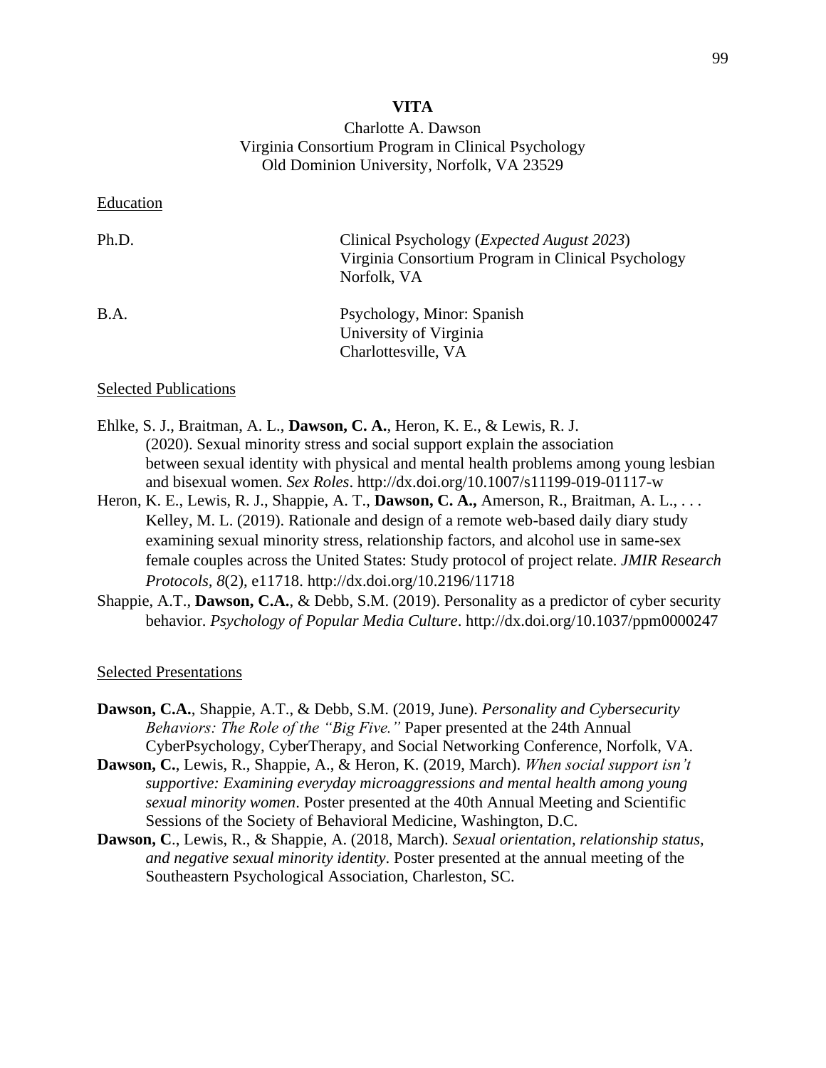# VITA

Charlotte A. Dawson
Virginia Consortium Program in Clinical Psychology
Old Dominion University, Norfolk, VA 23529

## Education

| | |
|---|---|
| Ph.D. | Clinical Psychology (*Expected August 2023*)<br>Virginia Consortium Program in Clinical Psychology<br>Norfolk, VA |
| B.A. | Psychology, Minor: Spanish<br>University of Virginia<br>Charlottesville, VA |

## Selected Publications

Ehlke, S. J., Braitman, A. L., **Dawson, C. A.**, Heron, K. E., & Lewis, R. J. (2020). Sexual minority stress and social support explain the association between sexual identity with physical and mental health problems among young lesbian and bisexual women. *Sex Roles*. http://dx.doi.org/10.1007/s11199-019-01117-w

Heron, K. E., Lewis, R. J., Shappie, A. T., **Dawson, C. A.,** Amerson, R., Braitman, A. L., . . . Kelley, M. L. (2019). Rationale and design of a remote web-based daily diary study examining sexual minority stress, relationship factors, and alcohol use in same-sex female couples across the United States: Study protocol of project relate. *JMIR Research Protocols, 8*(2), e11718. http://dx.doi.org/10.2196/11718

Shappie, A.T., **Dawson, C.A.**, & Debb, S.M. (2019). Personality as a predictor of cyber security behavior. *Psychology of Popular Media Culture*. http://dx.doi.org/10.1037/ppm0000247

## Selected Presentations

**Dawson, C.A.**, Shappie, A.T., & Debb, S.M. (2019, June). *Personality and Cybersecurity Behaviors: The Role of the "Big Five."* Paper presented at the 24th Annual CyberPsychology, CyberTherapy, and Social Networking Conference, Norfolk, VA.

**Dawson, C.**, Lewis, R., Shappie, A., & Heron, K. (2019, March). *When social support isn't supportive: Examining everyday microaggressions and mental health among young sexual minority women*. Poster presented at the 40th Annual Meeting and Scientific Sessions of the Society of Behavioral Medicine, Washington, D.C.

**Dawson, C**., Lewis, R., & Shappie, A. (2018, March). *Sexual orientation, relationship status, and negative sexual minority identity*. Poster presented at the annual meeting of the Southeastern Psychological Association, Charleston, SC.